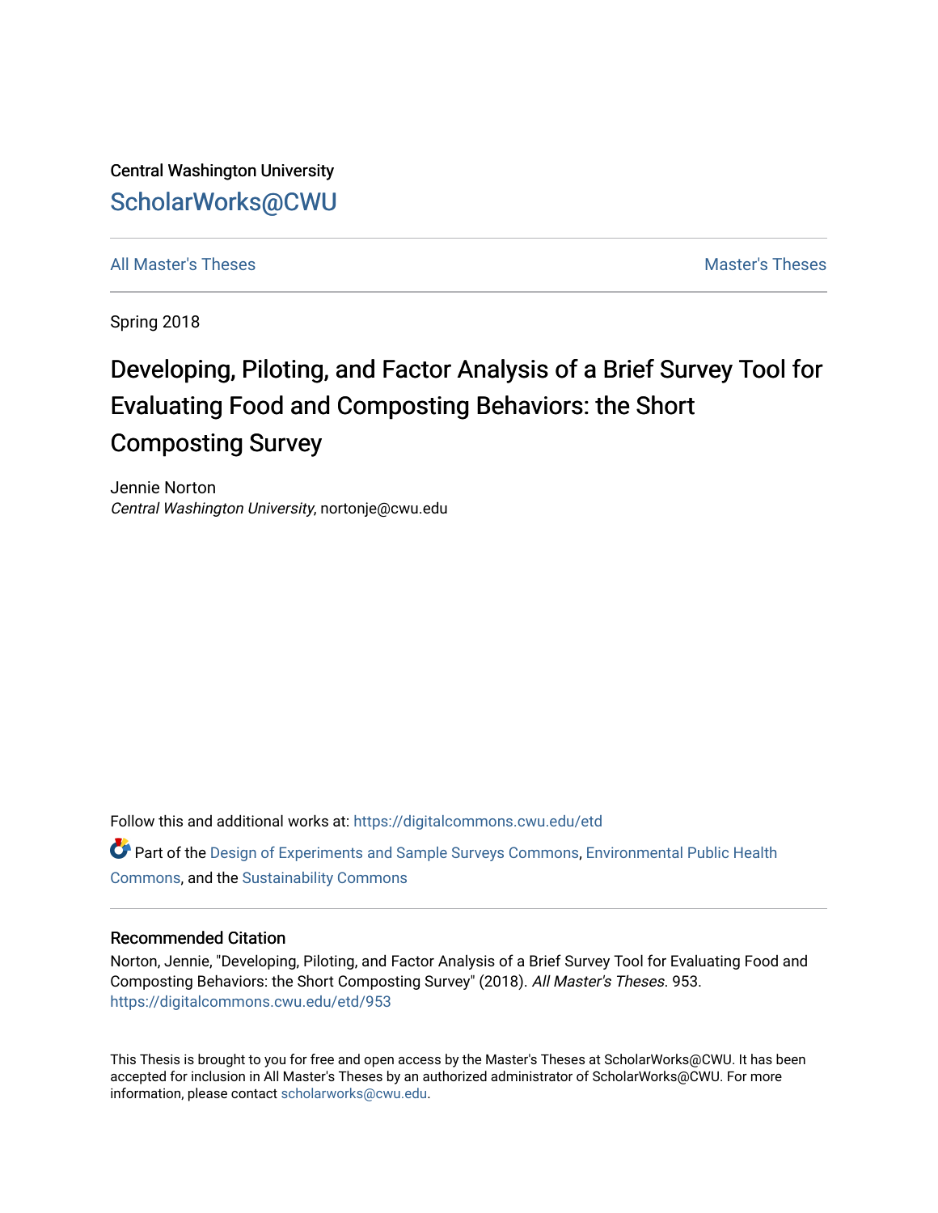Central Washington University

# ScholarWorks@CWU

All Master's Theses | Master's Theses

Spring 2018

# Developing, Piloting, and Factor Analysis of a Brief Survey Tool for Evaluating Food and Composting Behaviors: the Short Composting Survey

Jennie Norton
*Central Washington University*, nortonje@cwu.edu

Follow this and additional works at: https://digitalcommons.cwu.edu/etd

Part of the Design of Experiments and Sample Surveys Commons, Environmental Public Health Commons, and the Sustainability Commons

## Recommended Citation

Norton, Jennie, "Developing, Piloting, and Factor Analysis of a Brief Survey Tool for Evaluating Food and Composting Behaviors: the Short Composting Survey" (2018). *All Master's Theses*. 953.
https://digitalcommons.cwu.edu/etd/953

This Thesis is brought to you for free and open access by the Master's Theses at ScholarWorks@CWU. It has been accepted for inclusion in All Master's Theses by an authorized administrator of ScholarWorks@CWU. For more information, please contact scholarworks@cwu.edu.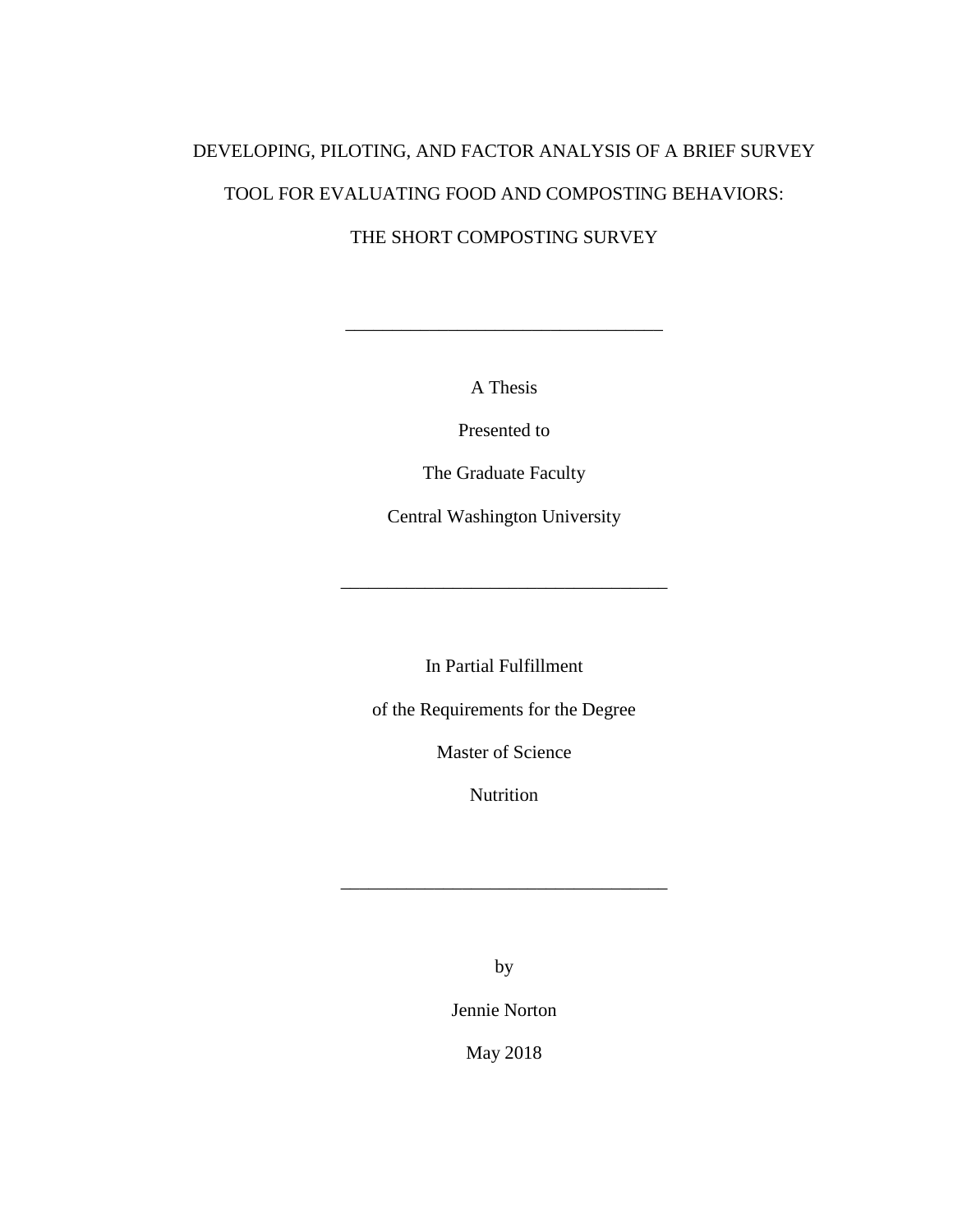# DEVELOPING, PILOTING, AND FACTOR ANALYSIS OF A BRIEF SURVEY TOOL FOR EVALUATING FOOD AND COMPOSTING BEHAVIORS: THE SHORT COMPOSTING SURVEY

---

A Thesis

Presented to

The Graduate Faculty

Central Washington University

---

In Partial Fulfillment

of the Requirements for the Degree

Master of Science

Nutrition

---

by

Jennie Norton

May 2018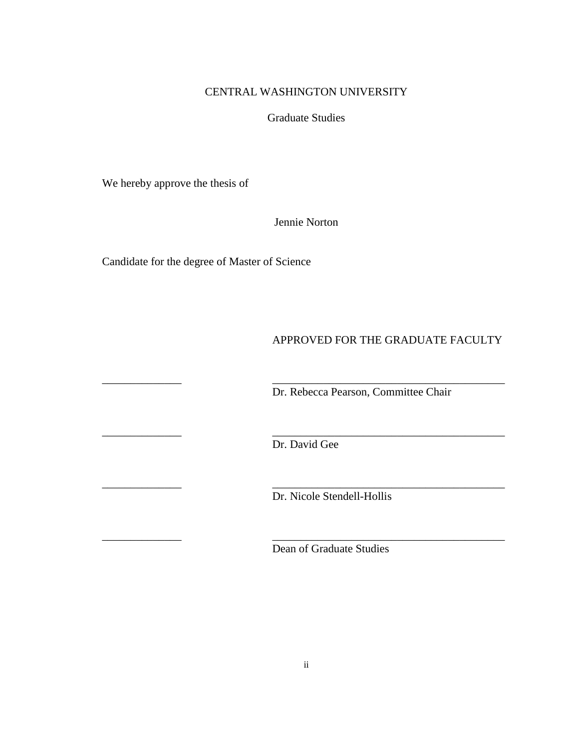CENTRAL WASHINGTON UNIVERSITY

Graduate Studies

We hereby approve the thesis of

Jennie Norton

Candidate for the degree of Master of Science

APPROVED FOR THE GRADUATE FACULTY

______________ ______________________________________
Dr. Rebecca Pearson, Committee Chair

______________ ______________________________________
Dr. David Gee

______________ ______________________________________
Dr. Nicole Stendell-Hollis

______________ ______________________________________
Dean of Graduate Studies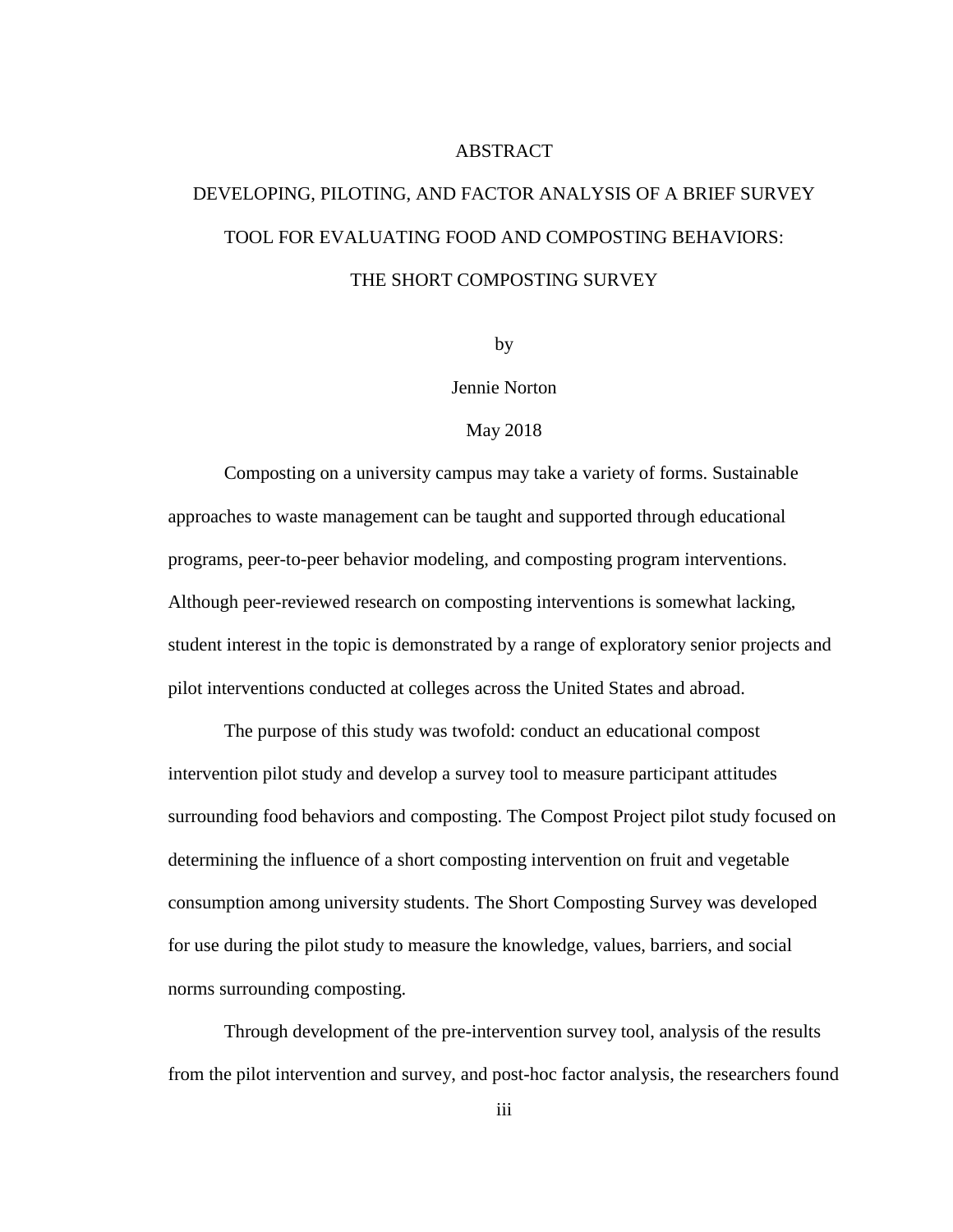# ABSTRACT

## DEVELOPING, PILOTING, AND FACTOR ANALYSIS OF A BRIEF SURVEY TOOL FOR EVALUATING FOOD AND COMPOSTING BEHAVIORS: THE SHORT COMPOSTING SURVEY

by

Jennie Norton

May 2018

Composting on a university campus may take a variety of forms. Sustainable approaches to waste management can be taught and supported through educational programs, peer-to-peer behavior modeling, and composting program interventions. Although peer-reviewed research on composting interventions is somewhat lacking, student interest in the topic is demonstrated by a range of exploratory senior projects and pilot interventions conducted at colleges across the United States and abroad.

The purpose of this study was twofold: conduct an educational compost intervention pilot study and develop a survey tool to measure participant attitudes surrounding food behaviors and composting. The Compost Project pilot study focused on determining the influence of a short composting intervention on fruit and vegetable consumption among university students. The Short Composting Survey was developed for use during the pilot study to measure the knowledge, values, barriers, and social norms surrounding composting.

Through development of the pre-intervention survey tool, analysis of the results from the pilot intervention and survey, and post-hoc factor analysis, the researchers found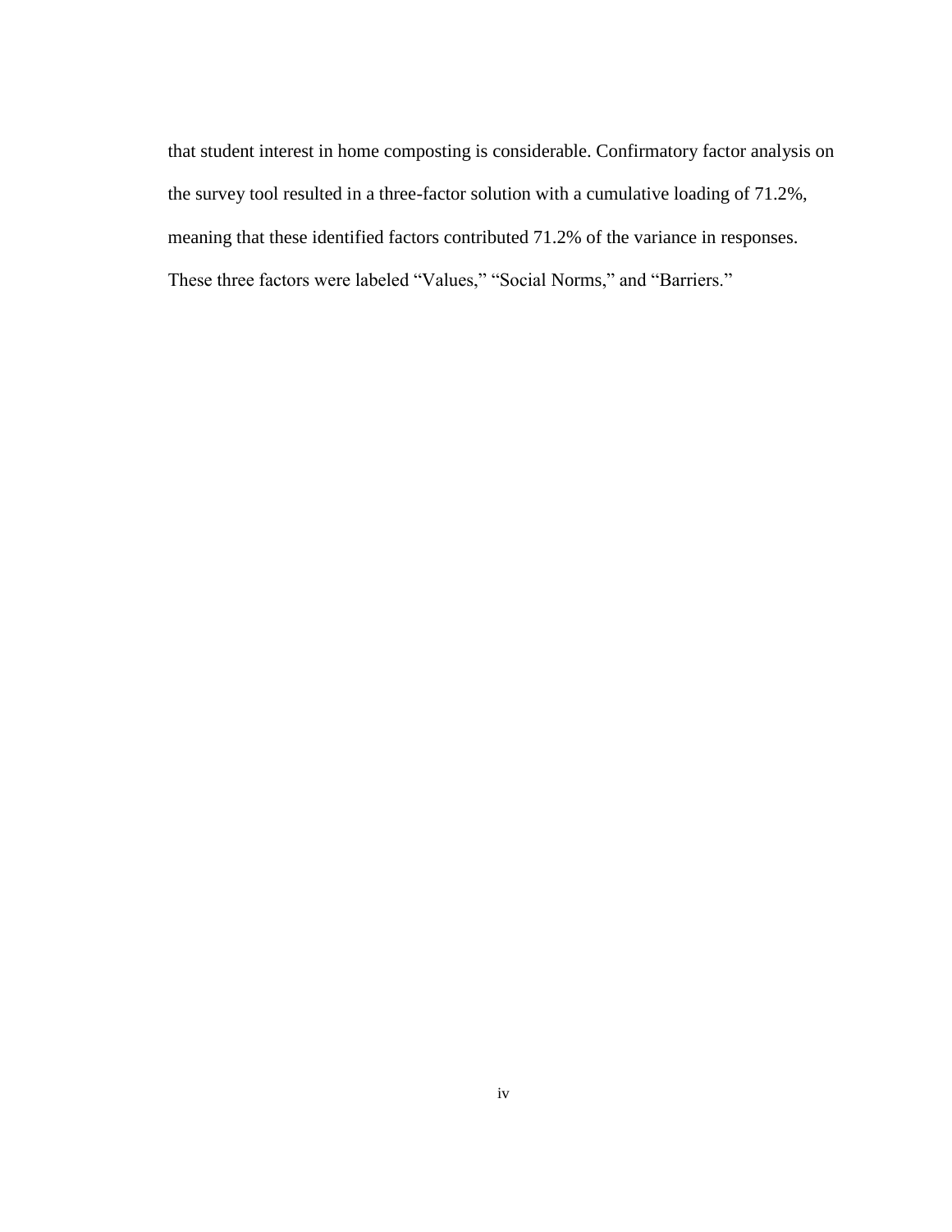that student interest in home composting is considerable. Confirmatory factor analysis on the survey tool resulted in a three-factor solution with a cumulative loading of 71.2%, meaning that these identified factors contributed 71.2% of the variance in responses. These three factors were labeled "Values," "Social Norms," and "Barriers."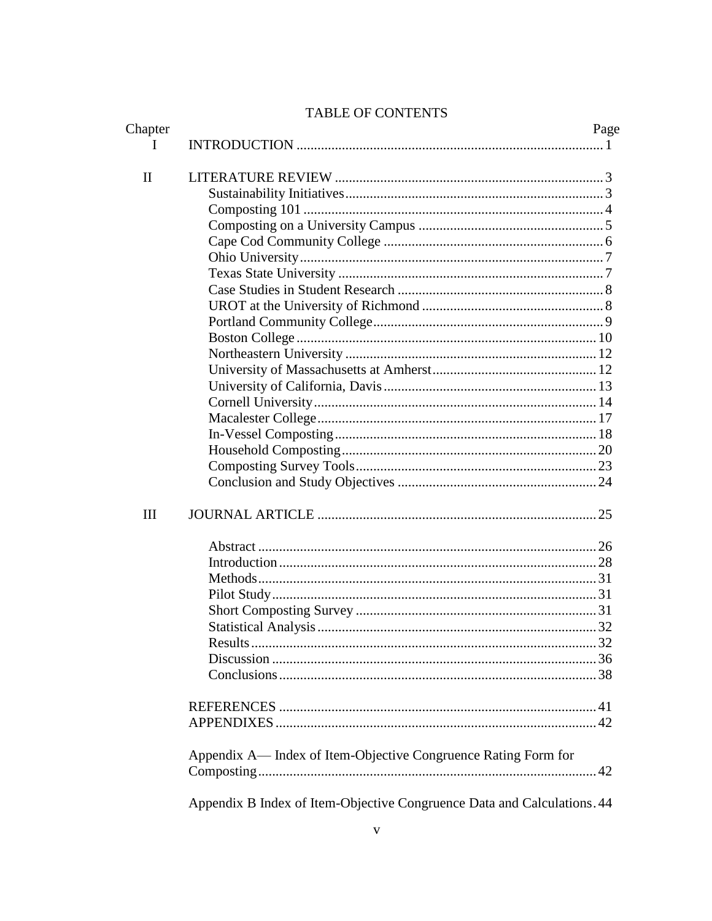# TABLE OF CONTENTS

| Chapter | | Page |
|---|---|---|
| I | INTRODUCTION | 1 |
| II | LITERATURE REVIEW | 3 |
| | Sustainability Initiatives | 3 |
| | Composting 101 | 4 |
| | Composting on a University Campus | 5 |
| | Cape Cod Community College | 6 |
| | Ohio University | 7 |
| | Texas State University | 7 |
| | Case Studies in Student Research | 8 |
| | UROT at the University of Richmond | 8 |
| | Portland Community College | 9 |
| | Boston College | 10 |
| | Northeastern University | 12 |
| | University of Massachusetts at Amherst | 12 |
| | University of California, Davis | 13 |
| | Cornell University | 14 |
| | Macalester College | 17 |
| | In-Vessel Composting | 18 |
| | Household Composting | 20 |
| | Composting Survey Tools | 23 |
| | Conclusion and Study Objectives | 24 |
| III | JOURNAL ARTICLE | 25 |
| | Abstract | 26 |
| | Introduction | 28 |
| | Methods | 31 |
| | Pilot Study | 31 |
| | Short Composting Survey | 31 |
| | Statistical Analysis | 32 |
| | Results | 32 |
| | Discussion | 36 |
| | Conclusions | 38 |
| | REFERENCES | 41 |
| | APPENDIXES | 42 |
| | Appendix A— Index of Item-Objective Congruence Rating Form for Composting | 42 |
| | Appendix B Index of Item-Objective Congruence Data and Calculations | 44 |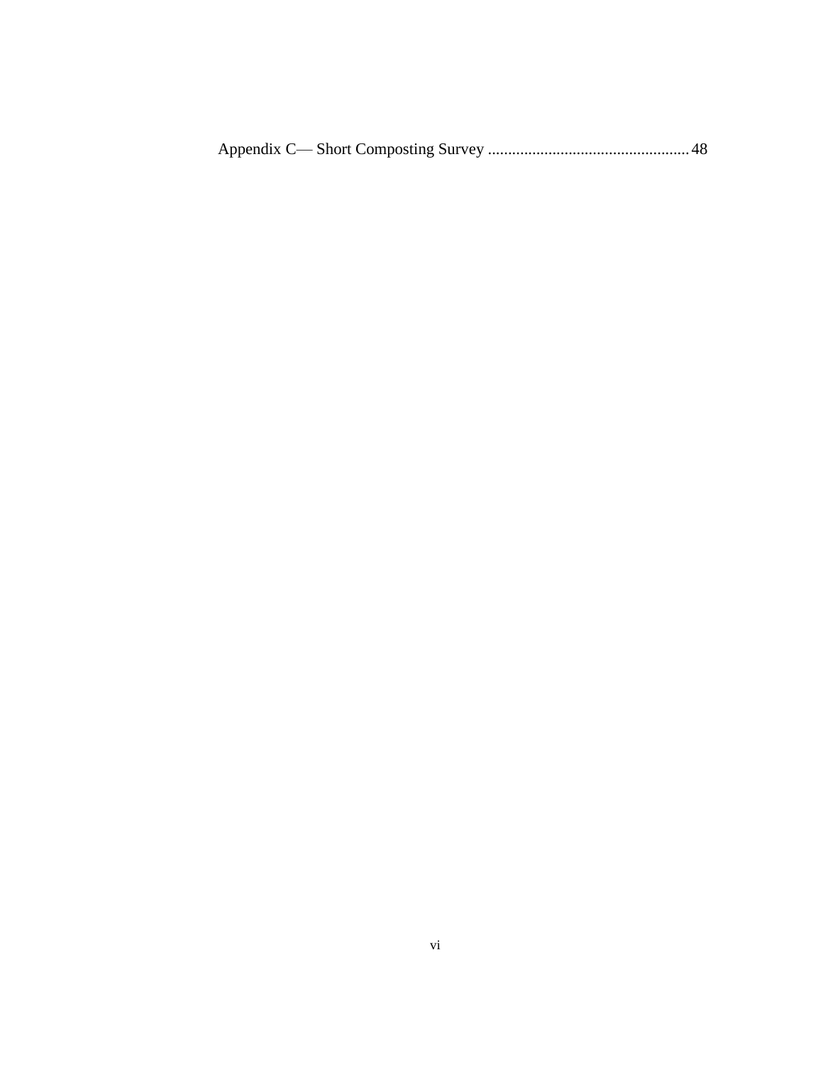Appendix C— Short Composting Survey .................................................. 48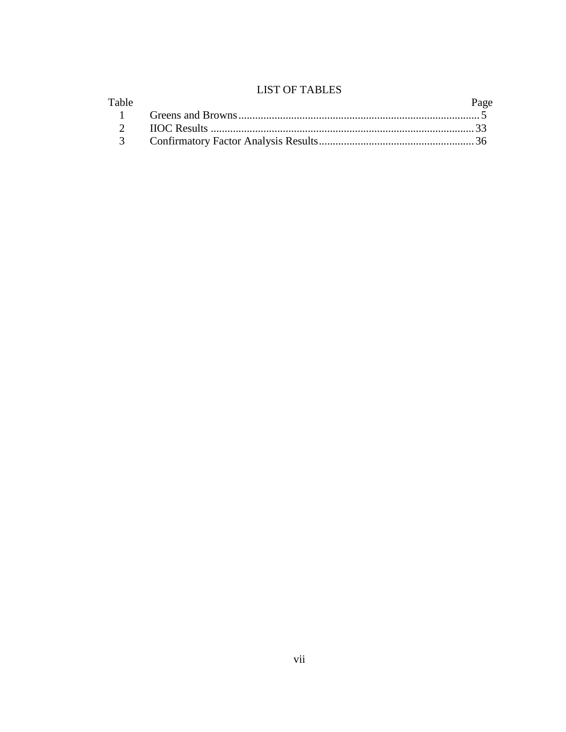# LIST OF TABLES

| Table | | Page |
|---|---|---|
| 1 | Greens and Browns | 5 |
| 2 | IIOC Results | 33 |
| 3 | Confirmatory Factor Analysis Results | 36 |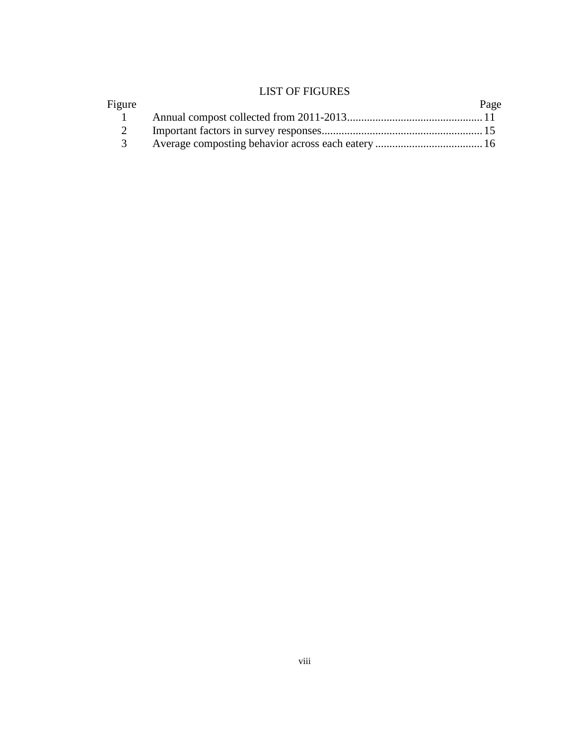# LIST OF FIGURES

| Figure | | Page |
|---|---|---|
| 1 | Annual compost collected from 2011-2013 | 11 |
| 2 | Important factors in survey responses | 15 |
| 3 | Average composting behavior across each eatery | 16 |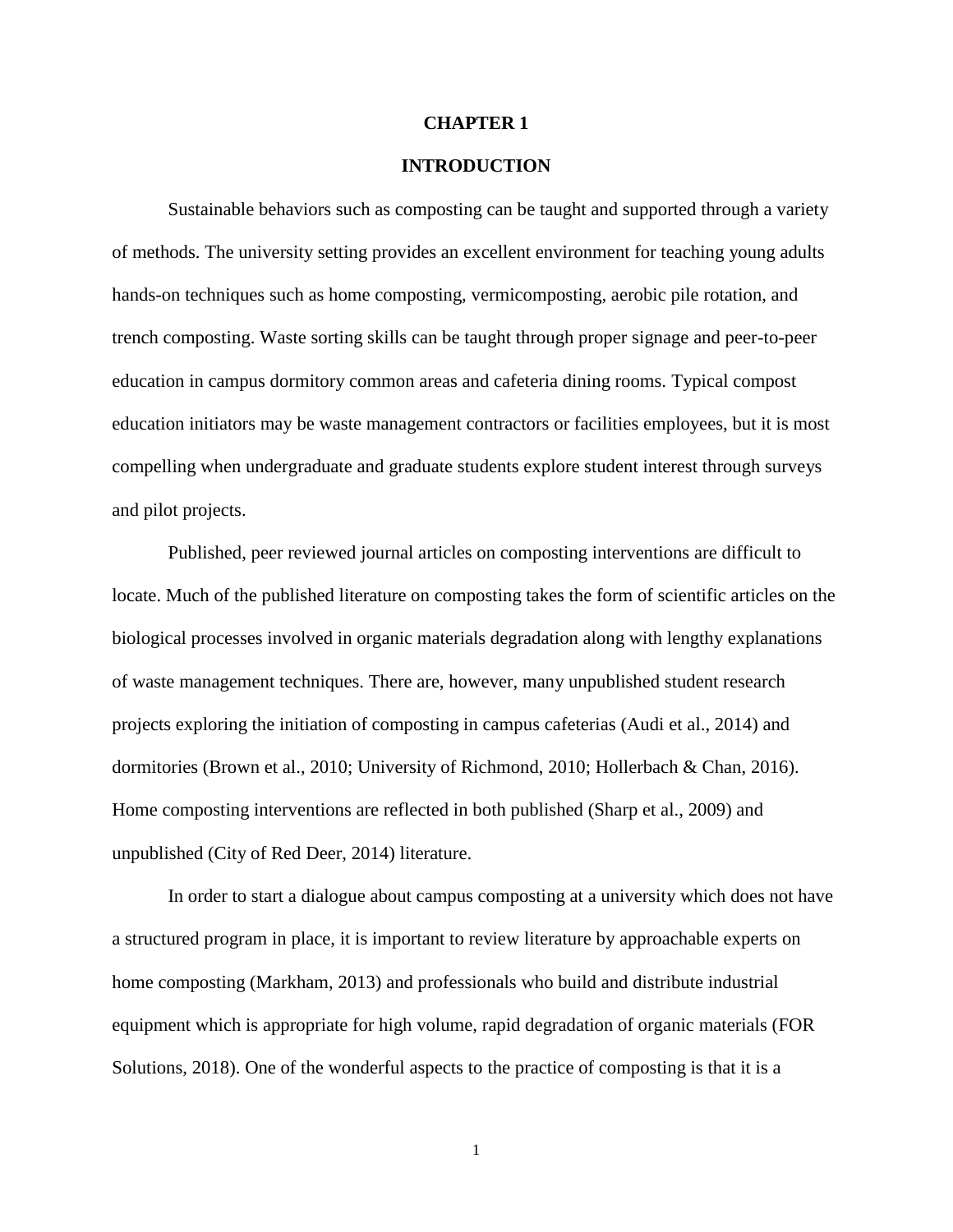# CHAPTER 1

# INTRODUCTION

Sustainable behaviors such as composting can be taught and supported through a variety of methods. The university setting provides an excellent environment for teaching young adults hands-on techniques such as home composting, vermicomposting, aerobic pile rotation, and trench composting. Waste sorting skills can be taught through proper signage and peer-to-peer education in campus dormitory common areas and cafeteria dining rooms. Typical compost education initiators may be waste management contractors or facilities employees, but it is most compelling when undergraduate and graduate students explore student interest through surveys and pilot projects.

Published, peer reviewed journal articles on composting interventions are difficult to locate. Much of the published literature on composting takes the form of scientific articles on the biological processes involved in organic materials degradation along with lengthy explanations of waste management techniques. There are, however, many unpublished student research projects exploring the initiation of composting in campus cafeterias (Audi et al., 2014) and dormitories (Brown et al., 2010; University of Richmond, 2010; Hollerbach & Chan, 2016). Home composting interventions are reflected in both published (Sharp et al., 2009) and unpublished (City of Red Deer, 2014) literature.

In order to start a dialogue about campus composting at a university which does not have a structured program in place, it is important to review literature by approachable experts on home composting (Markham, 2013) and professionals who build and distribute industrial equipment which is appropriate for high volume, rapid degradation of organic materials (FOR Solutions, 2018). One of the wonderful aspects to the practice of composting is that it is a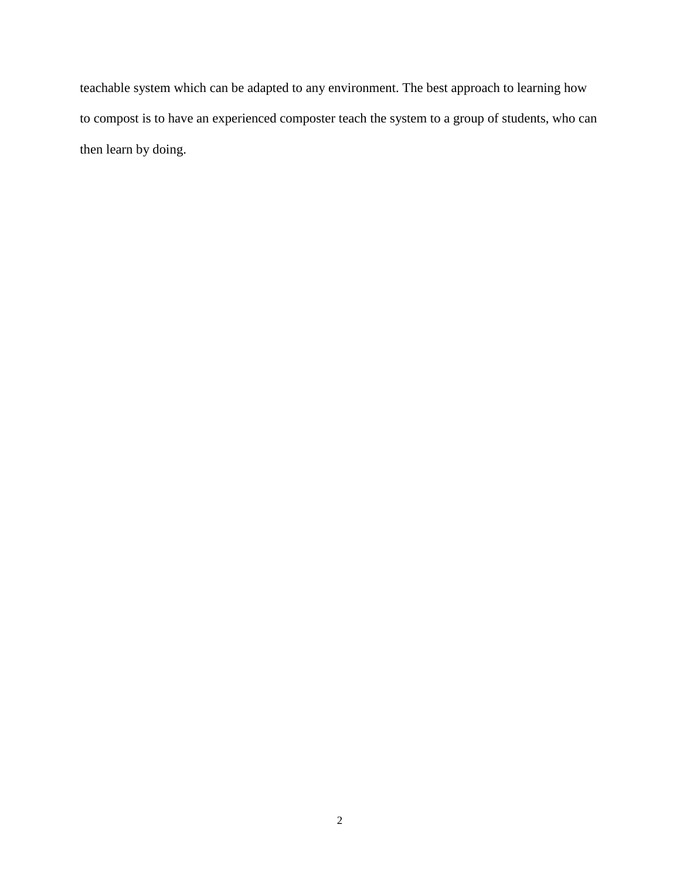teachable system which can be adapted to any environment. The best approach to learning how to compost is to have an experienced composter teach the system to a group of students, who can then learn by doing.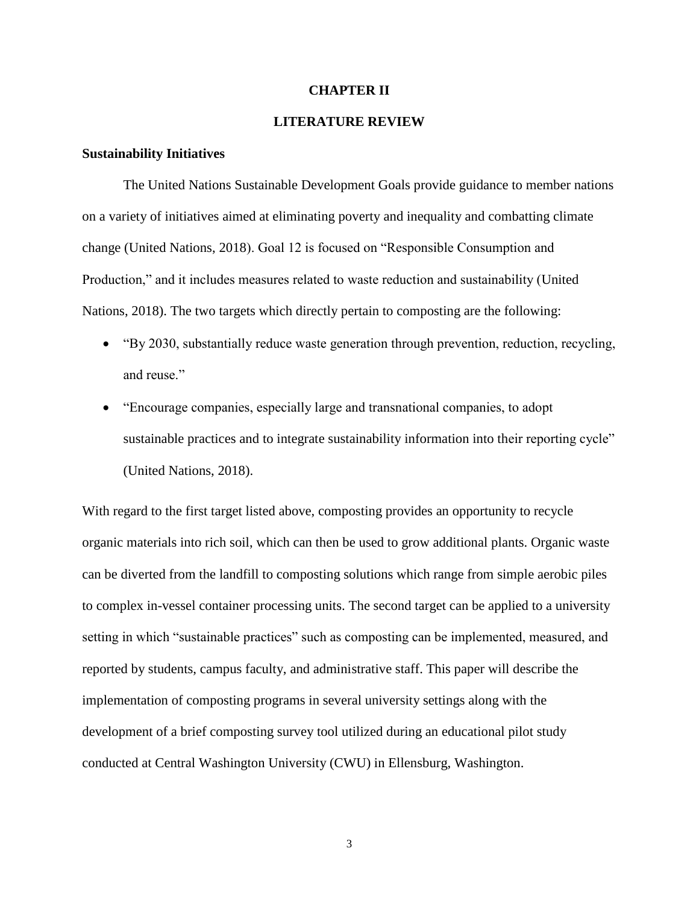# CHAPTER II

# LITERATURE REVIEW

## Sustainability Initiatives

The United Nations Sustainable Development Goals provide guidance to member nations on a variety of initiatives aimed at eliminating poverty and inequality and combatting climate change (United Nations, 2018). Goal 12 is focused on "Responsible Consumption and Production," and it includes measures related to waste reduction and sustainability (United Nations, 2018). The two targets which directly pertain to composting are the following:

- "By 2030, substantially reduce waste generation through prevention, reduction, recycling, and reuse."
- "Encourage companies, especially large and transnational companies, to adopt sustainable practices and to integrate sustainability information into their reporting cycle" (United Nations, 2018).

With regard to the first target listed above, composting provides an opportunity to recycle organic materials into rich soil, which can then be used to grow additional plants. Organic waste can be diverted from the landfill to composting solutions which range from simple aerobic piles to complex in-vessel container processing units. The second target can be applied to a university setting in which "sustainable practices" such as composting can be implemented, measured, and reported by students, campus faculty, and administrative staff. This paper will describe the implementation of composting programs in several university settings along with the development of a brief composting survey tool utilized during an educational pilot study conducted at Central Washington University (CWU) in Ellensburg, Washington.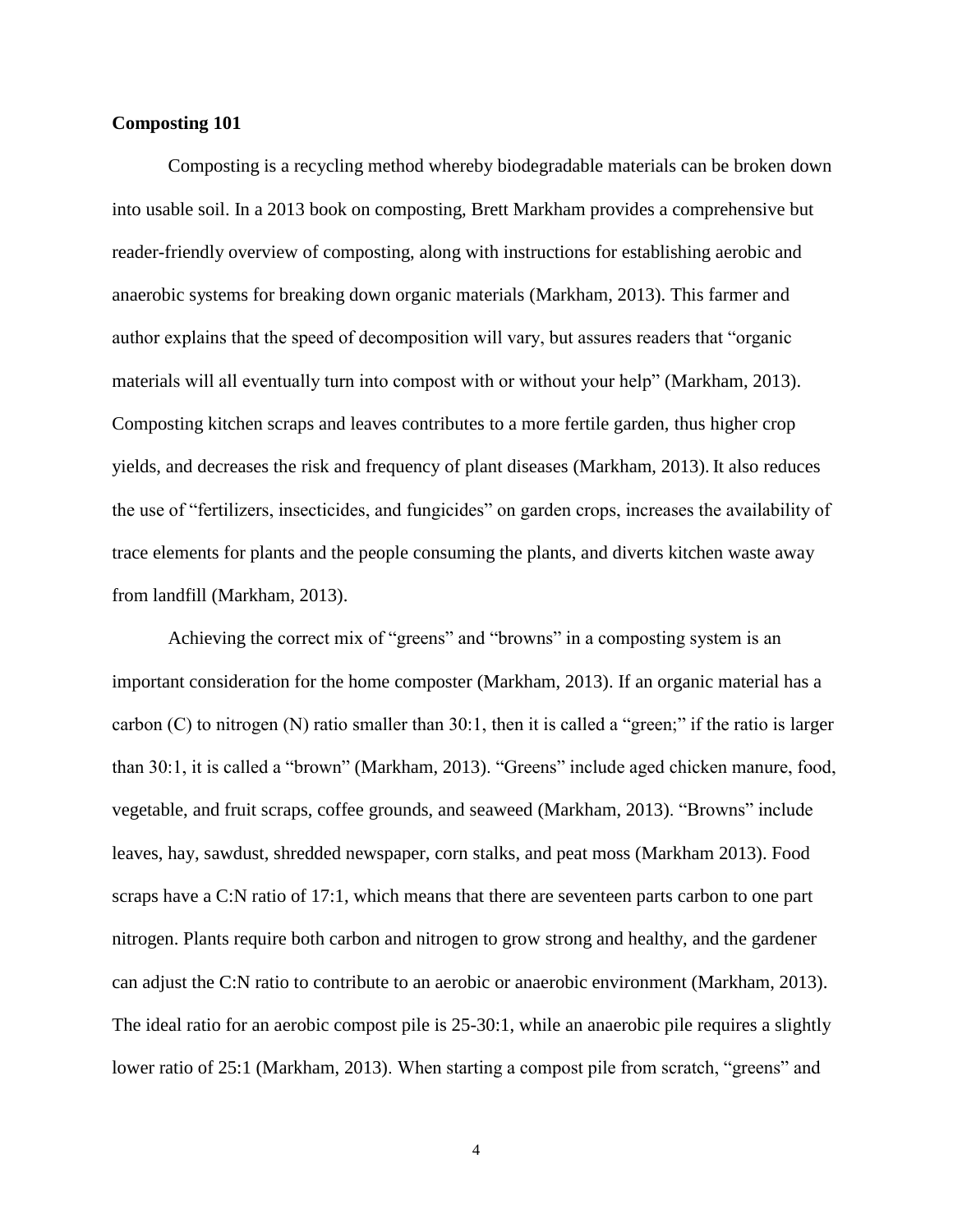**Composting 101**

Composting is a recycling method whereby biodegradable materials can be broken down into usable soil. In a 2013 book on composting, Brett Markham provides a comprehensive but reader-friendly overview of composting, along with instructions for establishing aerobic and anaerobic systems for breaking down organic materials (Markham, 2013). This farmer and author explains that the speed of decomposition will vary, but assures readers that "organic materials will all eventually turn into compost with or without your help" (Markham, 2013). Composting kitchen scraps and leaves contributes to a more fertile garden, thus higher crop yields, and decreases the risk and frequency of plant diseases (Markham, 2013). It also reduces the use of "fertilizers, insecticides, and fungicides" on garden crops, increases the availability of trace elements for plants and the people consuming the plants, and diverts kitchen waste away from landfill (Markham, 2013).

Achieving the correct mix of "greens" and "browns" in a composting system is an important consideration for the home composter (Markham, 2013). If an organic material has a carbon (C) to nitrogen (N) ratio smaller than 30:1, then it is called a "green;" if the ratio is larger than 30:1, it is called a "brown" (Markham, 2013). "Greens" include aged chicken manure, food, vegetable, and fruit scraps, coffee grounds, and seaweed (Markham, 2013). "Browns" include leaves, hay, sawdust, shredded newspaper, corn stalks, and peat moss (Markham 2013). Food scraps have a C:N ratio of 17:1, which means that there are seventeen parts carbon to one part nitrogen. Plants require both carbon and nitrogen to grow strong and healthy, and the gardener can adjust the C:N ratio to contribute to an aerobic or anaerobic environment (Markham, 2013). The ideal ratio for an aerobic compost pile is 25-30:1, while an anaerobic pile requires a slightly lower ratio of 25:1 (Markham, 2013). When starting a compost pile from scratch, "greens" and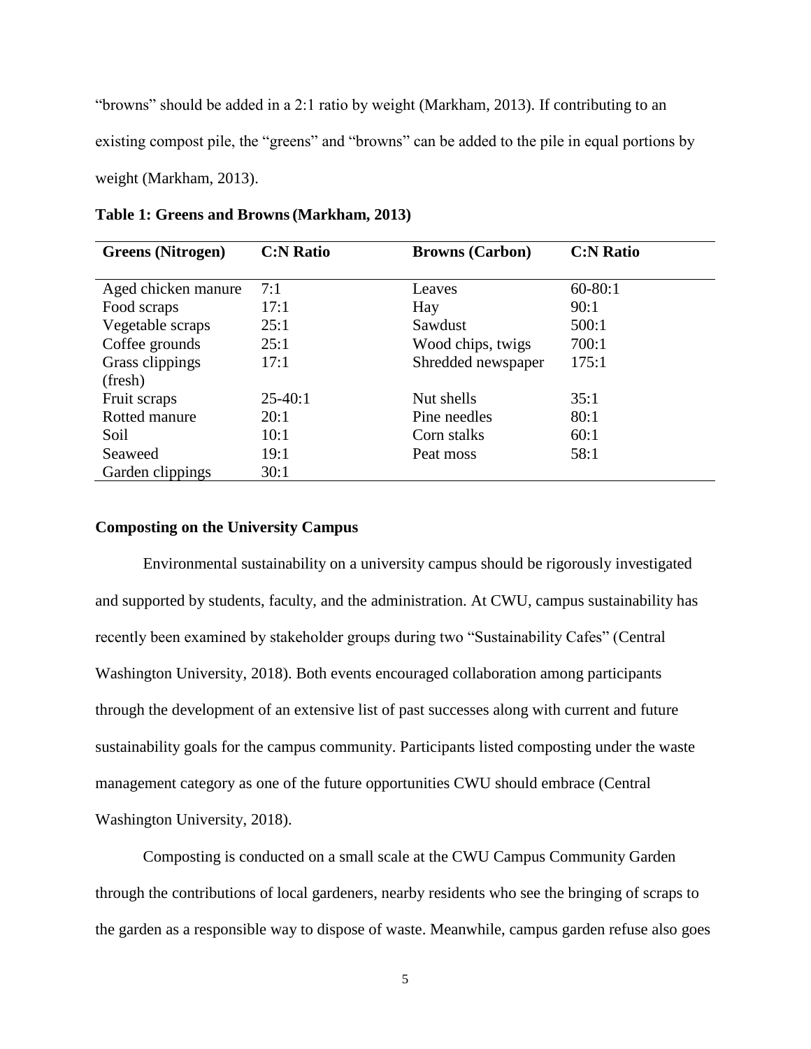“browns” should be added in a 2:1 ratio by weight (Markham, 2013). If contributing to an existing compost pile, the “greens” and “browns” can be added to the pile in equal portions by weight (Markham, 2013).

**Table 1: Greens and Browns (Markham, 2013)**

| Greens (Nitrogen) | C:N Ratio | Browns (Carbon) | C:N Ratio |
|---|---|---|---|
| Aged chicken manure | 7:1 | Leaves | 60-80:1 |
| Food scraps | 17:1 | Hay | 90:1 |
| Vegetable scraps | 25:1 | Sawdust | 500:1 |
| Coffee grounds | 25:1 | Wood chips, twigs | 700:1 |
| Grass clippings (fresh) | 17:1 | Shredded newspaper | 175:1 |
| Fruit scraps | 25-40:1 | Nut shells | 35:1 |
| Rotted manure | 20:1 | Pine needles | 80:1 |
| Soil | 10:1 | Corn stalks | 60:1 |
| Seaweed | 19:1 | Peat moss | 58:1 |
| Garden clippings | 30:1 | | |

### Composting on the University Campus

Environmental sustainability on a university campus should be rigorously investigated and supported by students, faculty, and the administration. At CWU, campus sustainability has recently been examined by stakeholder groups during two “Sustainability Cafes” (Central Washington University, 2018). Both events encouraged collaboration among participants through the development of an extensive list of past successes along with current and future sustainability goals for the campus community. Participants listed composting under the waste management category as one of the future opportunities CWU should embrace (Central Washington University, 2018).

Composting is conducted on a small scale at the CWU Campus Community Garden through the contributions of local gardeners, nearby residents who see the bringing of scraps to the garden as a responsible way to dispose of waste. Meanwhile, campus garden refuse also goes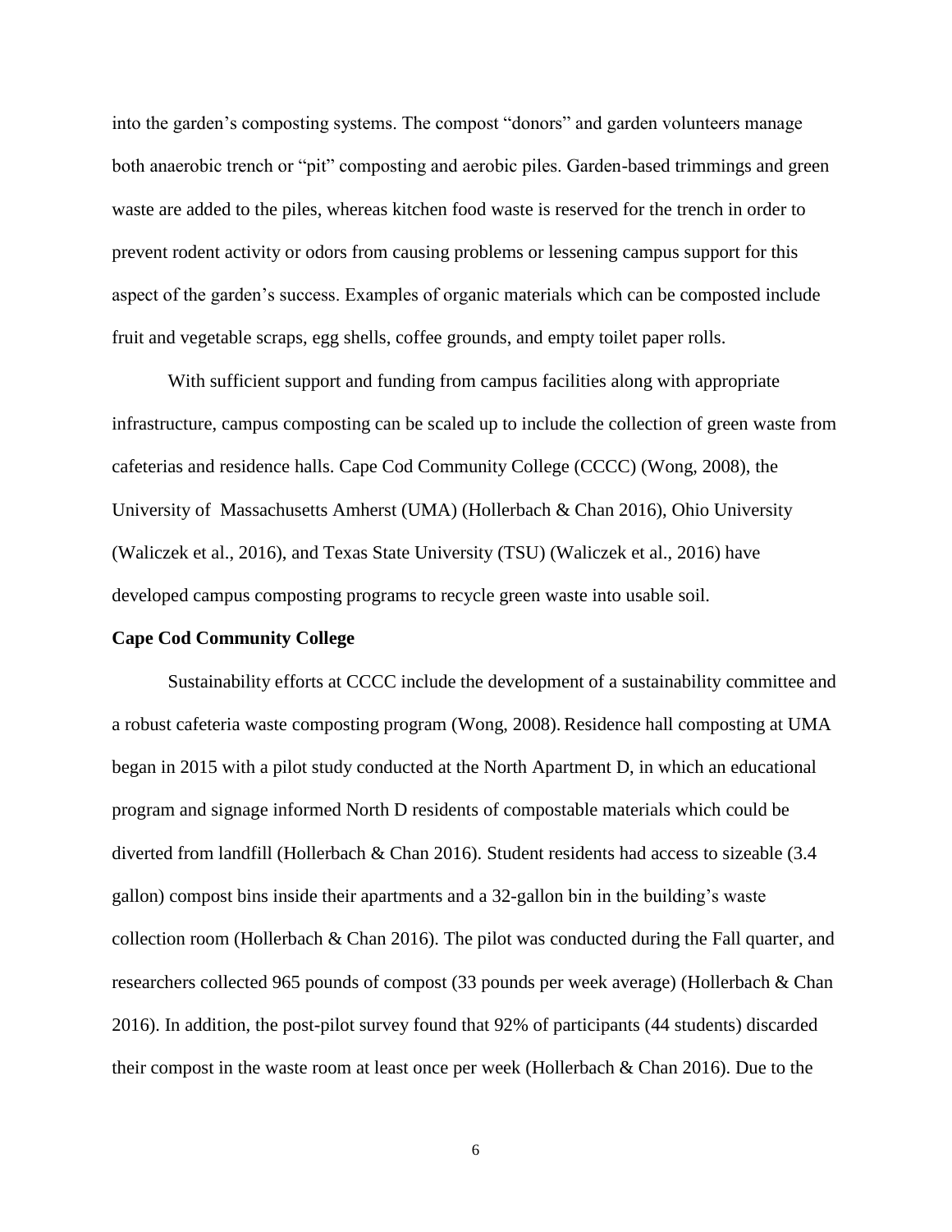into the garden's composting systems. The compost "donors" and garden volunteers manage both anaerobic trench or "pit" composting and aerobic piles. Garden-based trimmings and green waste are added to the piles, whereas kitchen food waste is reserved for the trench in order to prevent rodent activity or odors from causing problems or lessening campus support for this aspect of the garden's success. Examples of organic materials which can be composted include fruit and vegetable scraps, egg shells, coffee grounds, and empty toilet paper rolls.

With sufficient support and funding from campus facilities along with appropriate infrastructure, campus composting can be scaled up to include the collection of green waste from cafeterias and residence halls. Cape Cod Community College (CCCC) (Wong, 2008), the University of Massachusetts Amherst (UMA) (Hollerbach & Chan 2016), Ohio University (Waliczek et al., 2016), and Texas State University (TSU) (Waliczek et al., 2016) have developed campus composting programs to recycle green waste into usable soil.

**Cape Cod Community College**

Sustainability efforts at CCCC include the development of a sustainability committee and a robust cafeteria waste composting program (Wong, 2008). Residence hall composting at UMA began in 2015 with a pilot study conducted at the North Apartment D, in which an educational program and signage informed North D residents of compostable materials which could be diverted from landfill (Hollerbach & Chan 2016). Student residents had access to sizeable (3.4 gallon) compost bins inside their apartments and a 32-gallon bin in the building's waste collection room (Hollerbach & Chan 2016). The pilot was conducted during the Fall quarter, and researchers collected 965 pounds of compost (33 pounds per week average) (Hollerbach & Chan 2016). In addition, the post-pilot survey found that 92% of participants (44 students) discarded their compost in the waste room at least once per week (Hollerbach & Chan 2016). Due to the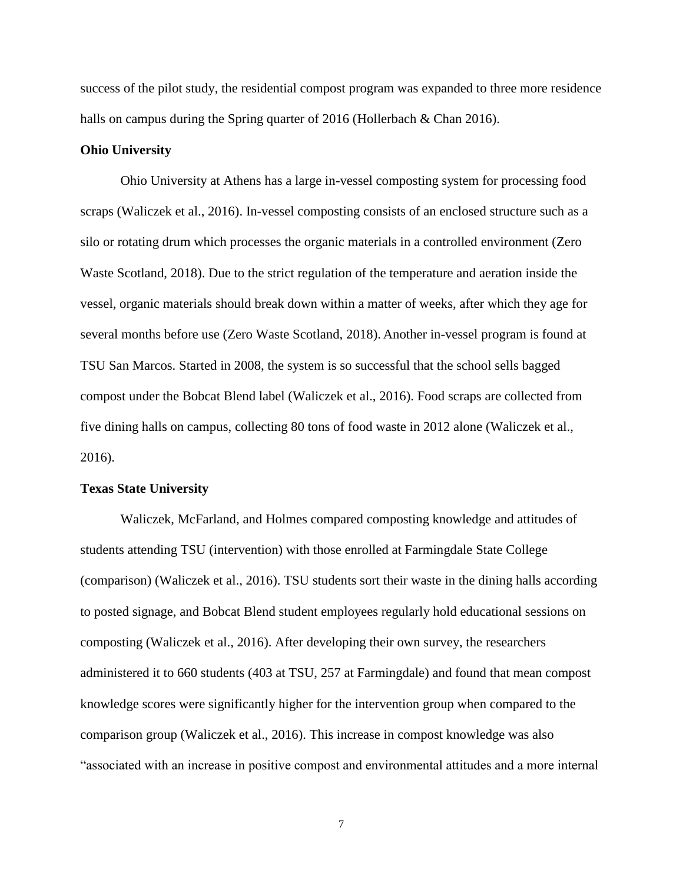success of the pilot study, the residential compost program was expanded to three more residence halls on campus during the Spring quarter of 2016 (Hollerbach & Chan 2016).

**Ohio University**

Ohio University at Athens has a large in-vessel composting system for processing food scraps (Waliczek et al., 2016). In-vessel composting consists of an enclosed structure such as a silo or rotating drum which processes the organic materials in a controlled environment (Zero Waste Scotland, 2018). Due to the strict regulation of the temperature and aeration inside the vessel, organic materials should break down within a matter of weeks, after which they age for several months before use (Zero Waste Scotland, 2018). Another in-vessel program is found at TSU San Marcos. Started in 2008, the system is so successful that the school sells bagged compost under the Bobcat Blend label (Waliczek et al., 2016). Food scraps are collected from five dining halls on campus, collecting 80 tons of food waste in 2012 alone (Waliczek et al., 2016).

**Texas State University**

Waliczek, McFarland, and Holmes compared composting knowledge and attitudes of students attending TSU (intervention) with those enrolled at Farmingdale State College (comparison) (Waliczek et al., 2016). TSU students sort their waste in the dining halls according to posted signage, and Bobcat Blend student employees regularly hold educational sessions on composting (Waliczek et al., 2016). After developing their own survey, the researchers administered it to 660 students (403 at TSU, 257 at Farmingdale) and found that mean compost knowledge scores were significantly higher for the intervention group when compared to the comparison group (Waliczek et al., 2016). This increase in compost knowledge was also "associated with an increase in positive compost and environmental attitudes and a more internal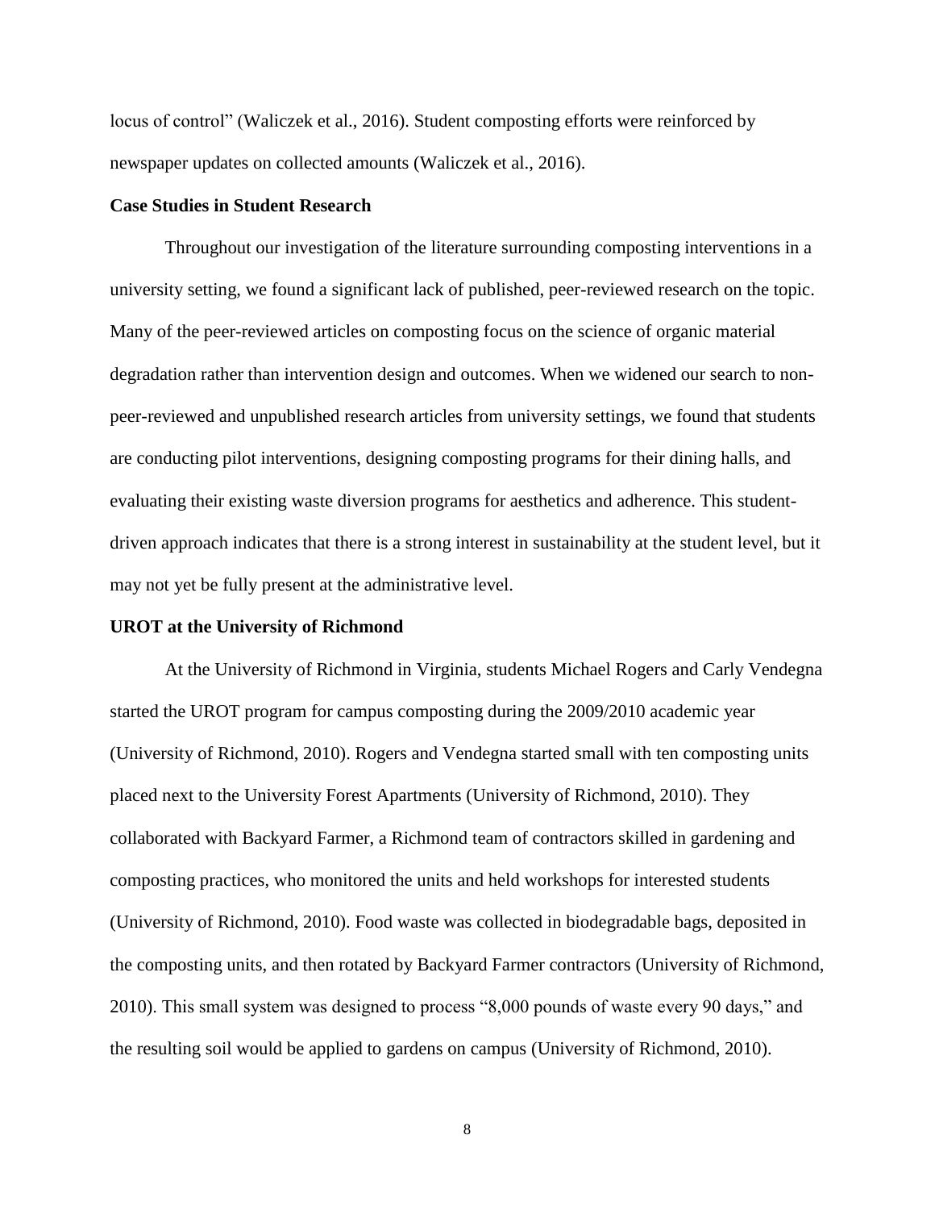locus of control" (Waliczek et al., 2016). Student composting efforts were reinforced by newspaper updates on collected amounts (Waliczek et al., 2016).

**Case Studies in Student Research**

Throughout our investigation of the literature surrounding composting interventions in a university setting, we found a significant lack of published, peer-reviewed research on the topic. Many of the peer-reviewed articles on composting focus on the science of organic material degradation rather than intervention design and outcomes. When we widened our search to non-peer-reviewed and unpublished research articles from university settings, we found that students are conducting pilot interventions, designing composting programs for their dining halls, and evaluating their existing waste diversion programs for aesthetics and adherence. This student-driven approach indicates that there is a strong interest in sustainability at the student level, but it may not yet be fully present at the administrative level.

**UROT at the University of Richmond**

At the University of Richmond in Virginia, students Michael Rogers and Carly Vendegna started the UROT program for campus composting during the 2009/2010 academic year (University of Richmond, 2010). Rogers and Vendegna started small with ten composting units placed next to the University Forest Apartments (University of Richmond, 2010). They collaborated with Backyard Farmer, a Richmond team of contractors skilled in gardening and composting practices, who monitored the units and held workshops for interested students (University of Richmond, 2010). Food waste was collected in biodegradable bags, deposited in the composting units, and then rotated by Backyard Farmer contractors (University of Richmond, 2010). This small system was designed to process "8,000 pounds of waste every 90 days," and the resulting soil would be applied to gardens on campus (University of Richmond, 2010).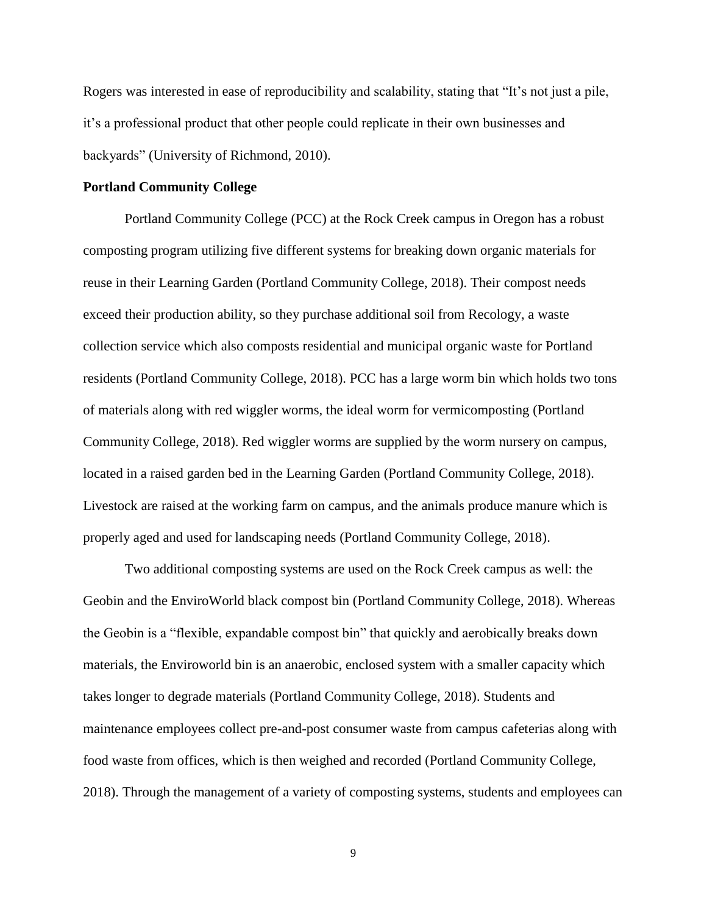Rogers was interested in ease of reproducibility and scalability, stating that "It's not just a pile, it's a professional product that other people could replicate in their own businesses and backyards" (University of Richmond, 2010).

**Portland Community College**

Portland Community College (PCC) at the Rock Creek campus in Oregon has a robust composting program utilizing five different systems for breaking down organic materials for reuse in their Learning Garden (Portland Community College, 2018). Their compost needs exceed their production ability, so they purchase additional soil from Recology, a waste collection service which also composts residential and municipal organic waste for Portland residents (Portland Community College, 2018). PCC has a large worm bin which holds two tons of materials along with red wiggler worms, the ideal worm for vermicomposting (Portland Community College, 2018). Red wiggler worms are supplied by the worm nursery on campus, located in a raised garden bed in the Learning Garden (Portland Community College, 2018). Livestock are raised at the working farm on campus, and the animals produce manure which is properly aged and used for landscaping needs (Portland Community College, 2018).

Two additional composting systems are used on the Rock Creek campus as well: the Geobin and the EnviroWorld black compost bin (Portland Community College, 2018). Whereas the Geobin is a "flexible, expandable compost bin" that quickly and aerobically breaks down materials, the Enviroworld bin is an anaerobic, enclosed system with a smaller capacity which takes longer to degrade materials (Portland Community College, 2018). Students and maintenance employees collect pre-and-post consumer waste from campus cafeterias along with food waste from offices, which is then weighed and recorded (Portland Community College, 2018). Through the management of a variety of composting systems, students and employees can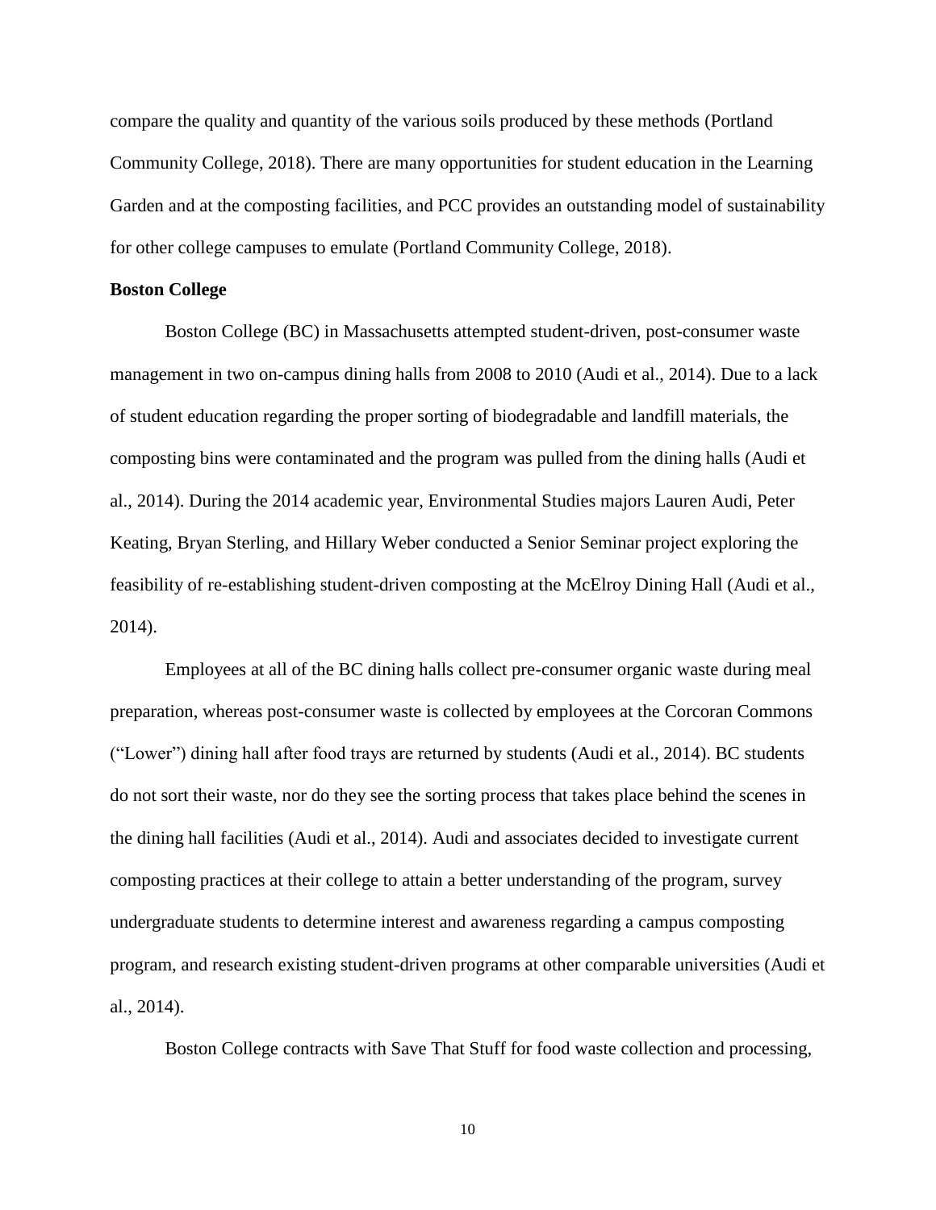compare the quality and quantity of the various soils produced by these methods (Portland Community College, 2018). There are many opportunities for student education in the Learning Garden and at the composting facilities, and PCC provides an outstanding model of sustainability for other college campuses to emulate (Portland Community College, 2018).

**Boston College**

Boston College (BC) in Massachusetts attempted student-driven, post-consumer waste management in two on-campus dining halls from 2008 to 2010 (Audi et al., 2014). Due to a lack of student education regarding the proper sorting of biodegradable and landfill materials, the composting bins were contaminated and the program was pulled from the dining halls (Audi et al., 2014). During the 2014 academic year, Environmental Studies majors Lauren Audi, Peter Keating, Bryan Sterling, and Hillary Weber conducted a Senior Seminar project exploring the feasibility of re-establishing student-driven composting at the McElroy Dining Hall (Audi et al., 2014).

Employees at all of the BC dining halls collect pre-consumer organic waste during meal preparation, whereas post-consumer waste is collected by employees at the Corcoran Commons ("Lower") dining hall after food trays are returned by students (Audi et al., 2014). BC students do not sort their waste, nor do they see the sorting process that takes place behind the scenes in the dining hall facilities (Audi et al., 2014). Audi and associates decided to investigate current composting practices at their college to attain a better understanding of the program, survey undergraduate students to determine interest and awareness regarding a campus composting program, and research existing student-driven programs at other comparable universities (Audi et al., 2014).

Boston College contracts with Save That Stuff for food waste collection and processing,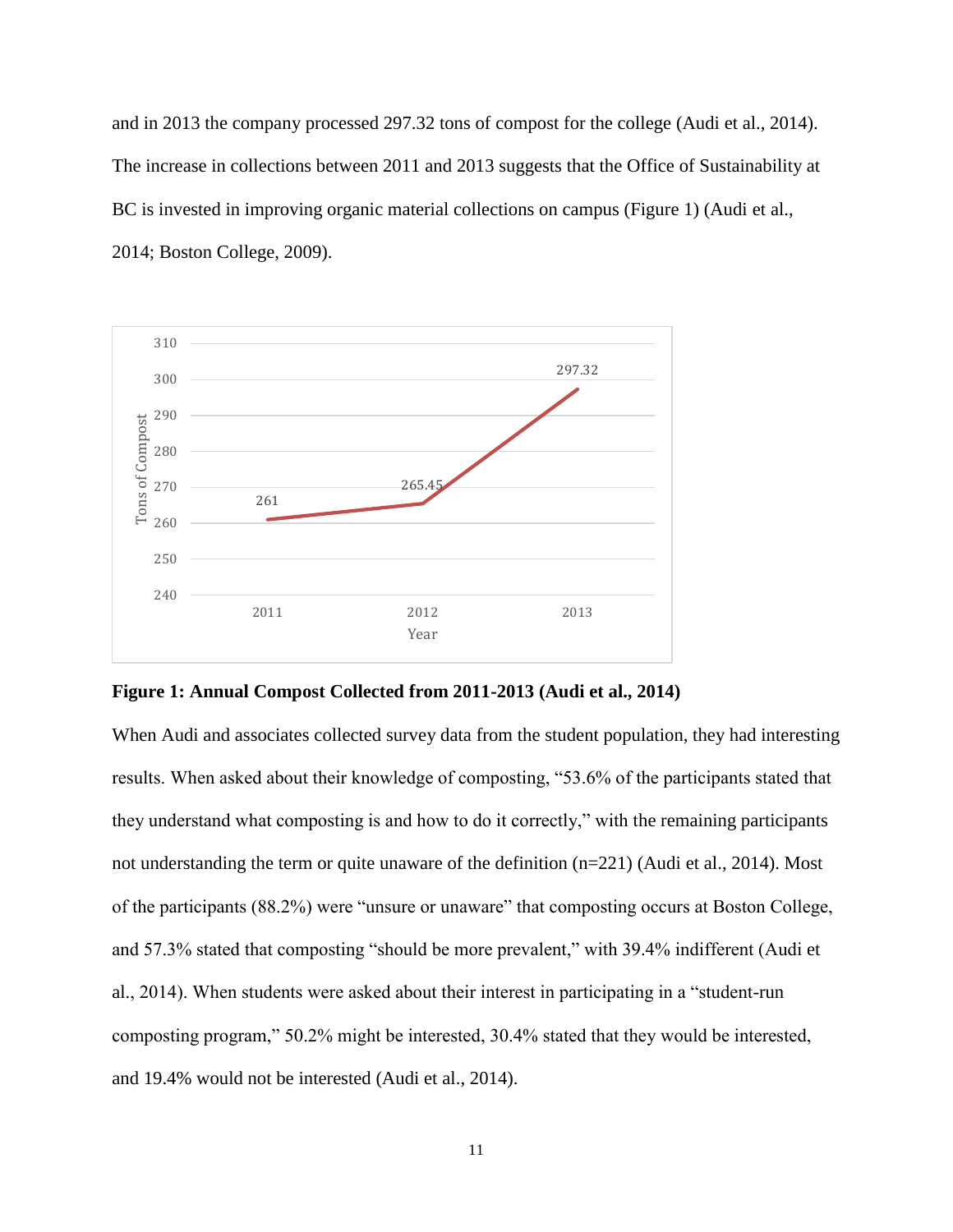and in 2013 the company processed 297.32 tons of compost for the college (Audi et al., 2014). The increase in collections between 2011 and 2013 suggests that the Office of Sustainability at BC is invested in improving organic material collections on campus (Figure 1) (Audi et al., 2014; Boston College, 2009).

**Figure 1: Annual Compost Collected from 2011-2013 (Audi et al., 2014)**

When Audi and associates collected survey data from the student population, they had interesting results. When asked about their knowledge of composting, "53.6% of the participants stated that they understand what composting is and how to do it correctly," with the remaining participants not understanding the term or quite unaware of the definition (n=221) (Audi et al., 2014). Most of the participants (88.2%) were "unsure or unaware" that composting occurs at Boston College, and 57.3% stated that composting "should be more prevalent," with 39.4% indifferent (Audi et al., 2014). When students were asked about their interest in participating in a "student-run composting program," 50.2% might be interested, 30.4% stated that they would be interested, and 19.4% would not be interested (Audi et al., 2014).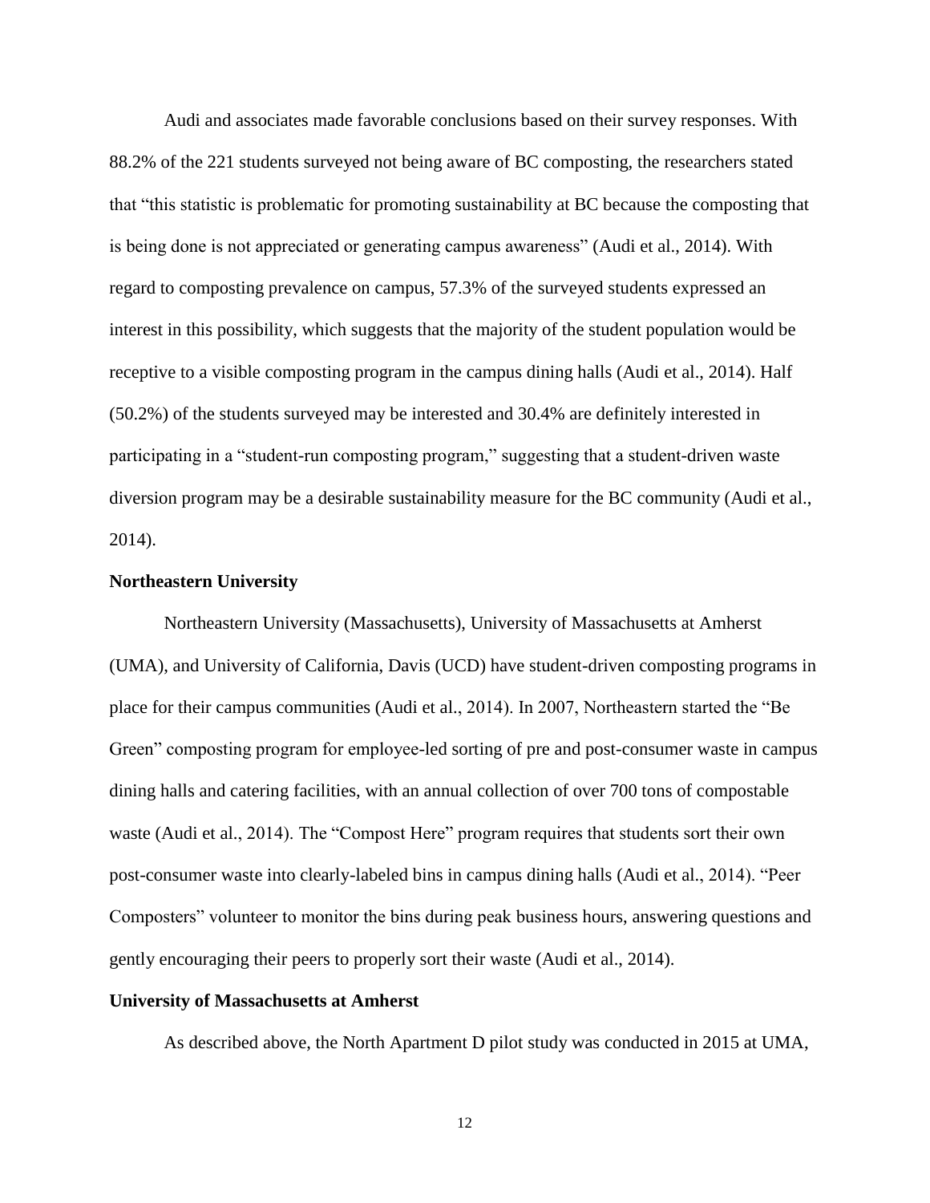Audi and associates made favorable conclusions based on their survey responses. With 88.2% of the 221 students surveyed not being aware of BC composting, the researchers stated that "this statistic is problematic for promoting sustainability at BC because the composting that is being done is not appreciated or generating campus awareness" (Audi et al., 2014). With regard to composting prevalence on campus, 57.3% of the surveyed students expressed an interest in this possibility, which suggests that the majority of the student population would be receptive to a visible composting program in the campus dining halls (Audi et al., 2014). Half (50.2%) of the students surveyed may be interested and 30.4% are definitely interested in participating in a "student-run composting program," suggesting that a student-driven waste diversion program may be a desirable sustainability measure for the BC community (Audi et al., 2014).

**Northeastern University**

Northeastern University (Massachusetts), University of Massachusetts at Amherst (UMA), and University of California, Davis (UCD) have student-driven composting programs in place for their campus communities (Audi et al., 2014). In 2007, Northeastern started the "Be Green" composting program for employee-led sorting of pre and post-consumer waste in campus dining halls and catering facilities, with an annual collection of over 700 tons of compostable waste (Audi et al., 2014). The "Compost Here" program requires that students sort their own post-consumer waste into clearly-labeled bins in campus dining halls (Audi et al., 2014). "Peer Composters" volunteer to monitor the bins during peak business hours, answering questions and gently encouraging their peers to properly sort their waste (Audi et al., 2014).

**University of Massachusetts at Amherst**

As described above, the North Apartment D pilot study was conducted in 2015 at UMA,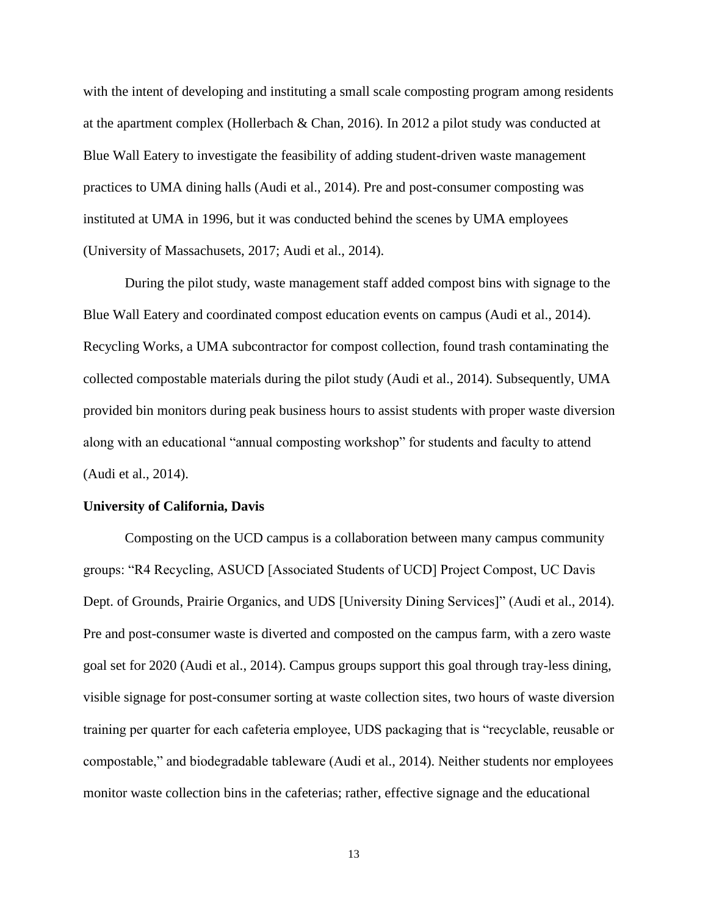with the intent of developing and instituting a small scale composting program among residents at the apartment complex (Hollerbach & Chan, 2016). In 2012 a pilot study was conducted at Blue Wall Eatery to investigate the feasibility of adding student-driven waste management practices to UMA dining halls (Audi et al., 2014). Pre and post-consumer composting was instituted at UMA in 1996, but it was conducted behind the scenes by UMA employees (University of Massachusets, 2017; Audi et al., 2014).

During the pilot study, waste management staff added compost bins with signage to the Blue Wall Eatery and coordinated compost education events on campus (Audi et al., 2014). Recycling Works, a UMA subcontractor for compost collection, found trash contaminating the collected compostable materials during the pilot study (Audi et al., 2014). Subsequently, UMA provided bin monitors during peak business hours to assist students with proper waste diversion along with an educational "annual composting workshop" for students and faculty to attend (Audi et al., 2014).

**University of California, Davis**

Composting on the UCD campus is a collaboration between many campus community groups: "R4 Recycling, ASUCD [Associated Students of UCD] Project Compost, UC Davis Dept. of Grounds, Prairie Organics, and UDS [University Dining Services]" (Audi et al., 2014). Pre and post-consumer waste is diverted and composted on the campus farm, with a zero waste goal set for 2020 (Audi et al., 2014). Campus groups support this goal through tray-less dining, visible signage for post-consumer sorting at waste collection sites, two hours of waste diversion training per quarter for each cafeteria employee, UDS packaging that is "recyclable, reusable or compostable," and biodegradable tableware (Audi et al., 2014). Neither students nor employees monitor waste collection bins in the cafeterias; rather, effective signage and the educational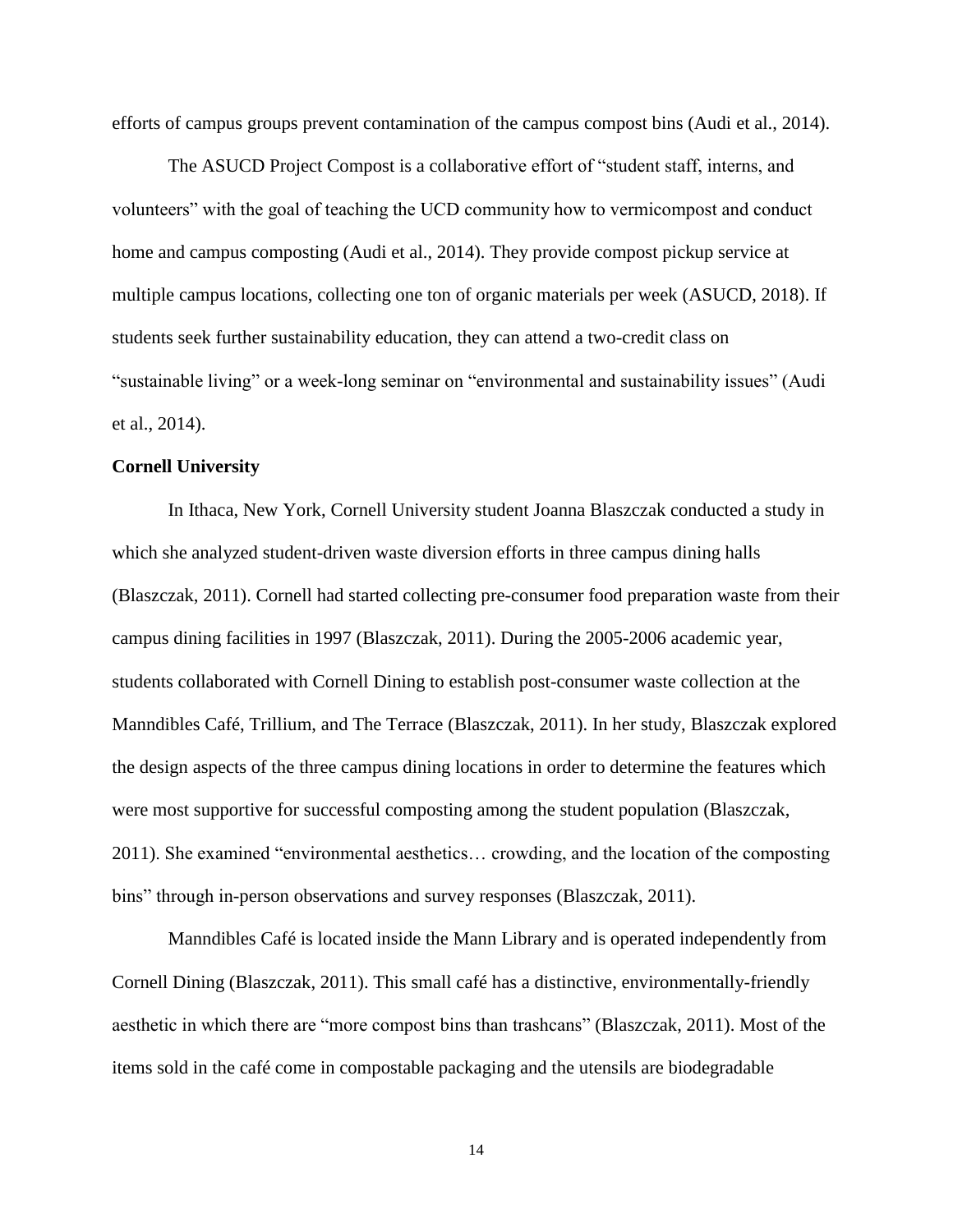efforts of campus groups prevent contamination of the campus compost bins (Audi et al., 2014).

The ASUCD Project Compost is a collaborative effort of "student staff, interns, and volunteers" with the goal of teaching the UCD community how to vermicompost and conduct home and campus composting (Audi et al., 2014). They provide compost pickup service at multiple campus locations, collecting one ton of organic materials per week (ASUCD, 2018). If students seek further sustainability education, they can attend a two-credit class on "sustainable living" or a week-long seminar on "environmental and sustainability issues" (Audi et al., 2014).

**Cornell University**

In Ithaca, New York, Cornell University student Joanna Blaszczak conducted a study in which she analyzed student-driven waste diversion efforts in three campus dining halls (Blaszczak, 2011). Cornell had started collecting pre-consumer food preparation waste from their campus dining facilities in 1997 (Blaszczak, 2011). During the 2005-2006 academic year, students collaborated with Cornell Dining to establish post-consumer waste collection at the Manndibles Café, Trillium, and The Terrace (Blaszczak, 2011). In her study, Blaszczak explored the design aspects of the three campus dining locations in order to determine the features which were most supportive for successful composting among the student population (Blaszczak, 2011). She examined "environmental aesthetics… crowding, and the location of the composting bins" through in-person observations and survey responses (Blaszczak, 2011).

Manndibles Café is located inside the Mann Library and is operated independently from Cornell Dining (Blaszczak, 2011). This small café has a distinctive, environmentally-friendly aesthetic in which there are "more compost bins than trashcans" (Blaszczak, 2011). Most of the items sold in the café come in compostable packaging and the utensils are biodegradable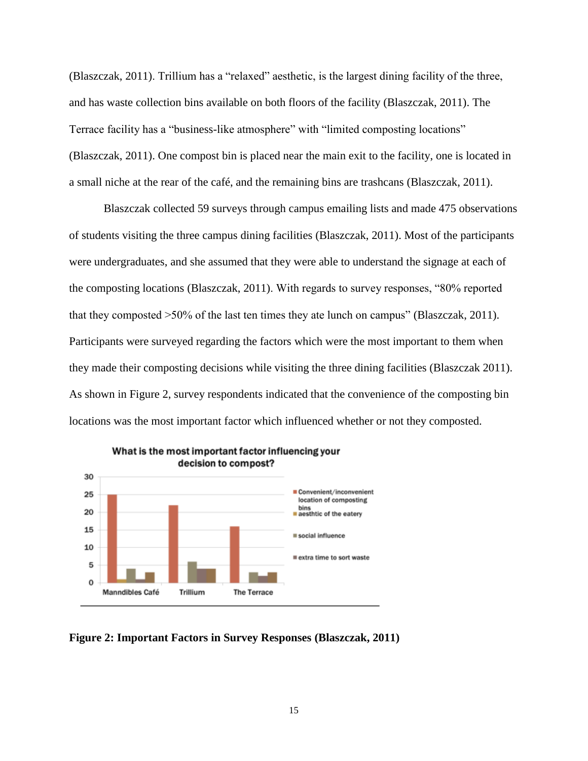(Blaszczak, 2011). Trillium has a "relaxed" aesthetic, is the largest dining facility of the three, and has waste collection bins available on both floors of the facility (Blaszczak, 2011). The Terrace facility has a "business-like atmosphere" with "limited composting locations" (Blaszczak, 2011). One compost bin is placed near the main exit to the facility, one is located in a small niche at the rear of the café, and the remaining bins are trashcans (Blaszczak, 2011).

Blaszczak collected 59 surveys through campus emailing lists and made 475 observations of students visiting the three campus dining facilities (Blaszczak, 2011). Most of the participants were undergraduates, and she assumed that they were able to understand the signage at each of the composting locations (Blaszczak, 2011). With regards to survey responses, "80% reported that they composted >50% of the last ten times they ate lunch on campus" (Blaszczak, 2011). Participants were surveyed regarding the factors which were the most important to them when they made their composting decisions while visiting the three dining facilities (Blaszczak 2011). As shown in Figure 2, survey respondents indicated that the convenience of the composting bin locations was the most important factor which influenced whether or not they composted.

**Figure 2: Important Factors in Survey Responses (Blaszczak, 2011)**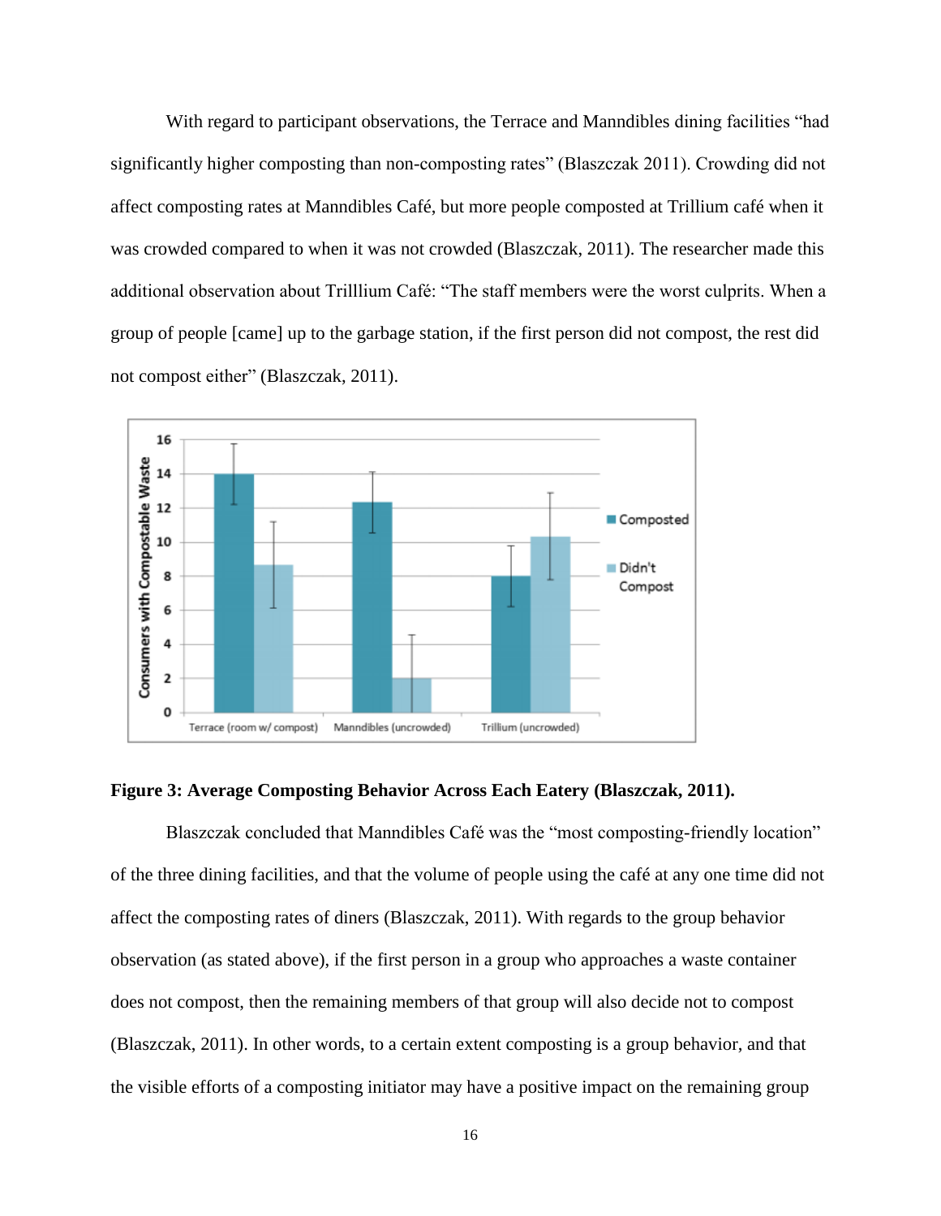With regard to participant observations, the Terrace and Manndibles dining facilities "had significantly higher composting than non-composting rates" (Blaszczak 2011). Crowding did not affect composting rates at Manndibles Café, but more people composted at Trillium café when it was crowded compared to when it was not crowded (Blaszczak, 2011). The researcher made this additional observation about Trilllium Café: "The staff members were the worst culprits. When a group of people [came] up to the garbage station, if the first person did not compost, the rest did not compost either" (Blaszczak, 2011).

**Figure 3: Average Composting Behavior Across Each Eatery (Blaszczak, 2011).**

Blaszczak concluded that Manndibles Café was the "most composting-friendly location" of the three dining facilities, and that the volume of people using the café at any one time did not affect the composting rates of diners (Blaszczak, 2011). With regards to the group behavior observation (as stated above), if the first person in a group who approaches a waste container does not compost, then the remaining members of that group will also decide not to compost (Blaszczak, 2011). In other words, to a certain extent composting is a group behavior, and that the visible efforts of a composting initiator may have a positive impact on the remaining group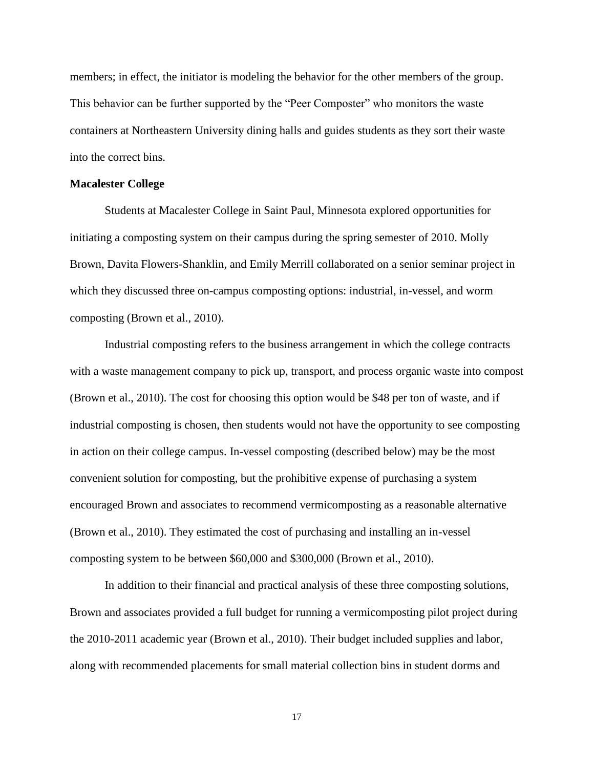members; in effect, the initiator is modeling the behavior for the other members of the group. This behavior can be further supported by the "Peer Composter" who monitors the waste containers at Northeastern University dining halls and guides students as they sort their waste into the correct bins.

**Macalester College**

Students at Macalester College in Saint Paul, Minnesota explored opportunities for initiating a composting system on their campus during the spring semester of 2010. Molly Brown, Davita Flowers-Shanklin, and Emily Merrill collaborated on a senior seminar project in which they discussed three on-campus composting options: industrial, in-vessel, and worm composting (Brown et al., 2010).

Industrial composting refers to the business arrangement in which the college contracts with a waste management company to pick up, transport, and process organic waste into compost (Brown et al., 2010). The cost for choosing this option would be $48 per ton of waste, and if industrial composting is chosen, then students would not have the opportunity to see composting in action on their college campus. In-vessel composting (described below) may be the most convenient solution for composting, but the prohibitive expense of purchasing a system encouraged Brown and associates to recommend vermicomposting as a reasonable alternative (Brown et al., 2010). They estimated the cost of purchasing and installing an in-vessel composting system to be between $60,000 and $300,000 (Brown et al., 2010).

In addition to their financial and practical analysis of these three composting solutions, Brown and associates provided a full budget for running a vermicomposting pilot project during the 2010-2011 academic year (Brown et al., 2010). Their budget included supplies and labor, along with recommended placements for small material collection bins in student dorms and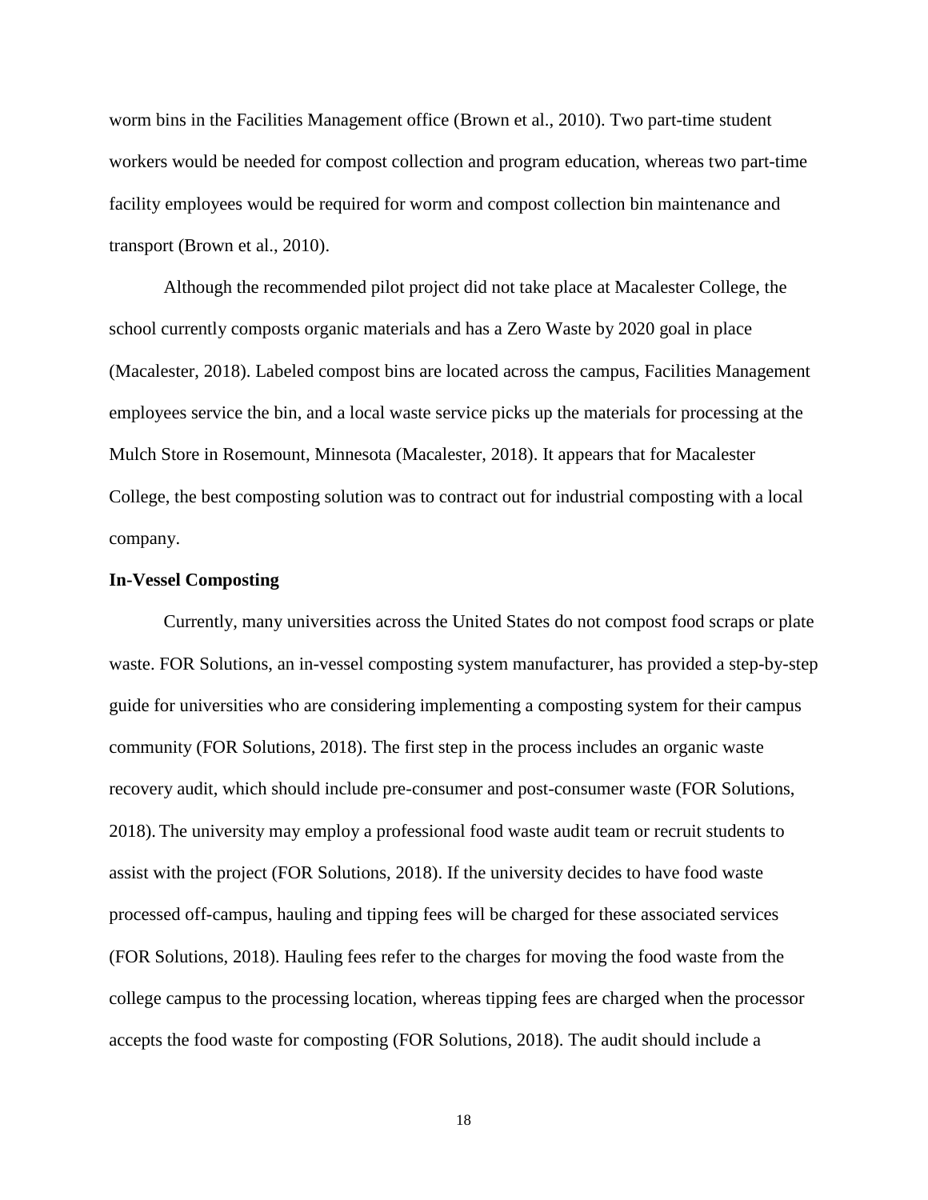worm bins in the Facilities Management office (Brown et al., 2010). Two part-time student workers would be needed for compost collection and program education, whereas two part-time facility employees would be required for worm and compost collection bin maintenance and transport (Brown et al., 2010).

Although the recommended pilot project did not take place at Macalester College, the school currently composts organic materials and has a Zero Waste by 2020 goal in place (Macalester, 2018). Labeled compost bins are located across the campus, Facilities Management employees service the bin, and a local waste service picks up the materials for processing at the Mulch Store in Rosemount, Minnesota (Macalester, 2018). It appears that for Macalester College, the best composting solution was to contract out for industrial composting with a local company.

**In-Vessel Composting**

Currently, many universities across the United States do not compost food scraps or plate waste. FOR Solutions, an in-vessel composting system manufacturer, has provided a step-by-step guide for universities who are considering implementing a composting system for their campus community (FOR Solutions, 2018). The first step in the process includes an organic waste recovery audit, which should include pre-consumer and post-consumer waste (FOR Solutions, 2018). The university may employ a professional food waste audit team or recruit students to assist with the project (FOR Solutions, 2018). If the university decides to have food waste processed off-campus, hauling and tipping fees will be charged for these associated services (FOR Solutions, 2018). Hauling fees refer to the charges for moving the food waste from the college campus to the processing location, whereas tipping fees are charged when the processor accepts the food waste for composting (FOR Solutions, 2018). The audit should include a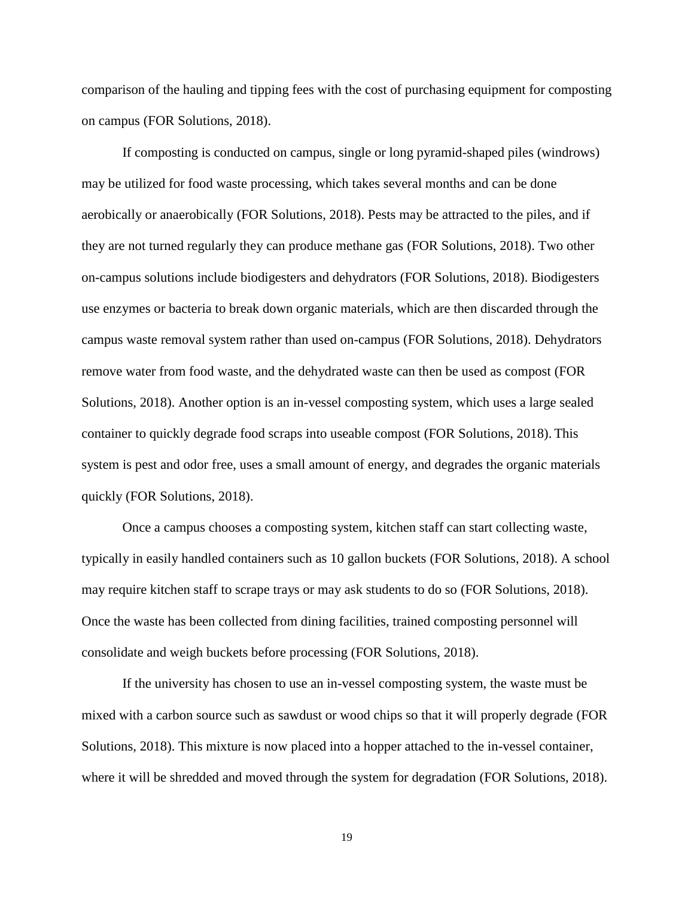comparison of the hauling and tipping fees with the cost of purchasing equipment for composting on campus (FOR Solutions, 2018).

If composting is conducted on campus, single or long pyramid-shaped piles (windrows) may be utilized for food waste processing, which takes several months and can be done aerobically or anaerobically (FOR Solutions, 2018). Pests may be attracted to the piles, and if they are not turned regularly they can produce methane gas (FOR Solutions, 2018). Two other on-campus solutions include biodigesters and dehydrators (FOR Solutions, 2018). Biodigesters use enzymes or bacteria to break down organic materials, which are then discarded through the campus waste removal system rather than used on-campus (FOR Solutions, 2018). Dehydrators remove water from food waste, and the dehydrated waste can then be used as compost (FOR Solutions, 2018). Another option is an in-vessel composting system, which uses a large sealed container to quickly degrade food scraps into useable compost (FOR Solutions, 2018). This system is pest and odor free, uses a small amount of energy, and degrades the organic materials quickly (FOR Solutions, 2018).

Once a campus chooses a composting system, kitchen staff can start collecting waste, typically in easily handled containers such as 10 gallon buckets (FOR Solutions, 2018). A school may require kitchen staff to scrape trays or may ask students to do so (FOR Solutions, 2018). Once the waste has been collected from dining facilities, trained composting personnel will consolidate and weigh buckets before processing (FOR Solutions, 2018).

If the university has chosen to use an in-vessel composting system, the waste must be mixed with a carbon source such as sawdust or wood chips so that it will properly degrade (FOR Solutions, 2018). This mixture is now placed into a hopper attached to the in-vessel container, where it will be shredded and moved through the system for degradation (FOR Solutions, 2018).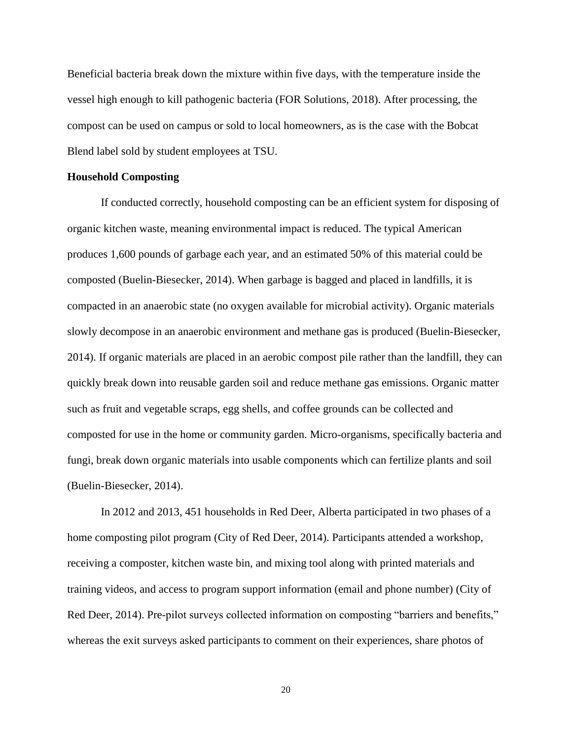Beneficial bacteria break down the mixture within five days, with the temperature inside the vessel high enough to kill pathogenic bacteria (FOR Solutions, 2018). After processing, the compost can be used on campus or sold to local homeowners, as is the case with the Bobcat Blend label sold by student employees at TSU.

**Household Composting**

If conducted correctly, household composting can be an efficient system for disposing of organic kitchen waste, meaning environmental impact is reduced. The typical American produces 1,600 pounds of garbage each year, and an estimated 50% of this material could be composted (Buelin-Biesecker, 2014). When garbage is bagged and placed in landfills, it is compacted in an anaerobic state (no oxygen available for microbial activity). Organic materials slowly decompose in an anaerobic environment and methane gas is produced (Buelin-Biesecker, 2014). If organic materials are placed in an aerobic compost pile rather than the landfill, they can quickly break down into reusable garden soil and reduce methane gas emissions. Organic matter such as fruit and vegetable scraps, egg shells, and coffee grounds can be collected and composted for use in the home or community garden. Micro-organisms, specifically bacteria and fungi, break down organic materials into usable components which can fertilize plants and soil (Buelin-Biesecker, 2014).

In 2012 and 2013, 451 households in Red Deer, Alberta participated in two phases of a home composting pilot program (City of Red Deer, 2014). Participants attended a workshop, receiving a composter, kitchen waste bin, and mixing tool along with printed materials and training videos, and access to program support information (email and phone number) (City of Red Deer, 2014). Pre-pilot surveys collected information on composting "barriers and benefits," whereas the exit surveys asked participants to comment on their experiences, share photos of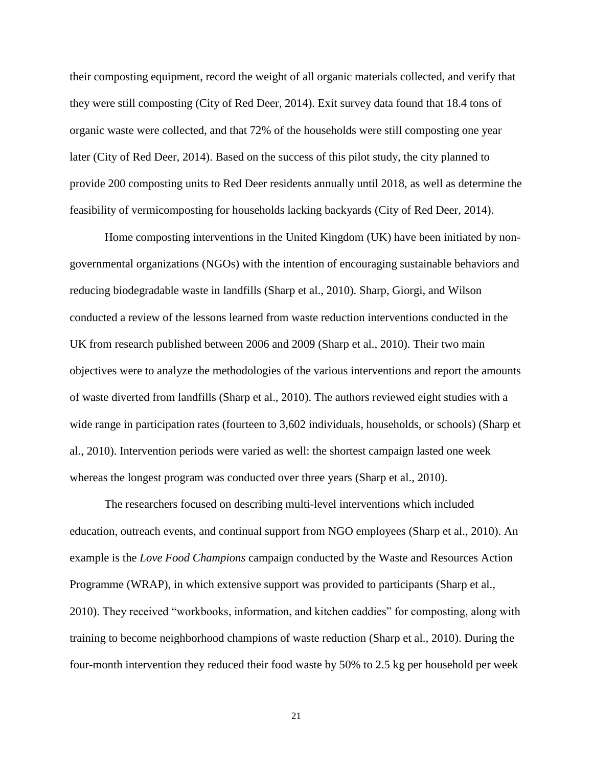their composting equipment, record the weight of all organic materials collected, and verify that they were still composting (City of Red Deer, 2014). Exit survey data found that 18.4 tons of organic waste were collected, and that 72% of the households were still composting one year later (City of Red Deer, 2014). Based on the success of this pilot study, the city planned to provide 200 composting units to Red Deer residents annually until 2018, as well as determine the feasibility of vermicomposting for households lacking backyards (City of Red Deer, 2014).

Home composting interventions in the United Kingdom (UK) have been initiated by non-governmental organizations (NGOs) with the intention of encouraging sustainable behaviors and reducing biodegradable waste in landfills (Sharp et al., 2010). Sharp, Giorgi, and Wilson conducted a review of the lessons learned from waste reduction interventions conducted in the UK from research published between 2006 and 2009 (Sharp et al., 2010). Their two main objectives were to analyze the methodologies of the various interventions and report the amounts of waste diverted from landfills (Sharp et al., 2010). The authors reviewed eight studies with a wide range in participation rates (fourteen to 3,602 individuals, households, or schools) (Sharp et al., 2010). Intervention periods were varied as well: the shortest campaign lasted one week whereas the longest program was conducted over three years (Sharp et al., 2010).

The researchers focused on describing multi-level interventions which included education, outreach events, and continual support from NGO employees (Sharp et al., 2010). An example is the *Love Food Champions* campaign conducted by the Waste and Resources Action Programme (WRAP), in which extensive support was provided to participants (Sharp et al., 2010). They received "workbooks, information, and kitchen caddies" for composting, along with training to become neighborhood champions of waste reduction (Sharp et al., 2010). During the four-month intervention they reduced their food waste by 50% to 2.5 kg per household per week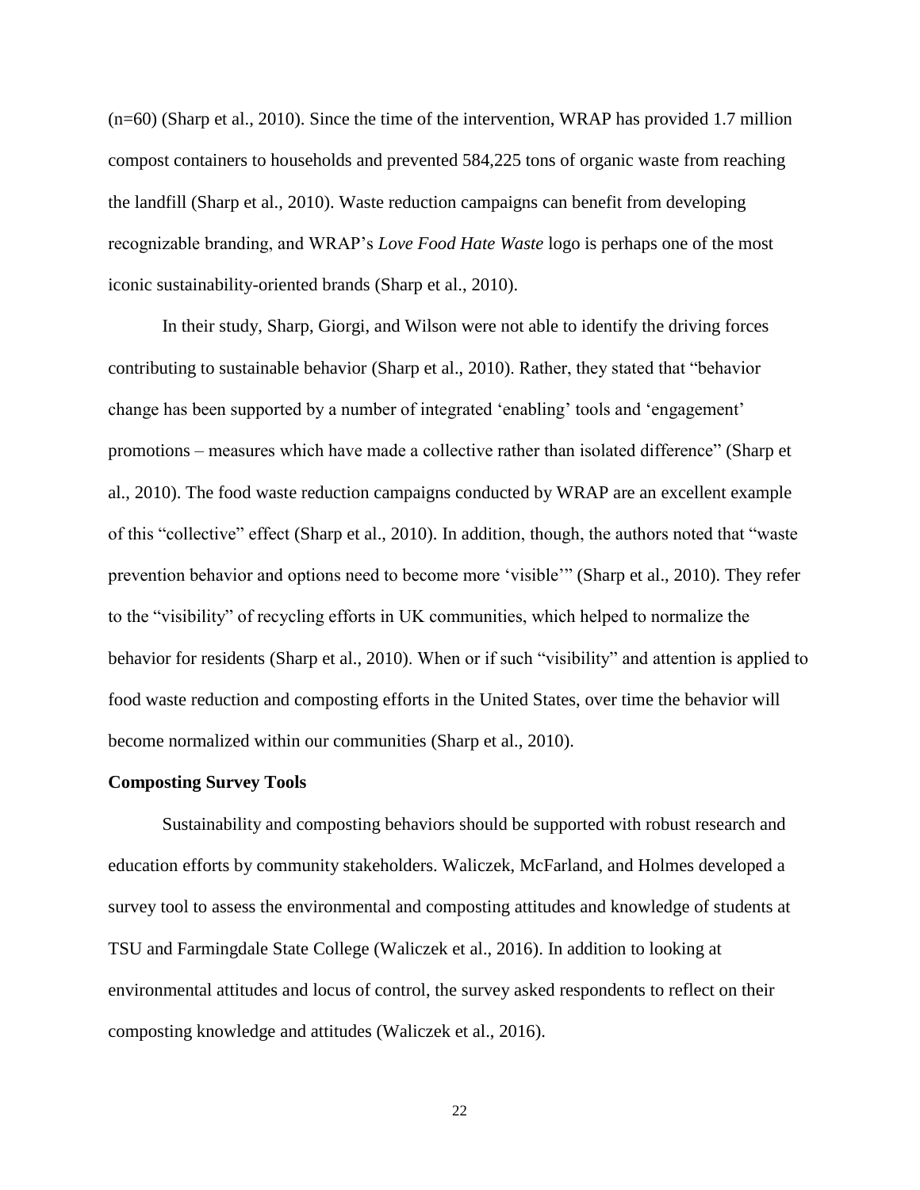(n=60) (Sharp et al., 2010). Since the time of the intervention, WRAP has provided 1.7 million compost containers to households and prevented 584,225 tons of organic waste from reaching the landfill (Sharp et al., 2010). Waste reduction campaigns can benefit from developing recognizable branding, and WRAP's *Love Food Hate Waste* logo is perhaps one of the most iconic sustainability-oriented brands (Sharp et al., 2010).

In their study, Sharp, Giorgi, and Wilson were not able to identify the driving forces contributing to sustainable behavior (Sharp et al., 2010). Rather, they stated that "behavior change has been supported by a number of integrated 'enabling' tools and 'engagement' promotions – measures which have made a collective rather than isolated difference" (Sharp et al., 2010). The food waste reduction campaigns conducted by WRAP are an excellent example of this "collective" effect (Sharp et al., 2010). In addition, though, the authors noted that "waste prevention behavior and options need to become more 'visible'" (Sharp et al., 2010). They refer to the "visibility" of recycling efforts in UK communities, which helped to normalize the behavior for residents (Sharp et al., 2010). When or if such "visibility" and attention is applied to food waste reduction and composting efforts in the United States, over time the behavior will become normalized within our communities (Sharp et al., 2010).

**Composting Survey Tools**

Sustainability and composting behaviors should be supported with robust research and education efforts by community stakeholders. Waliczek, McFarland, and Holmes developed a survey tool to assess the environmental and composting attitudes and knowledge of students at TSU and Farmingdale State College (Waliczek et al., 2016). In addition to looking at environmental attitudes and locus of control, the survey asked respondents to reflect on their composting knowledge and attitudes (Waliczek et al., 2016).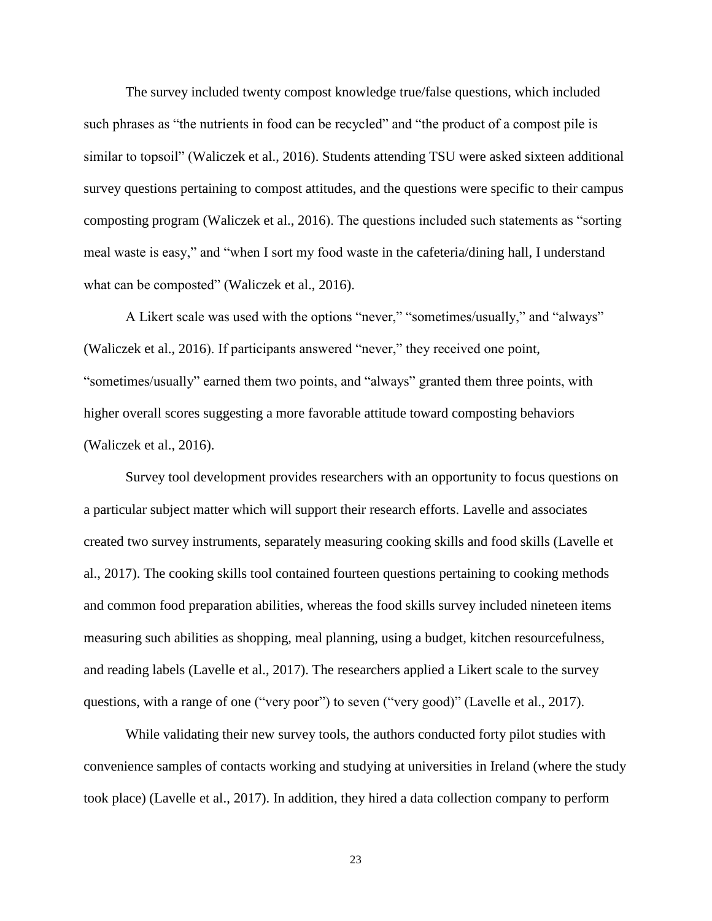The survey included twenty compost knowledge true/false questions, which included such phrases as "the nutrients in food can be recycled" and "the product of a compost pile is similar to topsoil" (Waliczek et al., 2016). Students attending TSU were asked sixteen additional survey questions pertaining to compost attitudes, and the questions were specific to their campus composting program (Waliczek et al., 2016). The questions included such statements as "sorting meal waste is easy," and "when I sort my food waste in the cafeteria/dining hall, I understand what can be composted" (Waliczek et al., 2016).

A Likert scale was used with the options "never," "sometimes/usually," and "always" (Waliczek et al., 2016). If participants answered "never," they received one point, "sometimes/usually" earned them two points, and "always" granted them three points, with higher overall scores suggesting a more favorable attitude toward composting behaviors (Waliczek et al., 2016).

Survey tool development provides researchers with an opportunity to focus questions on a particular subject matter which will support their research efforts. Lavelle and associates created two survey instruments, separately measuring cooking skills and food skills (Lavelle et al., 2017). The cooking skills tool contained fourteen questions pertaining to cooking methods and common food preparation abilities, whereas the food skills survey included nineteen items measuring such abilities as shopping, meal planning, using a budget, kitchen resourcefulness, and reading labels (Lavelle et al., 2017). The researchers applied a Likert scale to the survey questions, with a range of one ("very poor") to seven ("very good)" (Lavelle et al., 2017).

While validating their new survey tools, the authors conducted forty pilot studies with convenience samples of contacts working and studying at universities in Ireland (where the study took place) (Lavelle et al., 2017). In addition, they hired a data collection company to perform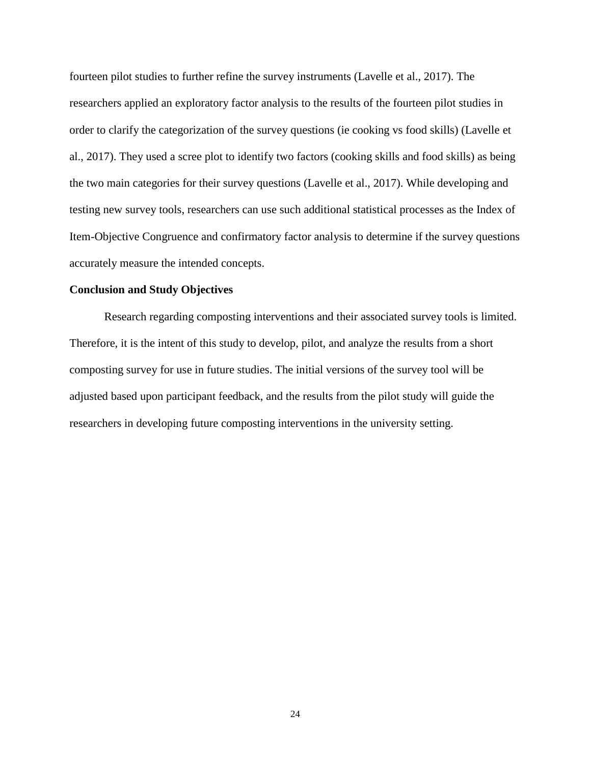fourteen pilot studies to further refine the survey instruments (Lavelle et al., 2017). The researchers applied an exploratory factor analysis to the results of the fourteen pilot studies in order to clarify the categorization of the survey questions (ie cooking vs food skills) (Lavelle et al., 2017). They used a scree plot to identify two factors (cooking skills and food skills) as being the two main categories for their survey questions (Lavelle et al., 2017). While developing and testing new survey tools, researchers can use such additional statistical processes as the Index of Item-Objective Congruence and confirmatory factor analysis to determine if the survey questions accurately measure the intended concepts.

**Conclusion and Study Objectives**

Research regarding composting interventions and their associated survey tools is limited. Therefore, it is the intent of this study to develop, pilot, and analyze the results from a short composting survey for use in future studies. The initial versions of the survey tool will be adjusted based upon participant feedback, and the results from the pilot study will guide the researchers in developing future composting interventions in the university setting.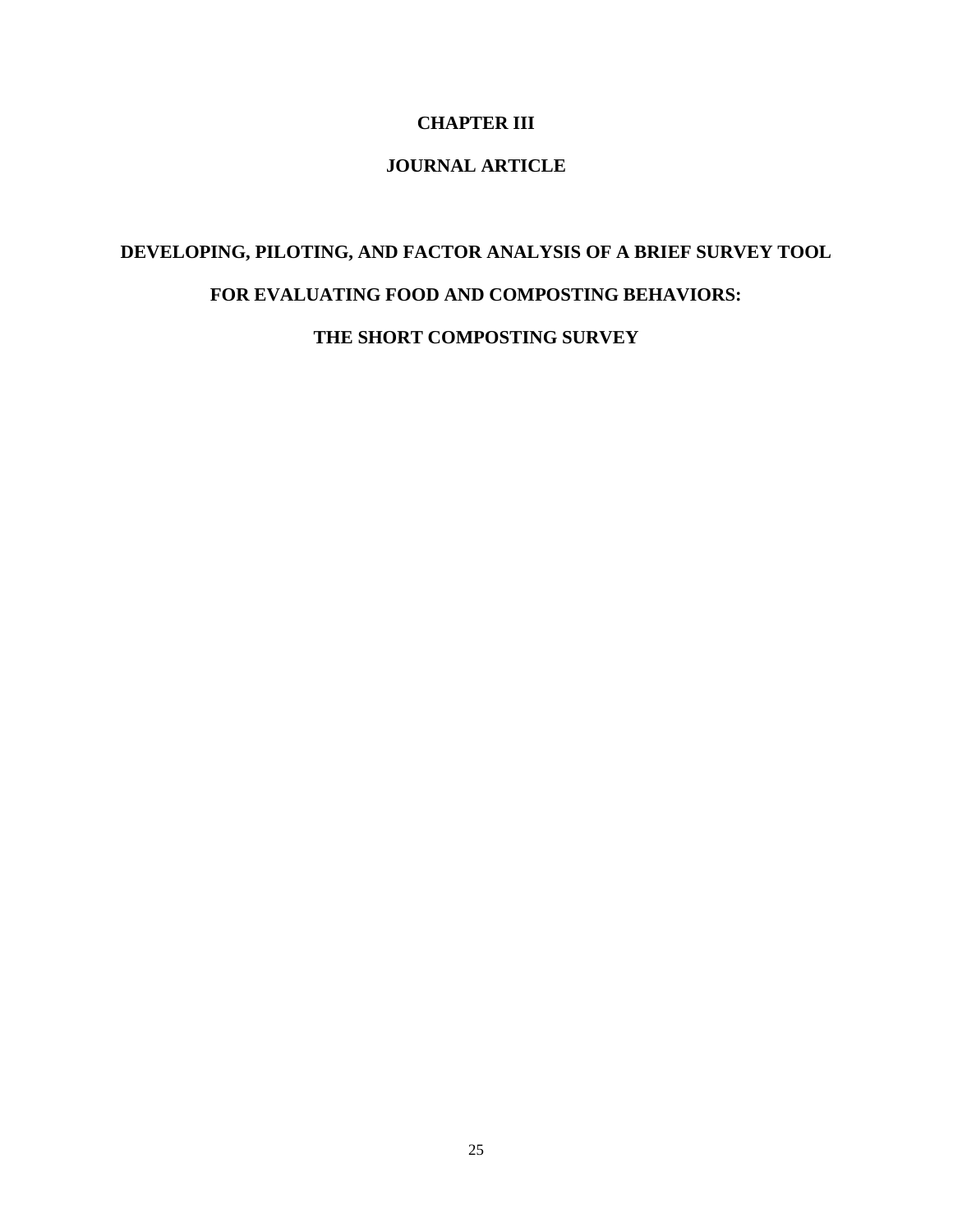# CHAPTER III

## JOURNAL ARTICLE

## DEVELOPING, PILOTING, AND FACTOR ANALYSIS OF A BRIEF SURVEY TOOL FOR EVALUATING FOOD AND COMPOSTING BEHAVIORS: THE SHORT COMPOSTING SURVEY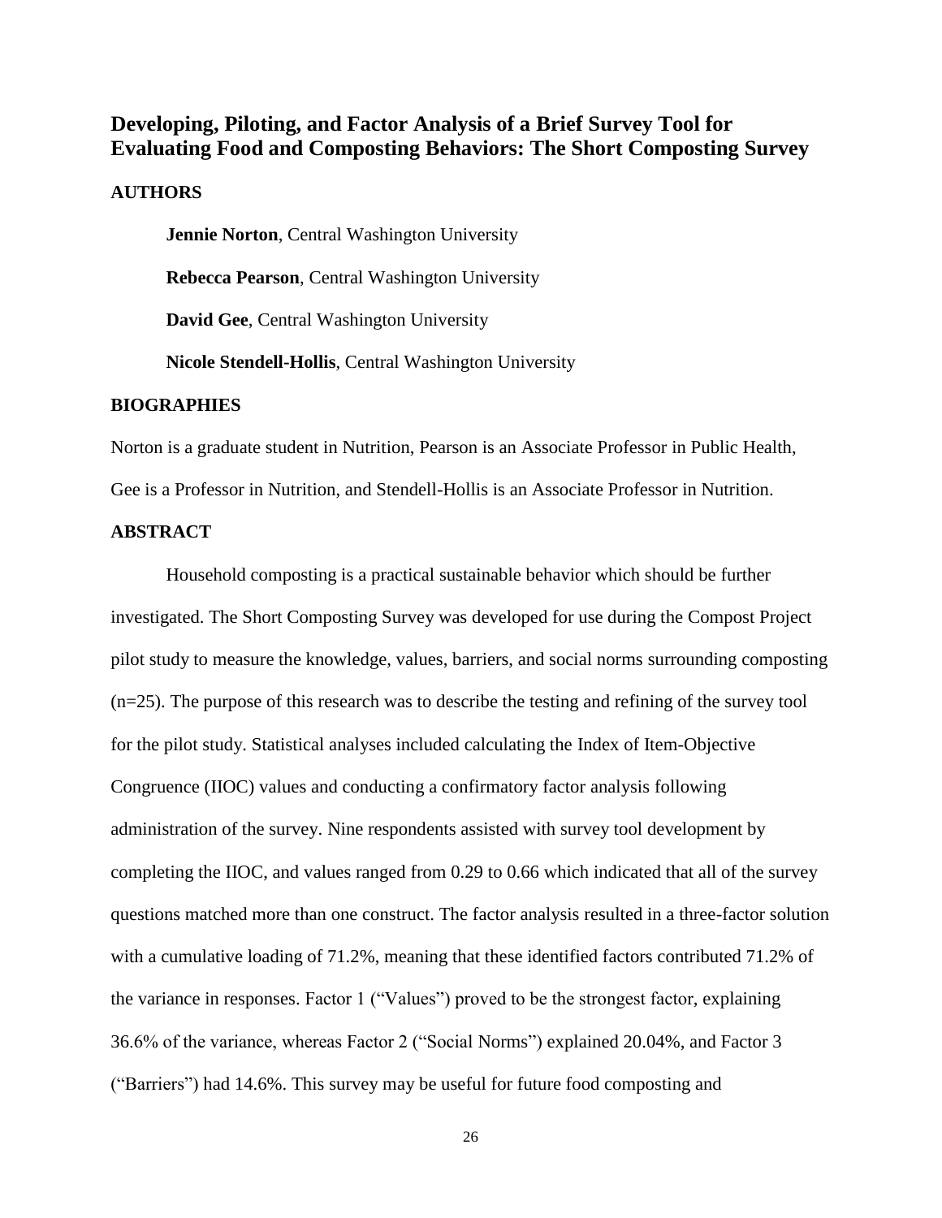# Developing, Piloting, and Factor Analysis of a Brief Survey Tool for Evaluating Food and Composting Behaviors: The Short Composting Survey

## AUTHORS

**Jennie Norton**, Central Washington University

**Rebecca Pearson**, Central Washington University

**David Gee**, Central Washington University

**Nicole Stendell-Hollis**, Central Washington University

## BIOGRAPHIES

Norton is a graduate student in Nutrition, Pearson is an Associate Professor in Public Health, Gee is a Professor in Nutrition, and Stendell-Hollis is an Associate Professor in Nutrition.

## ABSTRACT

Household composting is a practical sustainable behavior which should be further investigated. The Short Composting Survey was developed for use during the Compost Project pilot study to measure the knowledge, values, barriers, and social norms surrounding composting (n=25). The purpose of this research was to describe the testing and refining of the survey tool for the pilot study. Statistical analyses included calculating the Index of Item-Objective Congruence (IIOC) values and conducting a confirmatory factor analysis following administration of the survey. Nine respondents assisted with survey tool development by completing the IIOC, and values ranged from 0.29 to 0.66 which indicated that all of the survey questions matched more than one construct. The factor analysis resulted in a three-factor solution with a cumulative loading of 71.2%, meaning that these identified factors contributed 71.2% of the variance in responses. Factor 1 ("Values") proved to be the strongest factor, explaining 36.6% of the variance, whereas Factor 2 ("Social Norms") explained 20.04%, and Factor 3 ("Barriers") had 14.6%. This survey may be useful for future food composting and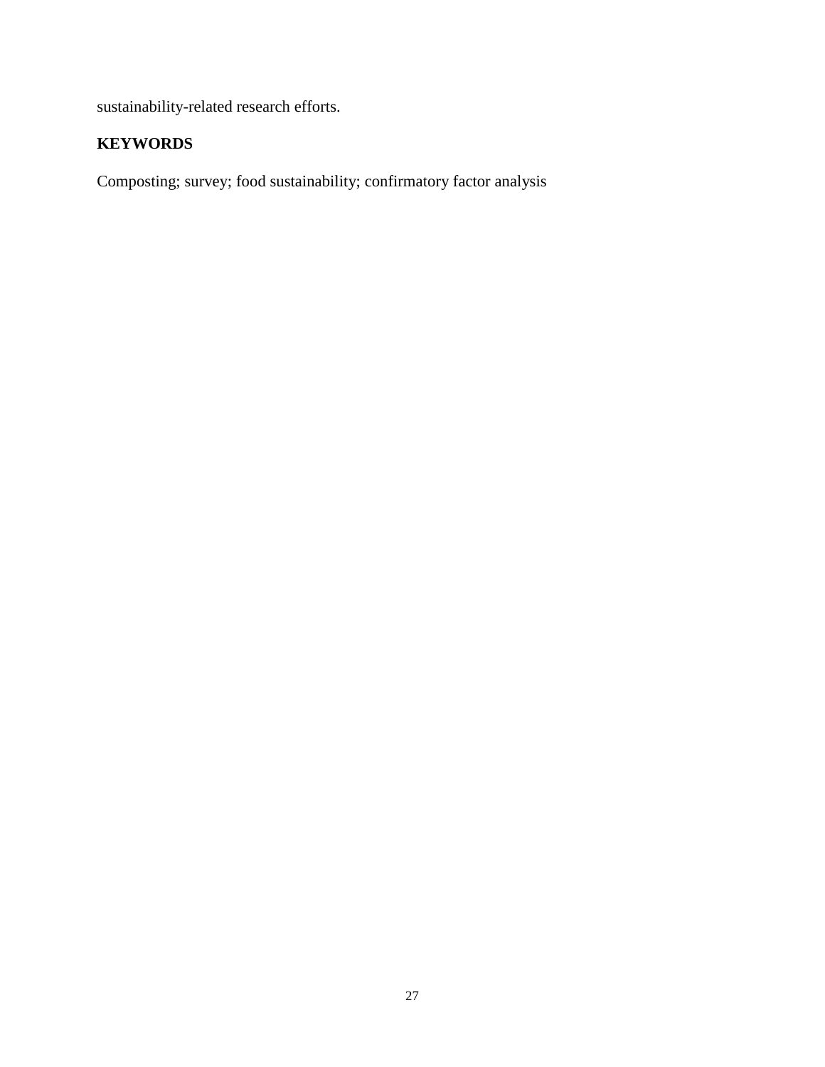sustainability-related research efforts.

## KEYWORDS

Composting; survey; food sustainability; confirmatory factor analysis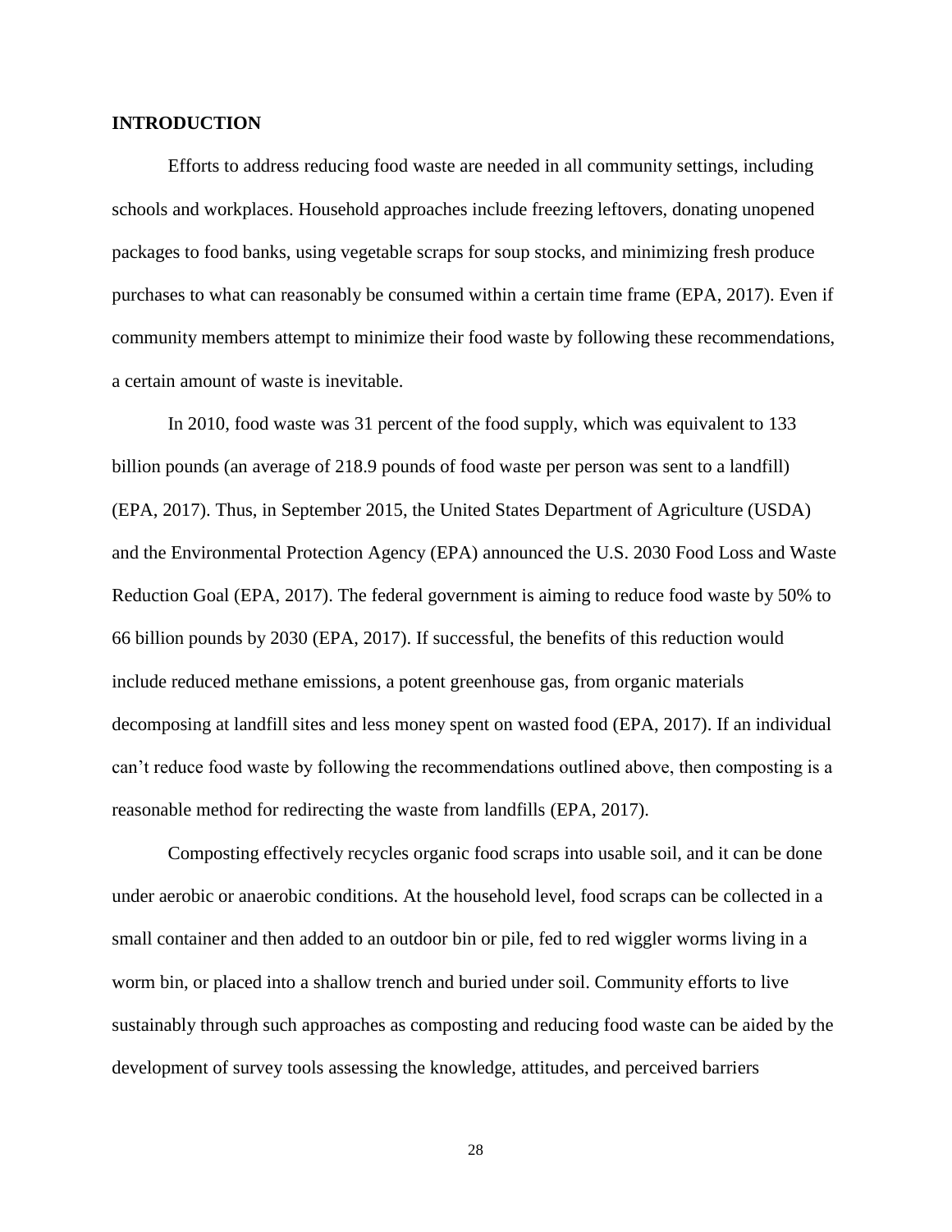**INTRODUCTION**

Efforts to address reducing food waste are needed in all community settings, including schools and workplaces. Household approaches include freezing leftovers, donating unopened packages to food banks, using vegetable scraps for soup stocks, and minimizing fresh produce purchases to what can reasonably be consumed within a certain time frame (EPA, 2017). Even if community members attempt to minimize their food waste by following these recommendations, a certain amount of waste is inevitable.

In 2010, food waste was 31 percent of the food supply, which was equivalent to 133 billion pounds (an average of 218.9 pounds of food waste per person was sent to a landfill) (EPA, 2017). Thus, in September 2015, the United States Department of Agriculture (USDA) and the Environmental Protection Agency (EPA) announced the U.S. 2030 Food Loss and Waste Reduction Goal (EPA, 2017). The federal government is aiming to reduce food waste by 50% to 66 billion pounds by 2030 (EPA, 2017). If successful, the benefits of this reduction would include reduced methane emissions, a potent greenhouse gas, from organic materials decomposing at landfill sites and less money spent on wasted food (EPA, 2017). If an individual can't reduce food waste by following the recommendations outlined above, then composting is a reasonable method for redirecting the waste from landfills (EPA, 2017).

Composting effectively recycles organic food scraps into usable soil, and it can be done under aerobic or anaerobic conditions. At the household level, food scraps can be collected in a small container and then added to an outdoor bin or pile, fed to red wiggler worms living in a worm bin, or placed into a shallow trench and buried under soil. Community efforts to live sustainably through such approaches as composting and reducing food waste can be aided by the development of survey tools assessing the knowledge, attitudes, and perceived barriers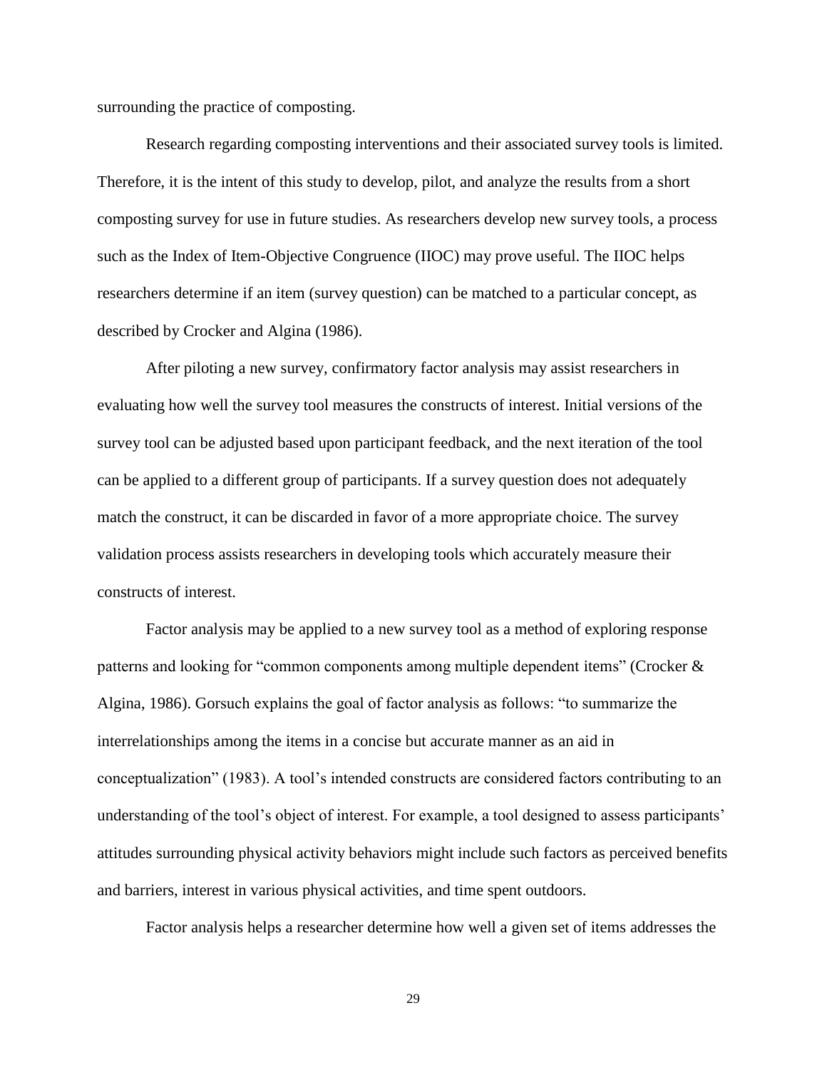surrounding the practice of composting.

Research regarding composting interventions and their associated survey tools is limited. Therefore, it is the intent of this study to develop, pilot, and analyze the results from a short composting survey for use in future studies. As researchers develop new survey tools, a process such as the Index of Item-Objective Congruence (IIOC) may prove useful. The IIOC helps researchers determine if an item (survey question) can be matched to a particular concept, as described by Crocker and Algina (1986).

After piloting a new survey, confirmatory factor analysis may assist researchers in evaluating how well the survey tool measures the constructs of interest. Initial versions of the survey tool can be adjusted based upon participant feedback, and the next iteration of the tool can be applied to a different group of participants. If a survey question does not adequately match the construct, it can be discarded in favor of a more appropriate choice. The survey validation process assists researchers in developing tools which accurately measure their constructs of interest.

Factor analysis may be applied to a new survey tool as a method of exploring response patterns and looking for "common components among multiple dependent items" (Crocker & Algina, 1986). Gorsuch explains the goal of factor analysis as follows: "to summarize the interrelationships among the items in a concise but accurate manner as an aid in conceptualization" (1983). A tool's intended constructs are considered factors contributing to an understanding of the tool's object of interest. For example, a tool designed to assess participants' attitudes surrounding physical activity behaviors might include such factors as perceived benefits and barriers, interest in various physical activities, and time spent outdoors.

Factor analysis helps a researcher determine how well a given set of items addresses the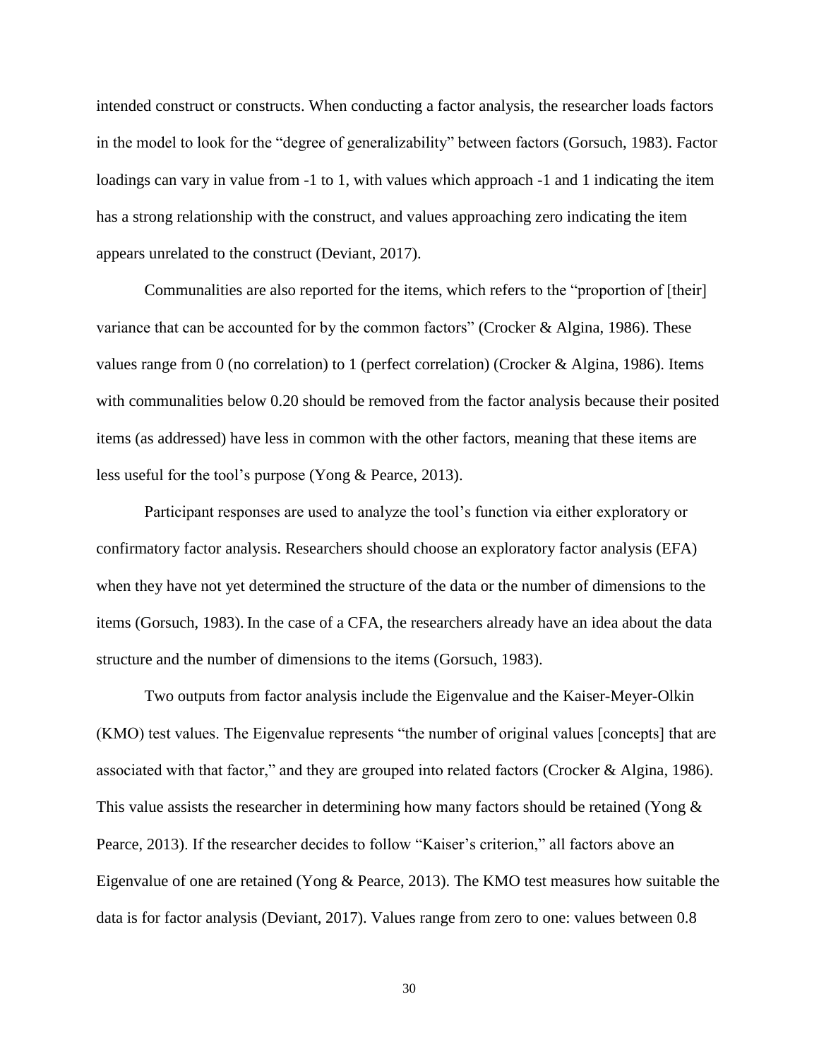intended construct or constructs. When conducting a factor analysis, the researcher loads factors in the model to look for the "degree of generalizability" between factors (Gorsuch, 1983). Factor loadings can vary in value from -1 to 1, with values which approach -1 and 1 indicating the item has a strong relationship with the construct, and values approaching zero indicating the item appears unrelated to the construct (Deviant, 2017).

Communalities are also reported for the items, which refers to the "proportion of [their] variance that can be accounted for by the common factors" (Crocker & Algina, 1986). These values range from 0 (no correlation) to 1 (perfect correlation) (Crocker & Algina, 1986). Items with communalities below 0.20 should be removed from the factor analysis because their posited items (as addressed) have less in common with the other factors, meaning that these items are less useful for the tool's purpose (Yong & Pearce, 2013).

Participant responses are used to analyze the tool's function via either exploratory or confirmatory factor analysis. Researchers should choose an exploratory factor analysis (EFA) when they have not yet determined the structure of the data or the number of dimensions to the items (Gorsuch, 1983). In the case of a CFA, the researchers already have an idea about the data structure and the number of dimensions to the items (Gorsuch, 1983).

Two outputs from factor analysis include the Eigenvalue and the Kaiser-Meyer-Olkin (KMO) test values. The Eigenvalue represents "the number of original values [concepts] that are associated with that factor," and they are grouped into related factors (Crocker & Algina, 1986). This value assists the researcher in determining how many factors should be retained (Yong & Pearce, 2013). If the researcher decides to follow "Kaiser's criterion," all factors above an Eigenvalue of one are retained (Yong & Pearce, 2013). The KMO test measures how suitable the data is for factor analysis (Deviant, 2017). Values range from zero to one: values between 0.8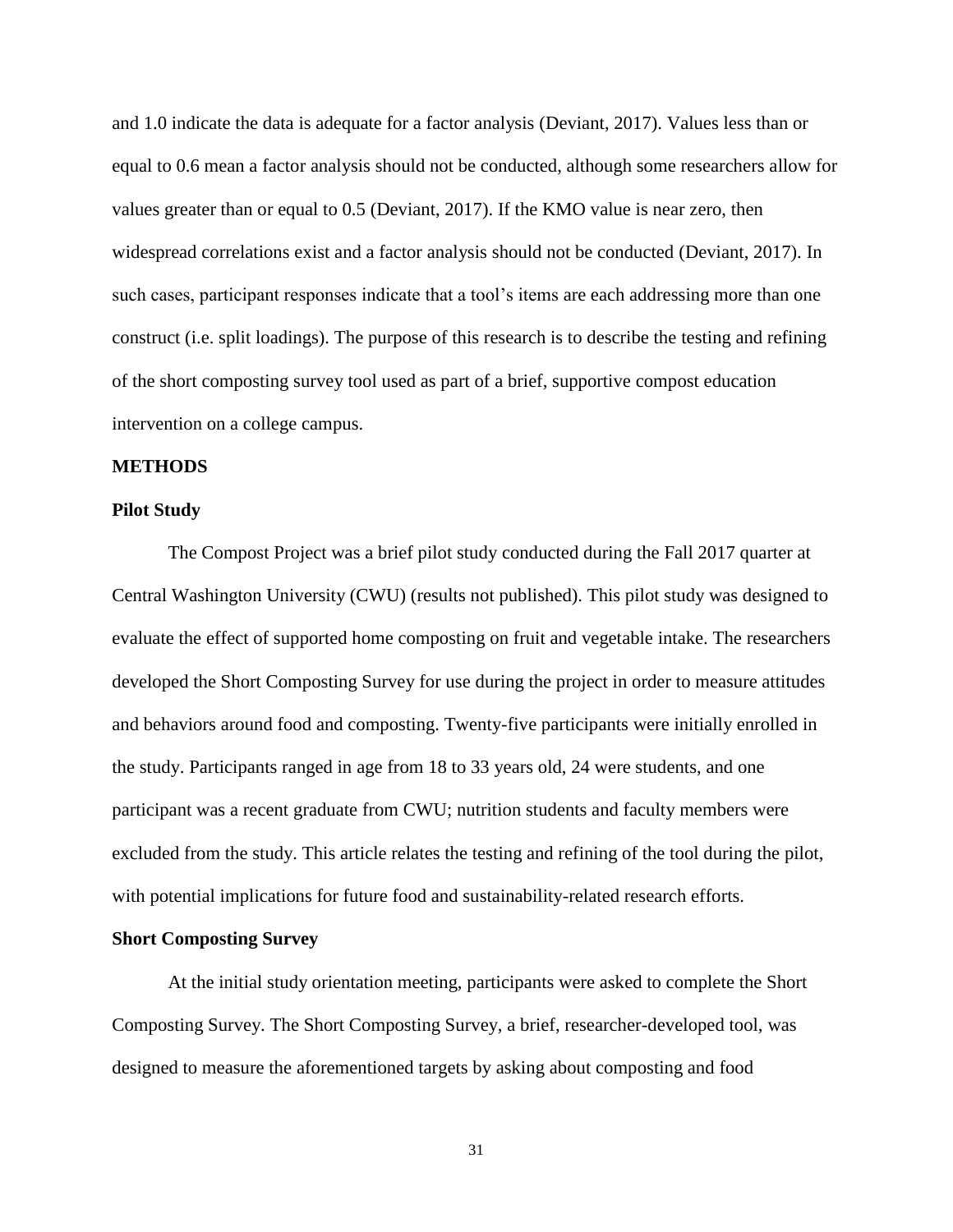and 1.0 indicate the data is adequate for a factor analysis (Deviant, 2017). Values less than or equal to 0.6 mean a factor analysis should not be conducted, although some researchers allow for values greater than or equal to 0.5 (Deviant, 2017). If the KMO value is near zero, then widespread correlations exist and a factor analysis should not be conducted (Deviant, 2017). In such cases, participant responses indicate that a tool's items are each addressing more than one construct (i.e. split loadings). The purpose of this research is to describe the testing and refining of the short composting survey tool used as part of a brief, supportive compost education intervention on a college campus.

## METHODS

### Pilot Study

The Compost Project was a brief pilot study conducted during the Fall 2017 quarter at Central Washington University (CWU) (results not published). This pilot study was designed to evaluate the effect of supported home composting on fruit and vegetable intake. The researchers developed the Short Composting Survey for use during the project in order to measure attitudes and behaviors around food and composting. Twenty-five participants were initially enrolled in the study. Participants ranged in age from 18 to 33 years old, 24 were students, and one participant was a recent graduate from CWU; nutrition students and faculty members were excluded from the study. This article relates the testing and refining of the tool during the pilot, with potential implications for future food and sustainability-related research efforts.

### Short Composting Survey

At the initial study orientation meeting, participants were asked to complete the Short Composting Survey. The Short Composting Survey, a brief, researcher-developed tool, was designed to measure the aforementioned targets by asking about composting and food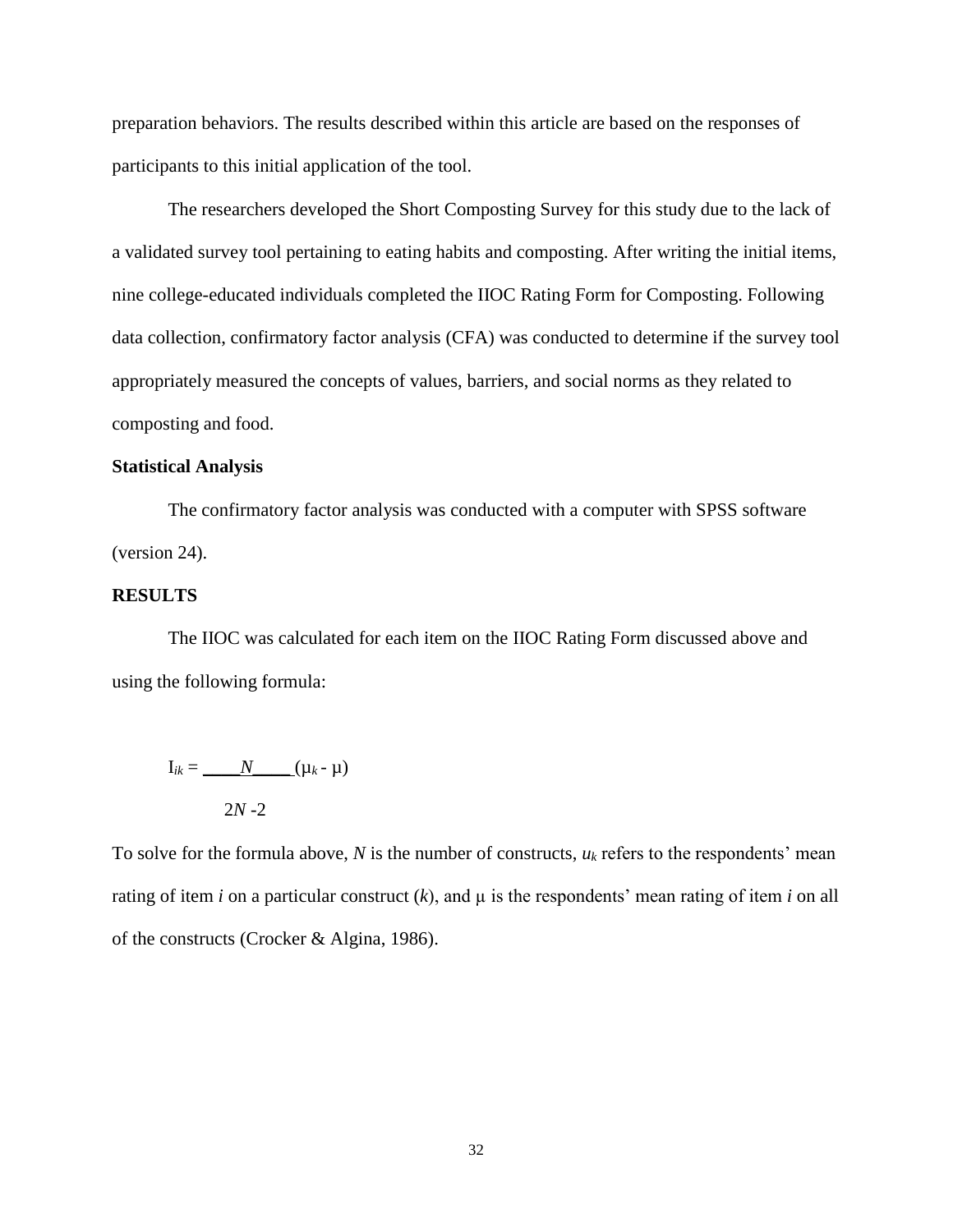preparation behaviors. The results described within this article are based on the responses of participants to this initial application of the tool.

The researchers developed the Short Composting Survey for this study due to the lack of a validated survey tool pertaining to eating habits and composting. After writing the initial items, nine college-educated individuals completed the IIOC Rating Form for Composting. Following data collection, confirmatory factor analysis (CFA) was conducted to determine if the survey tool appropriately measured the concepts of values, barriers, and social norms as they related to composting and food.

**Statistical Analysis**

The confirmatory factor analysis was conducted with a computer with SPSS software (version 24).

**RESULTS**

The IIOC was calculated for each item on the IIOC Rating Form discussed above and using the following formula:

$$I_{ik} = \frac{N}{2N - 2}(\mu_k - \mu)$$

To solve for the formula above, $N$ is the number of constructs, $u_k$ refers to the respondents' mean rating of item $i$ on a particular construct ($k$), and $\mu$ is the respondents' mean rating of item $i$ on all of the constructs (Crocker & Algina, 1986).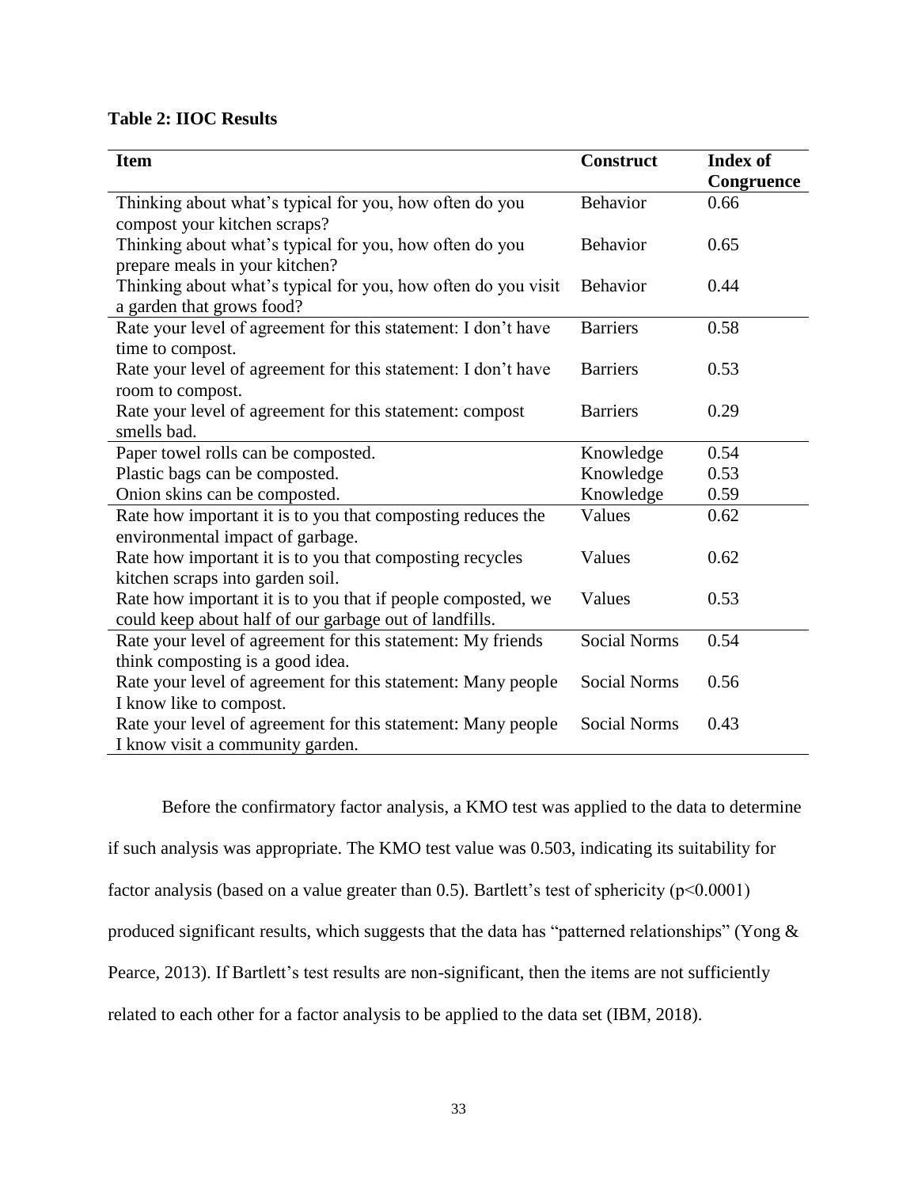**Table 2: IIOC Results**

| Item | Construct | Index of Congruence |
|---|---|---|
| Thinking about what's typical for you, how often do you compost your kitchen scraps? | Behavior | 0.66 |
| Thinking about what's typical for you, how often do you prepare meals in your kitchen? | Behavior | 0.65 |
| Thinking about what's typical for you, how often do you visit a garden that grows food? | Behavior | 0.44 |
| Rate your level of agreement for this statement: I don't have time to compost. | Barriers | 0.58 |
| Rate your level of agreement for this statement: I don't have room to compost. | Barriers | 0.53 |
| Rate your level of agreement for this statement: compost smells bad. | Barriers | 0.29 |
| Paper towel rolls can be composted. | Knowledge | 0.54 |
| Plastic bags can be composted. | Knowledge | 0.53 |
| Onion skins can be composted. | Knowledge | 0.59 |
| Rate how important it is to you that composting reduces the environmental impact of garbage. | Values | 0.62 |
| Rate how important it is to you that composting recycles kitchen scraps into garden soil. | Values | 0.62 |
| Rate how important it is to you that if people composted, we could keep about half of our garbage out of landfills. | Values | 0.53 |
| Rate your level of agreement for this statement: My friends think composting is a good idea. | Social Norms | 0.54 |
| Rate your level of agreement for this statement: Many people I know like to compost. | Social Norms | 0.56 |
| Rate your level of agreement for this statement: Many people I know visit a community garden. | Social Norms | 0.43 |

Before the confirmatory factor analysis, a KMO test was applied to the data to determine if such analysis was appropriate. The KMO test value was 0.503, indicating its suitability for factor analysis (based on a value greater than 0.5). Bartlett's test of sphericity ($p<0.0001$) produced significant results, which suggests that the data has "patterned relationships" (Yong & Pearce, 2013). If Bartlett's test results are non-significant, then the items are not sufficiently related to each other for a factor analysis to be applied to the data set (IBM, 2018).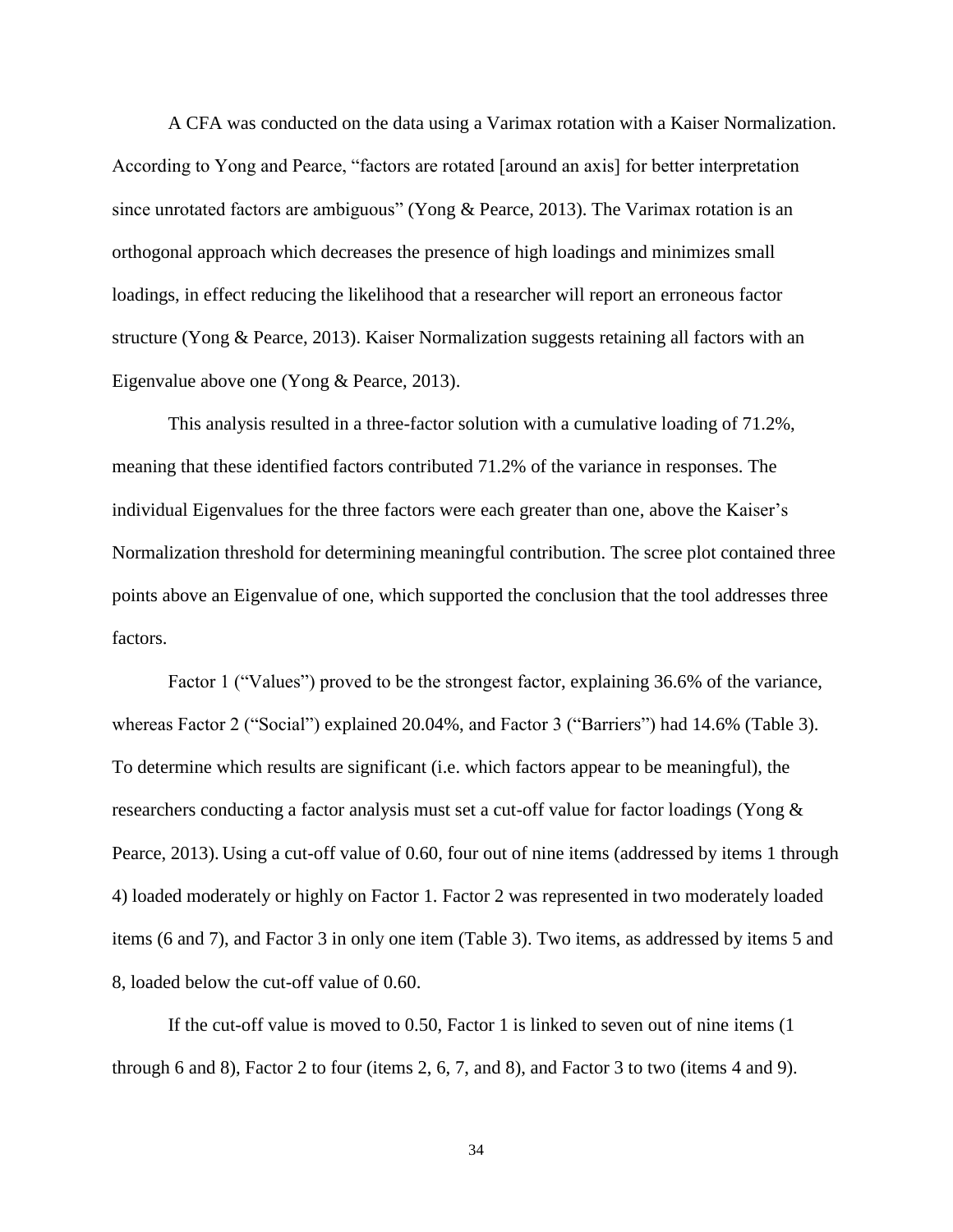A CFA was conducted on the data using a Varimax rotation with a Kaiser Normalization. According to Yong and Pearce, "factors are rotated [around an axis] for better interpretation since unrotated factors are ambiguous" (Yong & Pearce, 2013). The Varimax rotation is an orthogonal approach which decreases the presence of high loadings and minimizes small loadings, in effect reducing the likelihood that a researcher will report an erroneous factor structure (Yong & Pearce, 2013). Kaiser Normalization suggests retaining all factors with an Eigenvalue above one (Yong & Pearce, 2013).

This analysis resulted in a three-factor solution with a cumulative loading of 71.2%, meaning that these identified factors contributed 71.2% of the variance in responses. The individual Eigenvalues for the three factors were each greater than one, above the Kaiser's Normalization threshold for determining meaningful contribution. The scree plot contained three points above an Eigenvalue of one, which supported the conclusion that the tool addresses three factors.

Factor 1 ("Values") proved to be the strongest factor, explaining 36.6% of the variance, whereas Factor 2 ("Social") explained 20.04%, and Factor 3 ("Barriers") had 14.6% (Table 3). To determine which results are significant (i.e. which factors appear to be meaningful), the researchers conducting a factor analysis must set a cut-off value for factor loadings (Yong & Pearce, 2013). Using a cut-off value of 0.60, four out of nine items (addressed by items 1 through 4) loaded moderately or highly on Factor 1. Factor 2 was represented in two moderately loaded items (6 and 7), and Factor 3 in only one item (Table 3). Two items, as addressed by items 5 and 8, loaded below the cut-off value of 0.60.

If the cut-off value is moved to 0.50, Factor 1 is linked to seven out of nine items (1 through 6 and 8), Factor 2 to four (items 2, 6, 7, and 8), and Factor 3 to two (items 4 and 9).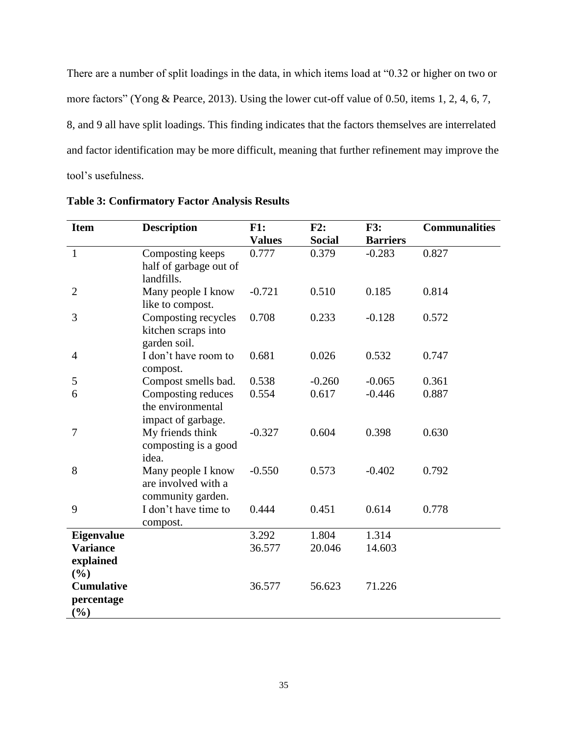There are a number of split loadings in the data, in which items load at "0.32 or higher on two or more factors" (Yong & Pearce, 2013). Using the lower cut-off value of 0.50, items 1, 2, 4, 6, 7, 8, and 9 all have split loadings. This finding indicates that the factors themselves are interrelated and factor identification may be more difficult, meaning that further refinement may improve the tool's usefulness.

**Table 3: Confirmatory Factor Analysis Results**

| Item | Description | F1: Values | F2: Social | F3: Barriers | Communalities |
|---|---|---|---|---|---|
| 1 | Composting keeps half of garbage out of landfills. | 0.777 | 0.379 | -0.283 | 0.827 |
| 2 | Many people I know like to compost. | -0.721 | 0.510 | 0.185 | 0.814 |
| 3 | Composting recycles kitchen scraps into garden soil. | 0.708 | 0.233 | -0.128 | 0.572 |
| 4 | I don't have room to compost. | 0.681 | 0.026 | 0.532 | 0.747 |
| 5 | Compost smells bad. | 0.538 | -0.260 | -0.065 | 0.361 |
| 6 | Composting reduces the environmental impact of garbage. | 0.554 | 0.617 | -0.446 | 0.887 |
| 7 | My friends think composting is a good idea. | -0.327 | 0.604 | 0.398 | 0.630 |
| 8 | Many people I know are involved with a community garden. | -0.550 | 0.573 | -0.402 | 0.792 |
| 9 | I don't have time to compost. | 0.444 | 0.451 | 0.614 | 0.778 |
| **Eigenvalue** | | 3.292 | 1.804 | 1.314 | |
| **Variance explained (%)** | | 36.577 | 20.046 | 14.603 | |
| **Cumulative percentage (%)** | | 36.577 | 56.623 | 71.226 | |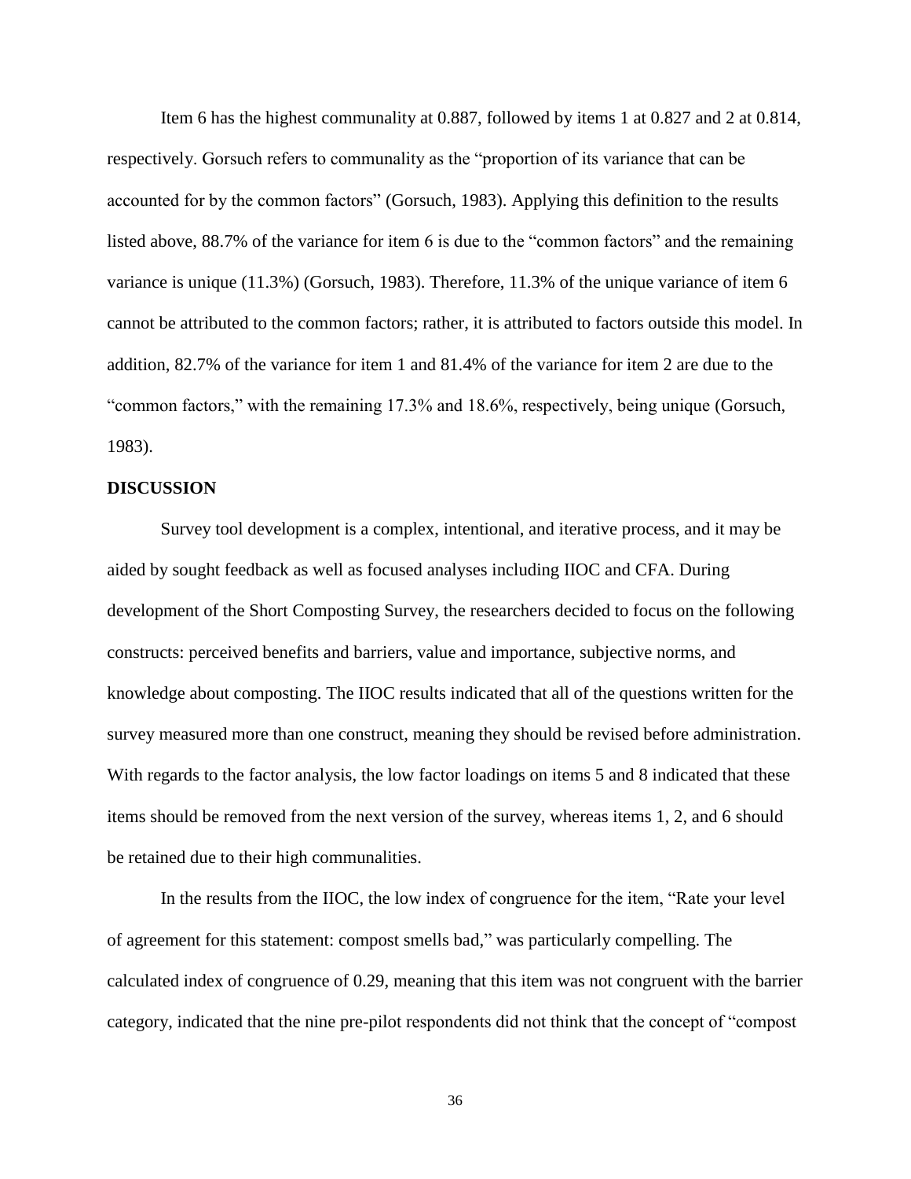Item 6 has the highest communality at 0.887, followed by items 1 at 0.827 and 2 at 0.814, respectively. Gorsuch refers to communality as the "proportion of its variance that can be accounted for by the common factors" (Gorsuch, 1983). Applying this definition to the results listed above, 88.7% of the variance for item 6 is due to the "common factors" and the remaining variance is unique (11.3%) (Gorsuch, 1983). Therefore, 11.3% of the unique variance of item 6 cannot be attributed to the common factors; rather, it is attributed to factors outside this model. In addition, 82.7% of the variance for item 1 and 81.4% of the variance for item 2 are due to the "common factors," with the remaining 17.3% and 18.6%, respectively, being unique (Gorsuch, 1983).

## DISCUSSION

Survey tool development is a complex, intentional, and iterative process, and it may be aided by sought feedback as well as focused analyses including IIOC and CFA. During development of the Short Composting Survey, the researchers decided to focus on the following constructs: perceived benefits and barriers, value and importance, subjective norms, and knowledge about composting. The IIOC results indicated that all of the questions written for the survey measured more than one construct, meaning they should be revised before administration. With regards to the factor analysis, the low factor loadings on items 5 and 8 indicated that these items should be removed from the next version of the survey, whereas items 1, 2, and 6 should be retained due to their high communalities.

In the results from the IIOC, the low index of congruence for the item, "Rate your level of agreement for this statement: compost smells bad," was particularly compelling. The calculated index of congruence of 0.29, meaning that this item was not congruent with the barrier category, indicated that the nine pre-pilot respondents did not think that the concept of "compost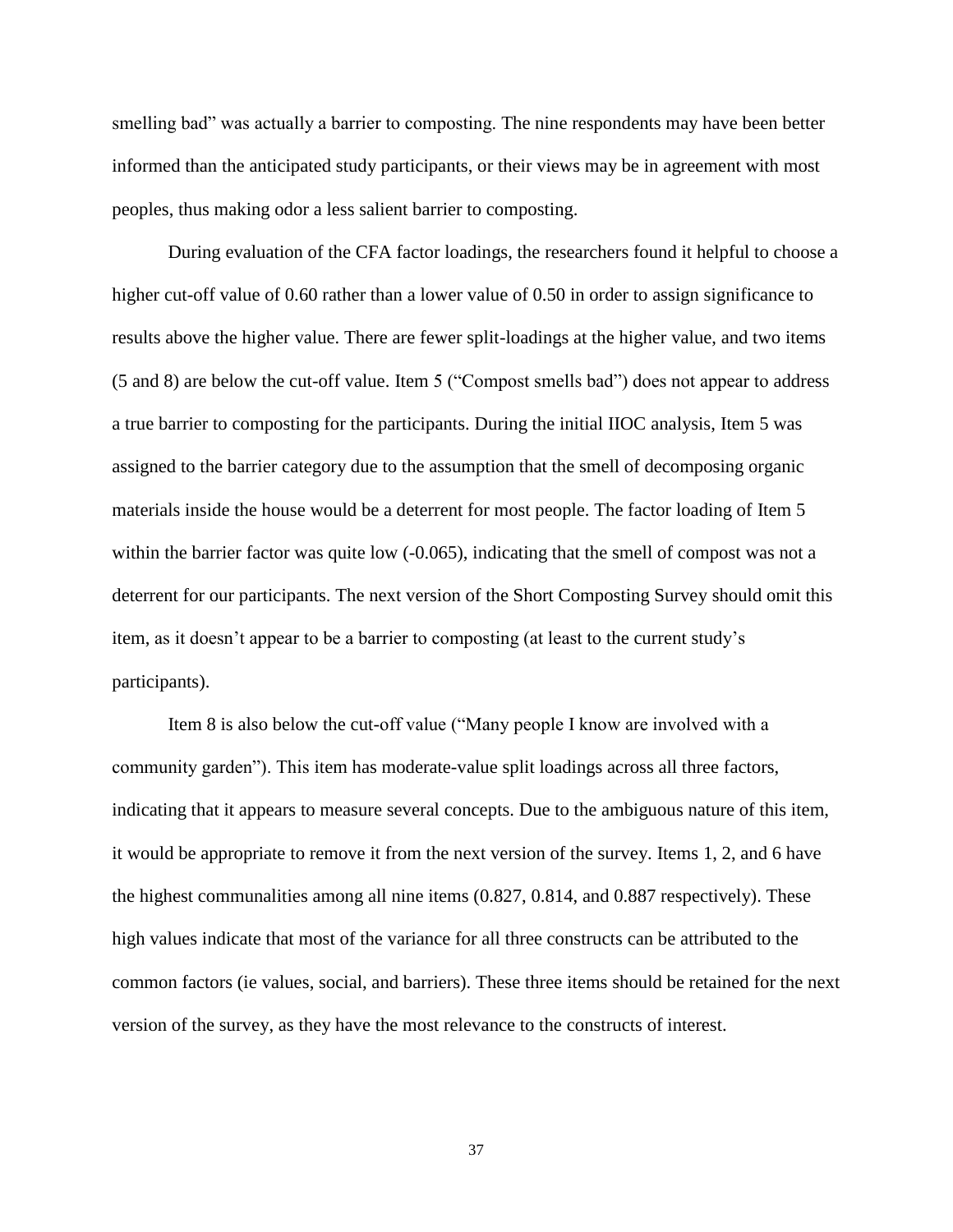smelling bad" was actually a barrier to composting. The nine respondents may have been better informed than the anticipated study participants, or their views may be in agreement with most peoples, thus making odor a less salient barrier to composting.

During evaluation of the CFA factor loadings, the researchers found it helpful to choose a higher cut-off value of 0.60 rather than a lower value of 0.50 in order to assign significance to results above the higher value. There are fewer split-loadings at the higher value, and two items (5 and 8) are below the cut-off value. Item 5 ("Compost smells bad") does not appear to address a true barrier to composting for the participants. During the initial IIOC analysis, Item 5 was assigned to the barrier category due to the assumption that the smell of decomposing organic materials inside the house would be a deterrent for most people. The factor loading of Item 5 within the barrier factor was quite low (-0.065), indicating that the smell of compost was not a deterrent for our participants. The next version of the Short Composting Survey should omit this item, as it doesn't appear to be a barrier to composting (at least to the current study's participants).

Item 8 is also below the cut-off value ("Many people I know are involved with a community garden"). This item has moderate-value split loadings across all three factors, indicating that it appears to measure several concepts. Due to the ambiguous nature of this item, it would be appropriate to remove it from the next version of the survey. Items 1, 2, and 6 have the highest communalities among all nine items (0.827, 0.814, and 0.887 respectively). These high values indicate that most of the variance for all three constructs can be attributed to the common factors (ie values, social, and barriers). These three items should be retained for the next version of the survey, as they have the most relevance to the constructs of interest.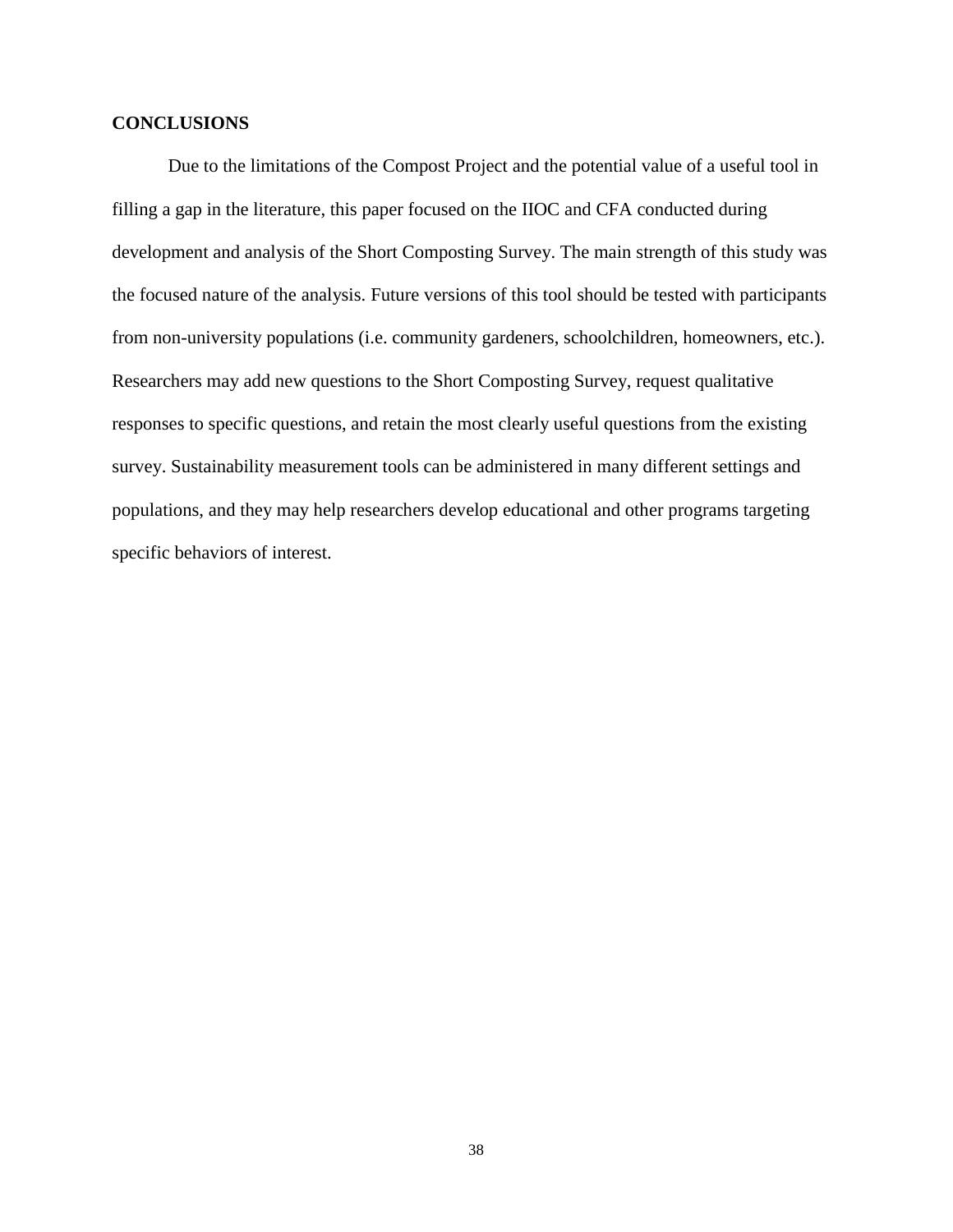## CONCLUSIONS

Due to the limitations of the Compost Project and the potential value of a useful tool in filling a gap in the literature, this paper focused on the IIOC and CFA conducted during development and analysis of the Short Composting Survey. The main strength of this study was the focused nature of the analysis. Future versions of this tool should be tested with participants from non-university populations (i.e. community gardeners, schoolchildren, homeowners, etc.). Researchers may add new questions to the Short Composting Survey, request qualitative responses to specific questions, and retain the most clearly useful questions from the existing survey. Sustainability measurement tools can be administered in many different settings and populations, and they may help researchers develop educational and other programs targeting specific behaviors of interest.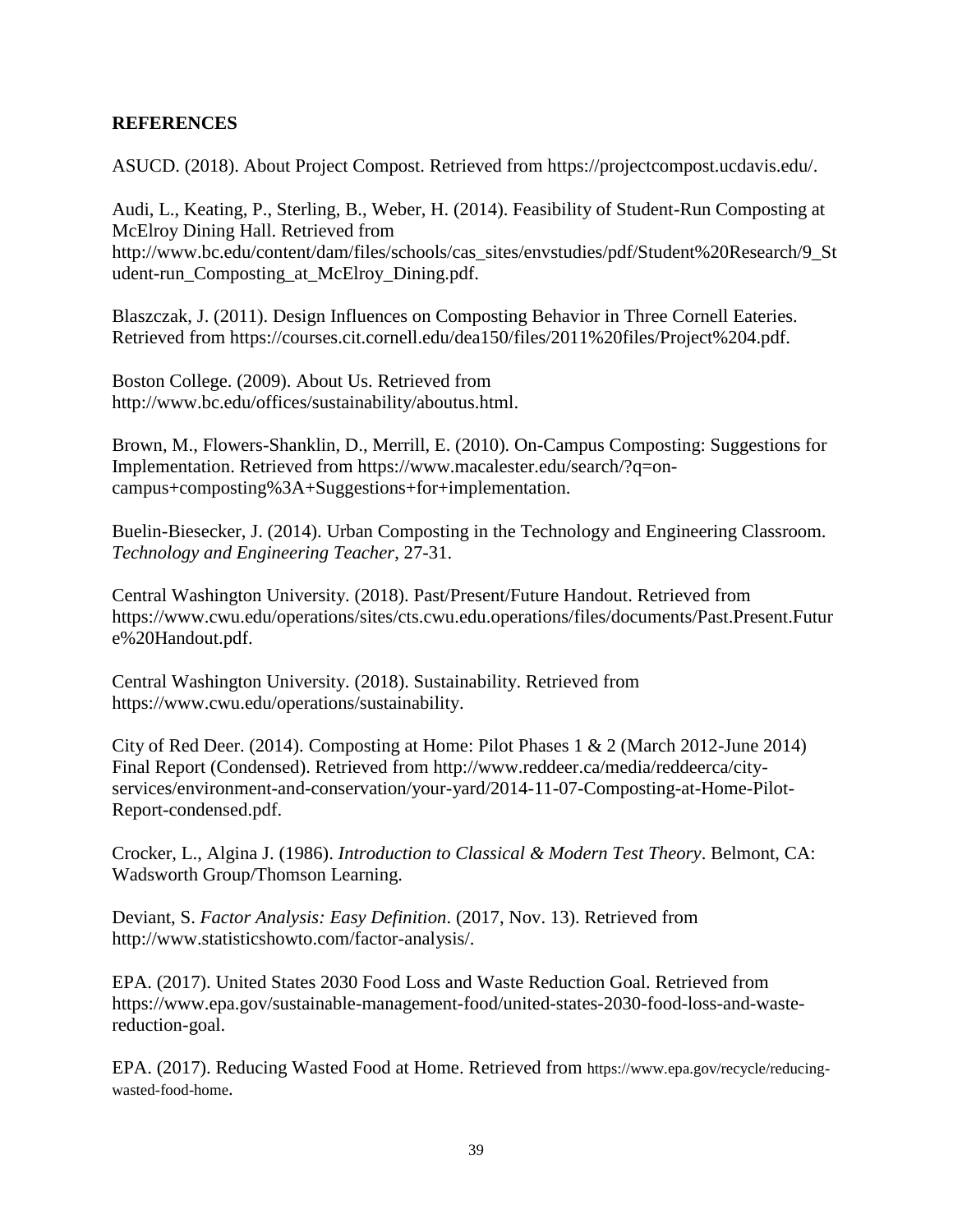**REFERENCES**

ASUCD. (2018). About Project Compost. Retrieved from https://projectcompost.ucdavis.edu/.

Audi, L., Keating, P., Sterling, B., Weber, H. (2014). Feasibility of Student-Run Composting at McElroy Dining Hall. Retrieved from http://www.bc.edu/content/dam/files/schools/cas_sites/envstudies/pdf/Student%20Research/9_Student-run_Composting_at_McElroy_Dining.pdf.

Blaszczak, J. (2011). Design Influences on Composting Behavior in Three Cornell Eateries. Retrieved from https://courses.cit.cornell.edu/dea150/files/2011%20files/Project%204.pdf.

Boston College. (2009). About Us. Retrieved from http://www.bc.edu/offices/sustainability/aboutus.html.

Brown, M., Flowers-Shanklin, D., Merrill, E. (2010). On-Campus Composting: Suggestions for Implementation. Retrieved from https://www.macalester.edu/search/?q=on-campus+composting%3A+Suggestions+for+implementation.

Buelin-Biesecker, J. (2014). Urban Composting in the Technology and Engineering Classroom. *Technology and Engineering Teacher*, 27-31.

Central Washington University. (2018). Past/Present/Future Handout. Retrieved from https://www.cwu.edu/operations/sites/cts.cwu.edu.operations/files/documents/Past.Present.Future%20Handout.pdf.

Central Washington University. (2018). Sustainability. Retrieved from https://www.cwu.edu/operations/sustainability.

City of Red Deer. (2014). Composting at Home: Pilot Phases 1 & 2 (March 2012-June 2014) Final Report (Condensed). Retrieved from http://www.reddeer.ca/media/reddeerca/city-services/environment-and-conservation/your-yard/2014-11-07-Composting-at-Home-Pilot-Report-condensed.pdf.

Crocker, L., Algina J. (1986). *Introduction to Classical & Modern Test Theory*. Belmont, CA: Wadsworth Group/Thomson Learning.

Deviant, S. *Factor Analysis: Easy Definition*. (2017, Nov. 13). Retrieved from http://www.statisticshowto.com/factor-analysis/.

EPA. (2017). United States 2030 Food Loss and Waste Reduction Goal. Retrieved from https://www.epa.gov/sustainable-management-food/united-states-2030-food-loss-and-waste-reduction-goal.

EPA. (2017). Reducing Wasted Food at Home. Retrieved from https://www.epa.gov/recycle/reducing-wasted-food-home.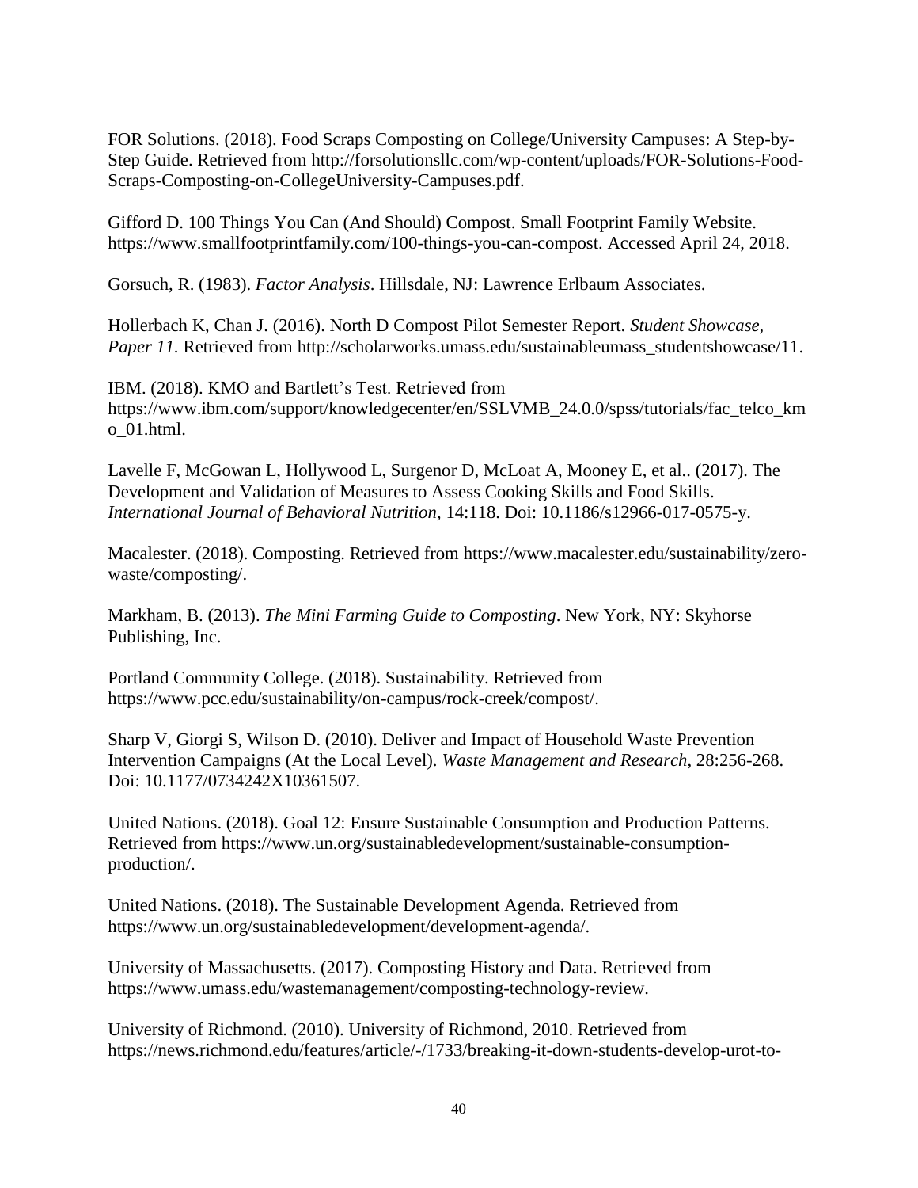FOR Solutions. (2018). Food Scraps Composting on College/University Campuses: A Step-by-Step Guide. Retrieved from http://forsolutionsllc.com/wp-content/uploads/FOR-Solutions-Food-Scraps-Composting-on-CollegeUniversity-Campuses.pdf.

Gifford D. 100 Things You Can (And Should) Compost. Small Footprint Family Website. https://www.smallfootprintfamily.com/100-things-you-can-compost. Accessed April 24, 2018.

Gorsuch, R. (1983). *Factor Analysis*. Hillsdale, NJ: Lawrence Erlbaum Associates.

Hollerbach K, Chan J. (2016). North D Compost Pilot Semester Report. *Student Showcase, Paper 11*. Retrieved from http://scholarworks.umass.edu/sustainableumass_studentshowcase/11.

IBM. (2018). KMO and Bartlett's Test. Retrieved from https://www.ibm.com/support/knowledgecenter/en/SSLVMB_24.0.0/spss/tutorials/fac_telco_kmo_01.html.

Lavelle F, McGowan L, Hollywood L, Surgenor D, McLoat A, Mooney E, et al.. (2017). The Development and Validation of Measures to Assess Cooking Skills and Food Skills. *International Journal of Behavioral Nutrition*, 14:118. Doi: 10.1186/s12966-017-0575-y.

Macalester. (2018). Composting. Retrieved from https://www.macalester.edu/sustainability/zero-waste/composting/.

Markham, B. (2013). *The Mini Farming Guide to Composting*. New York, NY: Skyhorse Publishing, Inc.

Portland Community College. (2018). Sustainability. Retrieved from https://www.pcc.edu/sustainability/on-campus/rock-creek/compost/.

Sharp V, Giorgi S, Wilson D. (2010). Deliver and Impact of Household Waste Prevention Intervention Campaigns (At the Local Level). *Waste Management and Research*, 28:256-268. Doi: 10.1177/0734242X10361507.

United Nations. (2018). Goal 12: Ensure Sustainable Consumption and Production Patterns. Retrieved from https://www.un.org/sustainabledevelopment/sustainable-consumption-production/.

United Nations. (2018). The Sustainable Development Agenda. Retrieved from https://www.un.org/sustainabledevelopment/development-agenda/.

University of Massachusetts. (2017). Composting History and Data. Retrieved from https://www.umass.edu/wastemanagement/composting-technology-review.

University of Richmond. (2010). University of Richmond, 2010. Retrieved from https://news.richmond.edu/features/article/-/1733/breaking-it-down-students-develop-urot-to-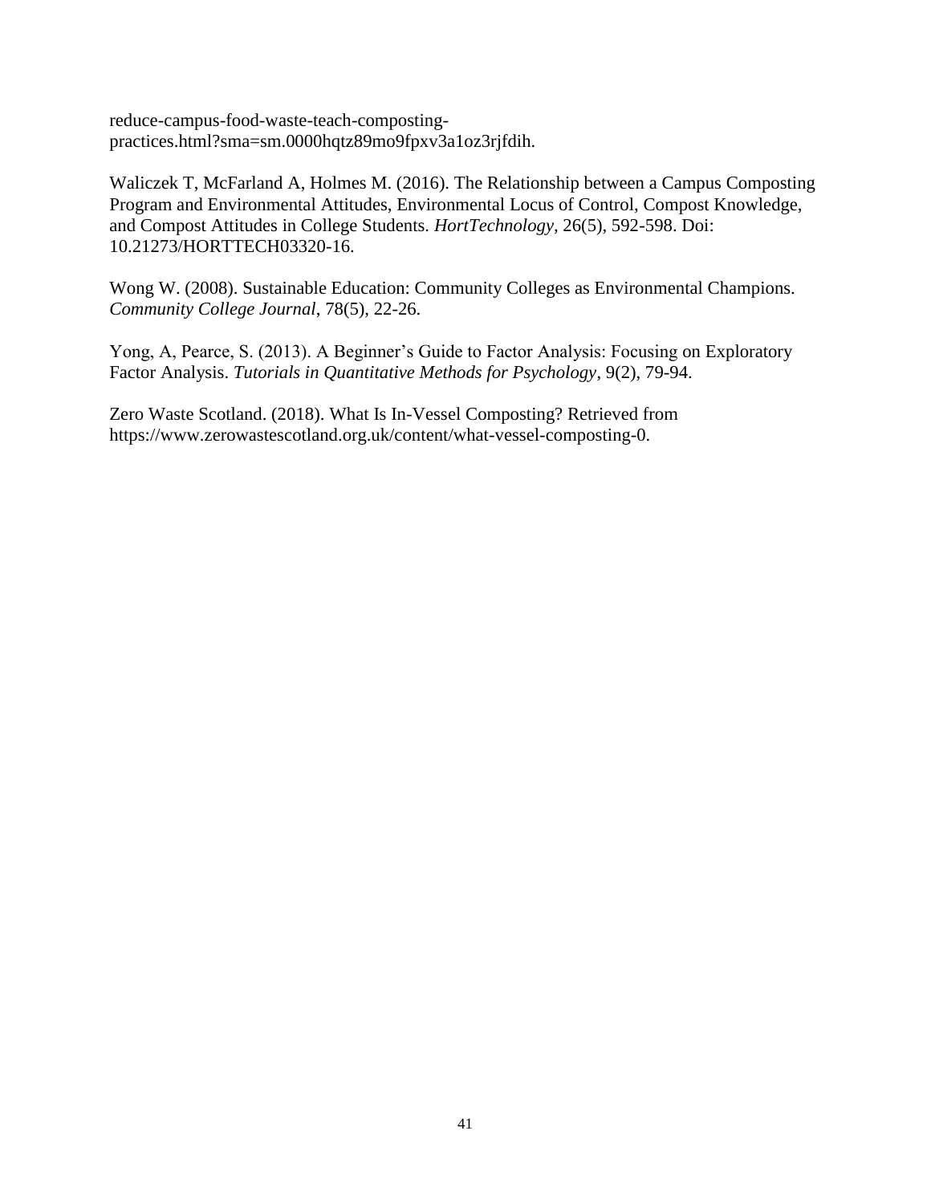reduce-campus-food-waste-teach-composting-practices.html?sma=sm.0000hqtz89mo9fpxv3a1oz3rjfdih.

Waliczek T, McFarland A, Holmes M. (2016). The Relationship between a Campus Composting Program and Environmental Attitudes, Environmental Locus of Control, Compost Knowledge, and Compost Attitudes in College Students. *HortTechnology,* 26(5), 592-598. Doi: 10.21273/HORTTECH03320-16.

Wong W. (2008). Sustainable Education: Community Colleges as Environmental Champions. *Community College Journal*, 78(5), 22-26.

Yong, A, Pearce, S. (2013). A Beginner's Guide to Factor Analysis: Focusing on Exploratory Factor Analysis. *Tutorials in Quantitative Methods for Psychology*, 9(2), 79-94.

Zero Waste Scotland. (2018). What Is In-Vessel Composting? Retrieved from https://www.zerowastescotland.org.uk/content/what-vessel-composting-0.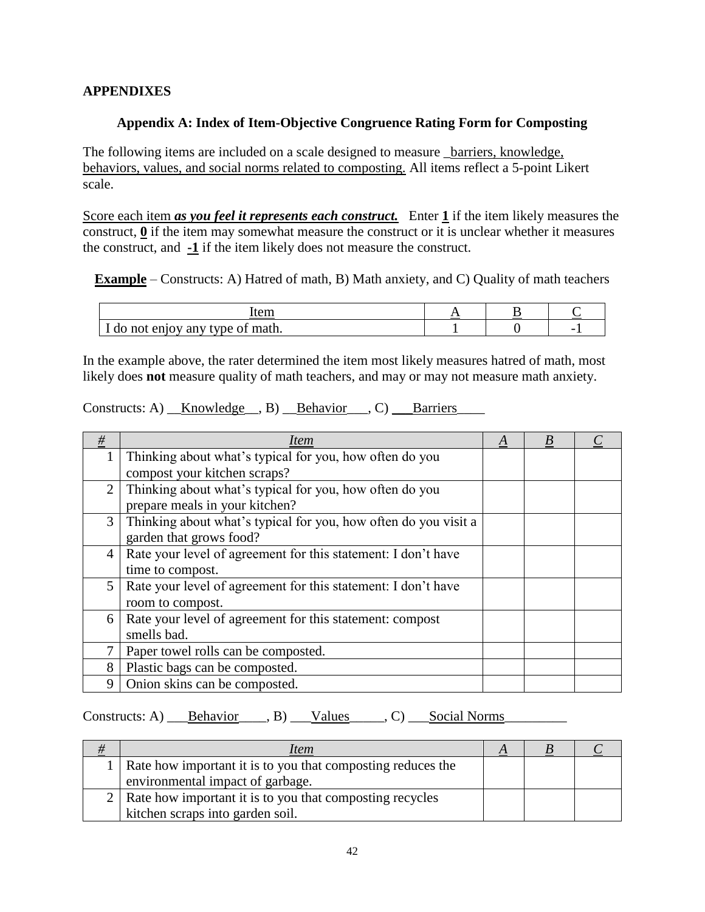## APPENDIXES

### Appendix A: Index of Item-Objective Congruence Rating Form for Composting

The following items are included on a scale designed to measure _barriers, knowledge, behaviors, values, and social norms related to composting. All items reflect a 5-point Likert scale.

Score each item ***as you feel it represents each construct.*** Enter **1** if the item likely measures the construct, **0** if the item may somewhat measure the construct or it is unclear whether it measures the construct, and **-1** if the item likely does not measure the construct.

**Example** – Constructs: A) Hatred of math, B) Math anxiety, and C) Quality of math teachers

| Item | A | B | C |
|---|---|---|---|
| I do not enjoy any type of math. | 1 | 0 | -1 |

In the example above, the rater determined the item most likely measures hatred of math, most likely does **not** measure quality of math teachers, and may or may not measure math anxiety.

Constructs: A) __Knowledge__, B) __Behavior___, C) ___Barriers____

| # | *Item* | *A* | *B* | *C* |
|---|---|---|---|---|
| 1 | Thinking about what's typical for you, how often do you compost your kitchen scraps? | | | |
| 2 | Thinking about what's typical for you, how often do you prepare meals in your kitchen? | | | |
| 3 | Thinking about what's typical for you, how often do you visit a garden that grows food? | | | |
| 4 | Rate your level of agreement for this statement: I don't have time to compost. | | | |
| 5 | Rate your level of agreement for this statement: I don't have room to compost. | | | |
| 6 | Rate your level of agreement for this statement: compost smells bad. | | | |
| 7 | Paper towel rolls can be composted. | | | |
| 8 | Plastic bags can be composted. | | | |
| 9 | Onion skins can be composted. | | | |

Constructs: A) ___Behavior____, B) ___Values_____, C) ___Social Norms_________

| # | *Item* | *A* | *B* | *C* |
|---|---|---|---|---|
| 1 | Rate how important it is to you that composting reduces the environmental impact of garbage. | | | |
| 2 | Rate how important it is to you that composting recycles kitchen scraps into garden soil. | | | |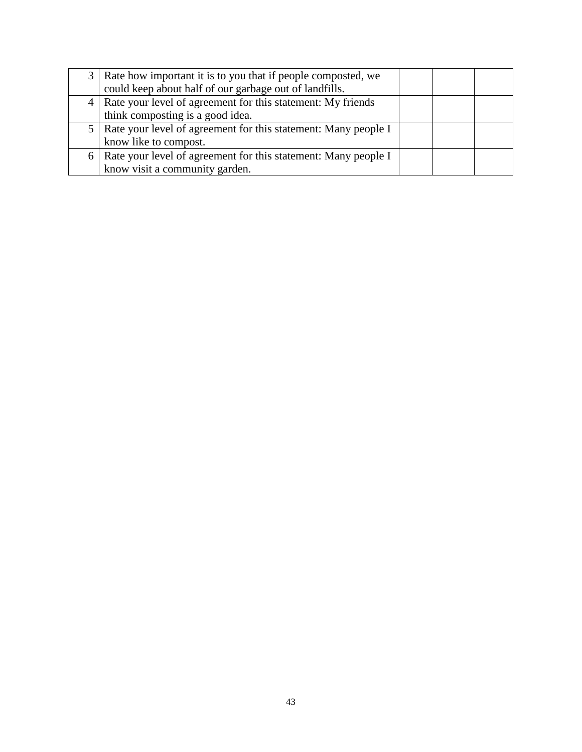| | | | | |
|---|---|---|---|---|
| 3 | Rate how important it is to you that if people composted, we could keep about half of our garbage out of landfills. | | | |
| 4 | Rate your level of agreement for this statement: My friends think composting is a good idea. | | | |
| 5 | Rate your level of agreement for this statement: Many people I know like to compost. | | | |
| 6 | Rate your level of agreement for this statement: Many people I know visit a community garden. | | | |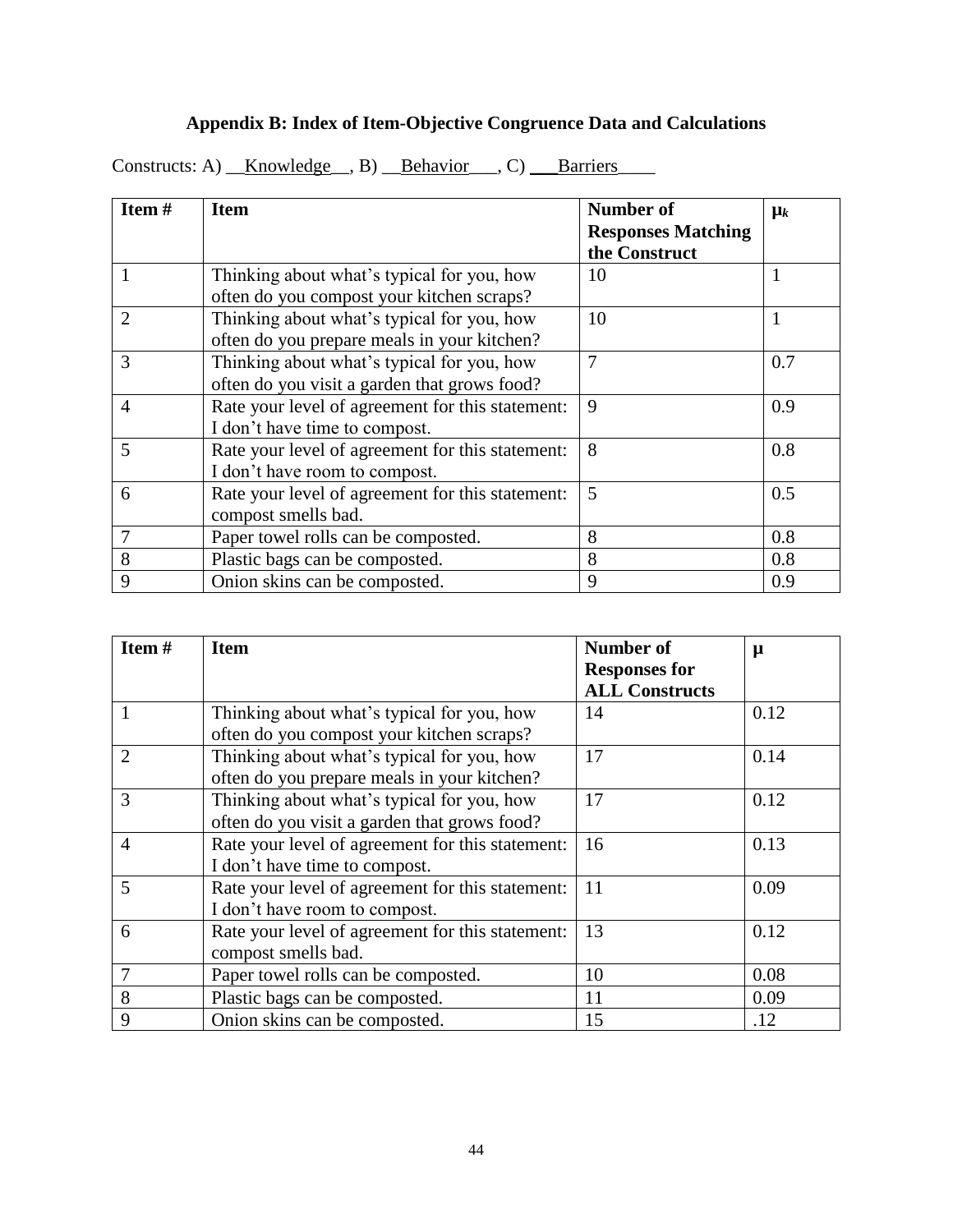## Appendix B: Index of Item-Objective Congruence Data and Calculations

Constructs: A) __Knowledge__, B) __Behavior___, C) ___Barriers____

| Item # | Item | Number of Responses Matching the Construct | $\mu_k$ |
|---|---|---|---|
| 1 | Thinking about what's typical for you, how often do you compost your kitchen scraps? | 10 | 1 |
| 2 | Thinking about what's typical for you, how often do you prepare meals in your kitchen? | 10 | 1 |
| 3 | Thinking about what's typical for you, how often do you visit a garden that grows food? | 7 | 0.7 |
| 4 | Rate your level of agreement for this statement: I don't have time to compost. | 9 | 0.9 |
| 5 | Rate your level of agreement for this statement: I don't have room to compost. | 8 | 0.8 |
| 6 | Rate your level of agreement for this statement: compost smells bad. | 5 | 0.5 |
| 7 | Paper towel rolls can be composted. | 8 | 0.8 |
| 8 | Plastic bags can be composted. | 8 | 0.8 |
| 9 | Onion skins can be composted. | 9 | 0.9 |

| Item # | Item | Number of Responses for ALL Constructs | $\mu$ |
|---|---|---|---|
| 1 | Thinking about what's typical for you, how often do you compost your kitchen scraps? | 14 | 0.12 |
| 2 | Thinking about what's typical for you, how often do you prepare meals in your kitchen? | 17 | 0.14 |
| 3 | Thinking about what's typical for you, how often do you visit a garden that grows food? | 17 | 0.12 |
| 4 | Rate your level of agreement for this statement: I don't have time to compost. | 16 | 0.13 |
| 5 | Rate your level of agreement for this statement: I don't have room to compost. | 11 | 0.09 |
| 6 | Rate your level of agreement for this statement: compost smells bad. | 13 | 0.12 |
| 7 | Paper towel rolls can be composted. | 10 | 0.08 |
| 8 | Plastic bags can be composted. | 11 | 0.09 |
| 9 | Onion skins can be composted. | 15 | .12 |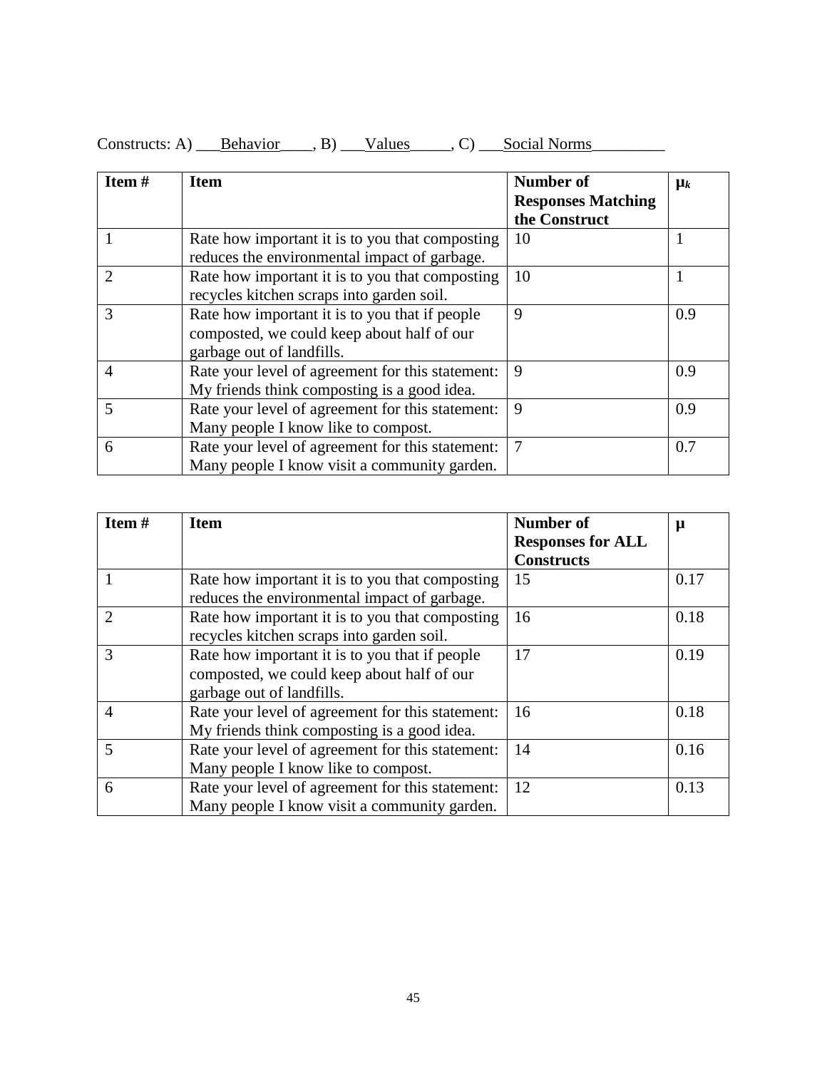Constructs: A) ___Behavior____, B) ___Values_____, C) ___Social Norms_________

| Item # | Item | Number of Responses Matching the Construct | $\mu_k$ |
|---|---|---|---|
| 1 | Rate how important it is to you that composting reduces the environmental impact of garbage. | 10 | 1 |
| 2 | Rate how important it is to you that composting recycles kitchen scraps into garden soil. | 10 | 1 |
| 3 | Rate how important it is to you that if people composted, we could keep about half of our garbage out of landfills. | 9 | 0.9 |
| 4 | Rate your level of agreement for this statement: My friends think composting is a good idea. | 9 | 0.9 |
| 5 | Rate your level of agreement for this statement: Many people I know like to compost. | 9 | 0.9 |
| 6 | Rate your level of agreement for this statement: Many people I know visit a community garden. | 7 | 0.7 |

| Item # | Item | Number of Responses for ALL Constructs | $\mu$ |
|---|---|---|---|
| 1 | Rate how important it is to you that composting reduces the environmental impact of garbage. | 15 | 0.17 |
| 2 | Rate how important it is to you that composting recycles kitchen scraps into garden soil. | 16 | 0.18 |
| 3 | Rate how important it is to you that if people composted, we could keep about half of our garbage out of landfills. | 17 | 0.19 |
| 4 | Rate your level of agreement for this statement: My friends think composting is a good idea. | 16 | 0.18 |
| 5 | Rate your level of agreement for this statement: Many people I know like to compost. | 14 | 0.16 |
| 6 | Rate your level of agreement for this statement: Many people I know visit a community garden. | 12 | 0.13 |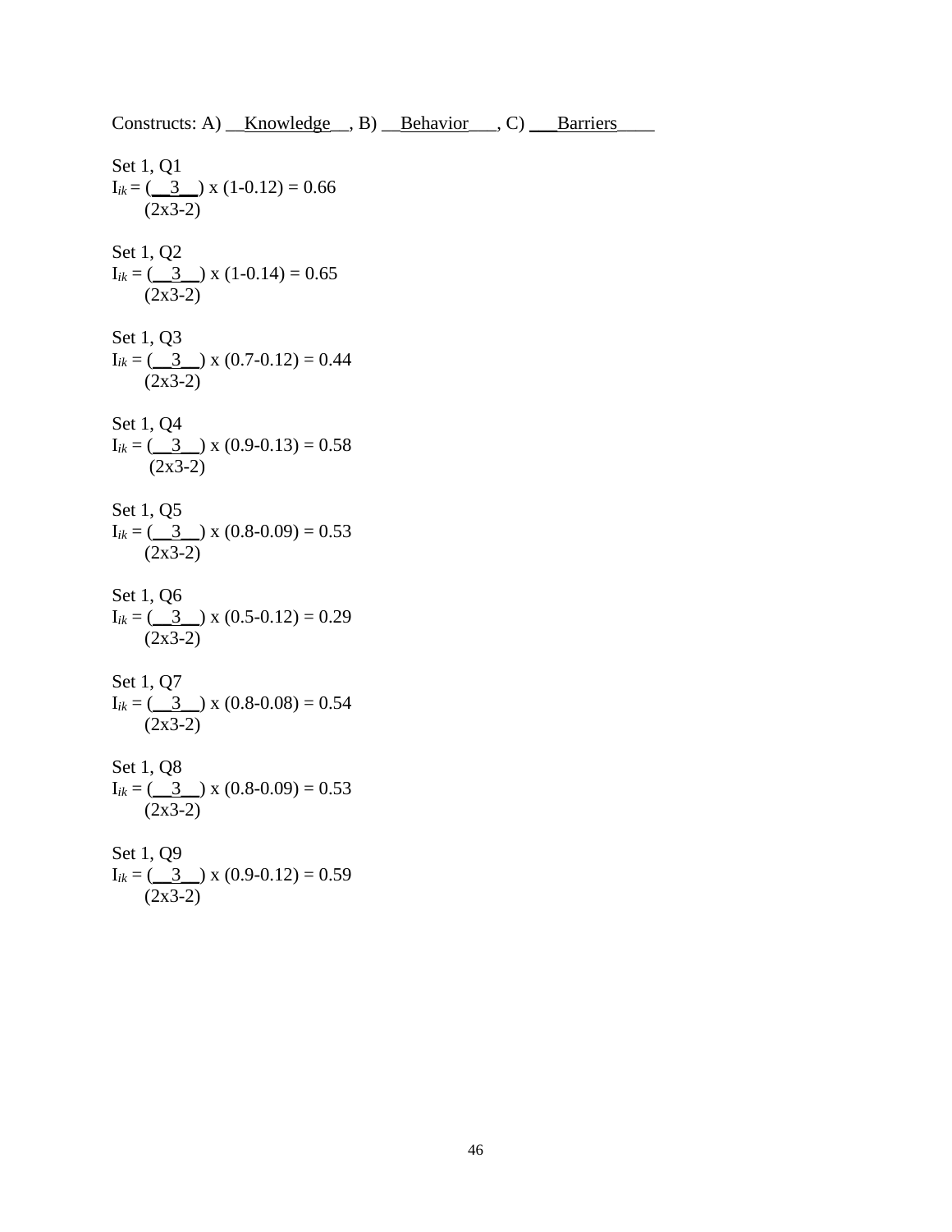Constructs: A) __Knowledge__, B) __Behavior___, C) ___Barriers____

Set 1, Q1

$I_{ik} = \left(\frac{3}{2\text{x}3-2}\right) \text{ x } (1-0.12) = 0.66$

Set 1, Q2

$I_{ik} = \left(\frac{3}{2\text{x}3-2}\right) \text{ x } (1-0.14) = 0.65$

Set 1, Q3

$I_{ik} = \left(\frac{3}{2\text{x}3-2}\right) \text{ x } (0.7-0.12) = 0.44$

Set 1, Q4

$I_{ik} = \left(\frac{3}{2\text{x}3-2}\right) \text{ x } (0.9-0.13) = 0.58$

Set 1, Q5

$I_{ik} = \left(\frac{3}{2\text{x}3-2}\right) \text{ x } (0.8-0.09) = 0.53$

Set 1, Q6

$I_{ik} = \left(\frac{3}{2\text{x}3-2}\right) \text{ x } (0.5-0.12) = 0.29$

Set 1, Q7

$I_{ik} = \left(\frac{3}{2\text{x}3-2}\right) \text{ x } (0.8-0.08) = 0.54$

Set 1, Q8

$I_{ik} = \left(\frac{3}{2\text{x}3-2}\right) \text{ x } (0.8-0.09) = 0.53$

Set 1, Q9

$I_{ik} = \left(\frac{3}{2\text{x}3-2}\right) \text{ x } (0.9-0.12) = 0.59$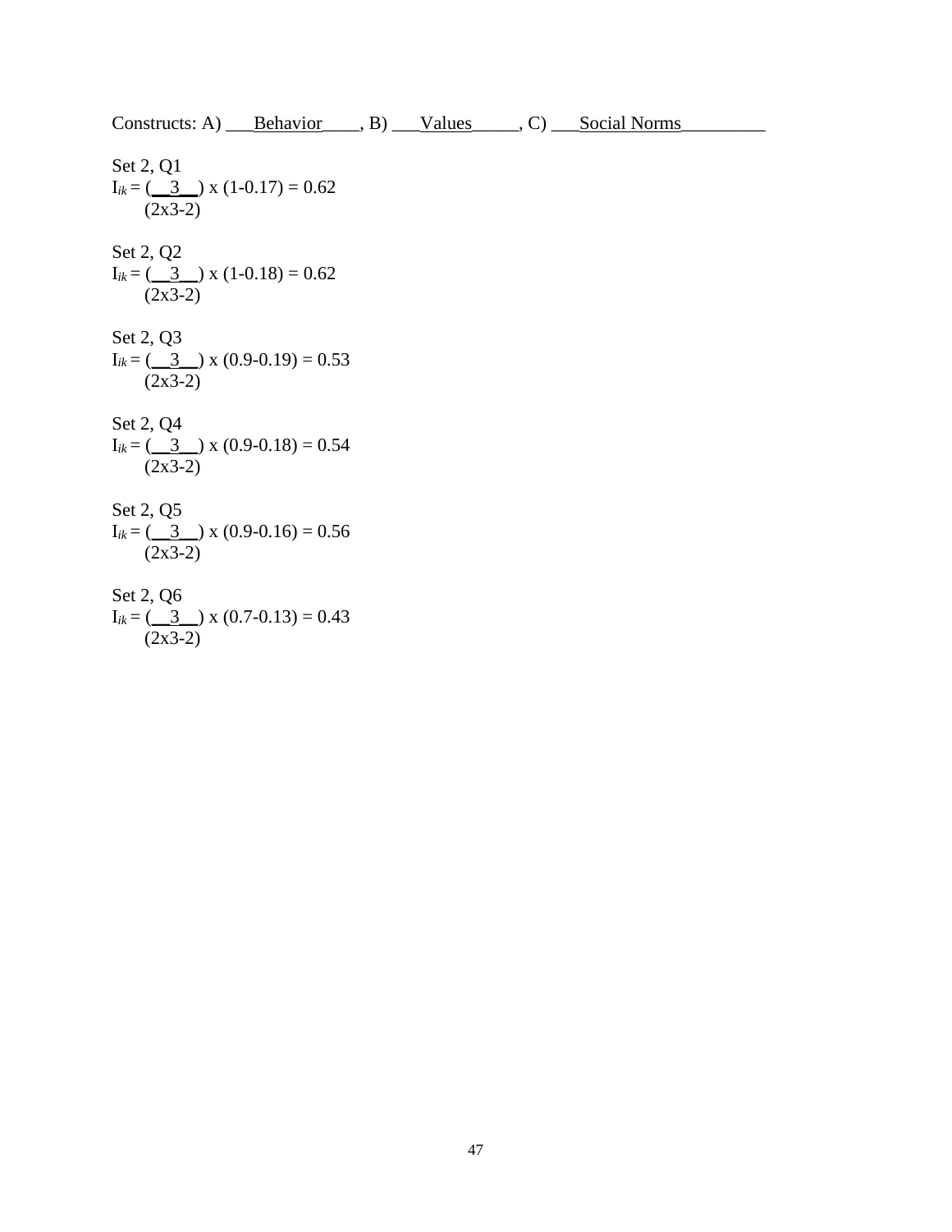Constructs: A) \_\_\_Behavior\_\_\_\_, B) \_\_\_Values\_\_\_\_\_, C) \_\_\_Social Norms\_\_\_\_\_\_\_\_\_

Set 2, Q1

$I_{ik} = \left(\frac{3}{2\times3-2}\right) \times (1-0.17) = 0.62$

Set 2, Q2

$I_{ik} = \left(\frac{3}{2\times3-2}\right) \times (1-0.18) = 0.62$

Set 2, Q3

$I_{ik} = \left(\frac{3}{2\times3-2}\right) \times (0.9-0.19) = 0.53$

Set 2, Q4

$I_{ik} = \left(\frac{3}{2\times3-2}\right) \times (0.9-0.18) = 0.54$

Set 2, Q5

$I_{ik} = \left(\frac{3}{2\times3-2}\right) \times (0.9-0.16) = 0.56$

Set 2, Q6

$I_{ik} = \left(\frac{3}{2\times3-2}\right) \times (0.7-0.13) = 0.43$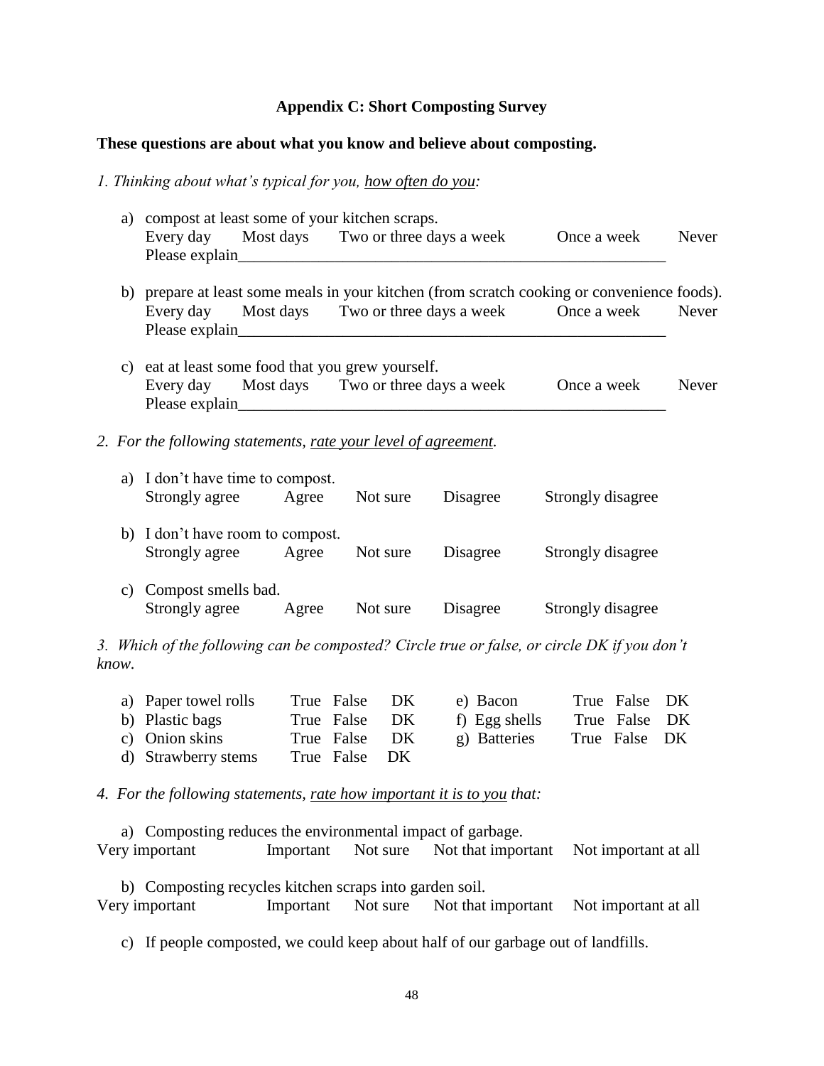## Appendix C: Short Composting Survey

**These questions are about what you know and believe about composting.**

*1. Thinking about what's typical for you, how often do you:*

a) compost at least some of your kitchen scraps.
Every day    Most days    Two or three days a week    Once a week    Never
Please explain_______________________________________________________

b) prepare at least some meals in your kitchen (from scratch cooking or convenience foods).
Every day    Most days    Two or three days a week    Once a week    Never
Please explain_______________________________________________________

c) eat at least some food that you grew yourself.
Every day    Most days    Two or three days a week    Once a week    Never
Please explain_______________________________________________________

*2. For the following statements, rate your level of agreement.*

a) I don't have time to compost.
Strongly agree    Agree    Not sure    Disagree    Strongly disagree

b) I don't have room to compost.
Strongly agree    Agree    Not sure    Disagree    Strongly disagree

c) Compost smells bad.
Strongly agree    Agree    Not sure    Disagree    Strongly disagree

*3. Which of the following can be composted? Circle true or false, or circle DK if you don't know.*

a) Paper towel rolls    True False DK
b) Plastic bags    True False DK
c) Onion skins    True False DK
d) Strawberry stems    True False DK
e) Bacon    True False DK
f) Egg shells    True False DK
g) Batteries    True False DK

*4. For the following statements, rate how important it is to you that:*

a) Composting reduces the environmental impact of garbage.
Very important    Important    Not sure    Not that important    Not important at all

b) Composting recycles kitchen scraps into garden soil.
Very important    Important    Not sure    Not that important    Not important at all

c) If people composted, we could keep about half of our garbage out of landfills.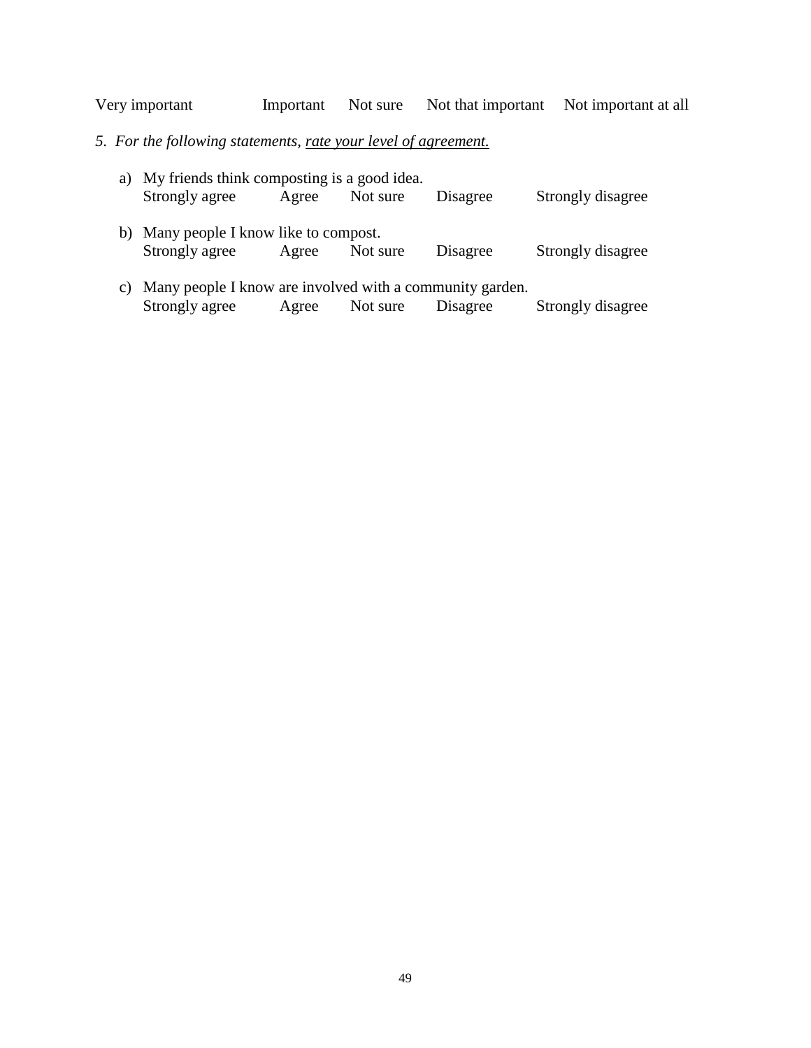Very important	Important	Not sure	Not that important	Not important at all

*5. For the following statements, rate your level of agreement.*

a) My friends think composting is a good idea.
   Strongly agree	Agree	Not sure	Disagree	Strongly disagree

b) Many people I know like to compost.
   Strongly agree	Agree	Not sure	Disagree	Strongly disagree

c) Many people I know are involved with a community garden.
   Strongly agree	Agree	Not sure	Disagree	Strongly disagree